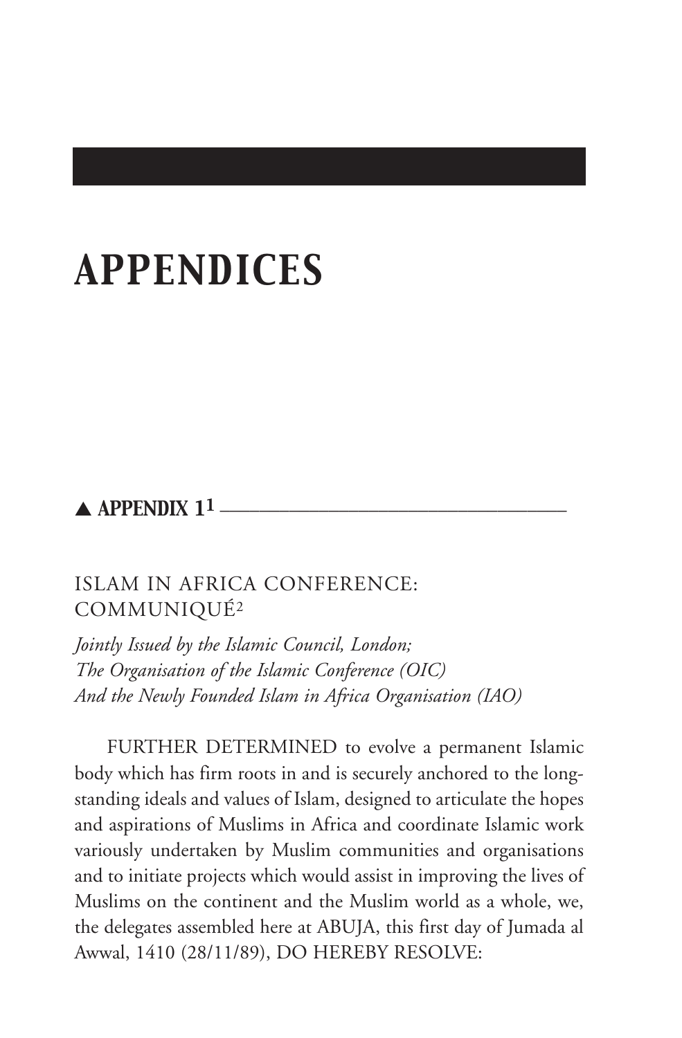# APPENDICES

## ▲ APPENDIX 1[1]

### ISLAM IN AFRICA CONFERENCE: COMMUNIQUÉ[2]

*Jointly Issued by the Islamic Council, London;*
*The Organisation of the Islamic Conference (OIC)*
*And the Newly Founded Islam in Africa Organisation (IAO)*

FURTHER DETERMINED to evolve a permanent Islamic body which has firm roots in and is securely anchored to the long-standing ideals and values of Islam, designed to articulate the hopes and aspirations of Muslims in Africa and coordinate Islamic work variously undertaken by Muslim communities and organisations and to initiate projects which would assist in improving the lives of Muslims on the continent and the Muslim world as a whole, we, the delegates assembled here at ABUJA, this first day of Jumada al Awwal, 1410 (28/11/89), DO HEREBY RESOLVE: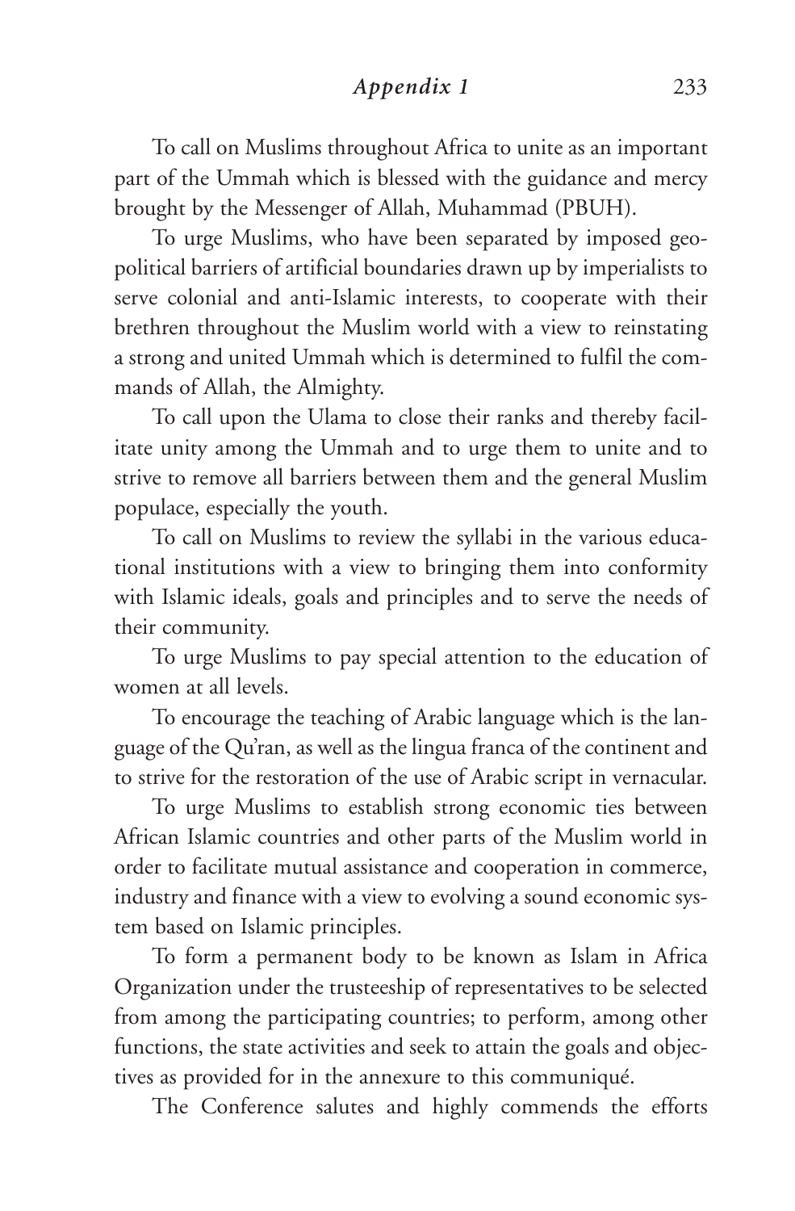To call on Muslims throughout Africa to unite as an important part of the Ummah which is blessed with the guidance and mercy brought by the Messenger of Allah, Muhammad (PBUH).

To urge Muslims, who have been separated by imposed geopolitical barriers of artificial boundaries drawn up by imperialists to serve colonial and anti-Islamic interests, to cooperate with their brethren throughout the Muslim world with a view to reinstating a strong and united Ummah which is determined to fulfil the commands of Allah, the Almighty.

To call upon the Ulama to close their ranks and thereby facilitate unity among the Ummah and to urge them to unite and to strive to remove all barriers between them and the general Muslim populace, especially the youth.

To call on Muslims to review the syllabi in the various educational institutions with a view to bringing them into conformity with Islamic ideals, goals and principles and to serve the needs of their community.

To urge Muslims to pay special attention to the education of women at all levels.

To encourage the teaching of Arabic language which is the language of the Qu'ran, as well as the lingua franca of the continent and to strive for the restoration of the use of Arabic script in vernacular.

To urge Muslims to establish strong economic ties between African Islamic countries and other parts of the Muslim world in order to facilitate mutual assistance and cooperation in commerce, industry and finance with a view to evolving a sound economic system based on Islamic principles.

To form a permanent body to be known as Islam in Africa Organization under the trusteeship of representatives to be selected from among the participating countries; to perform, among other functions, the state activities and seek to attain the goals and objectives as provided for in the annexure to this communiqué.

The Conference salutes and highly commends the efforts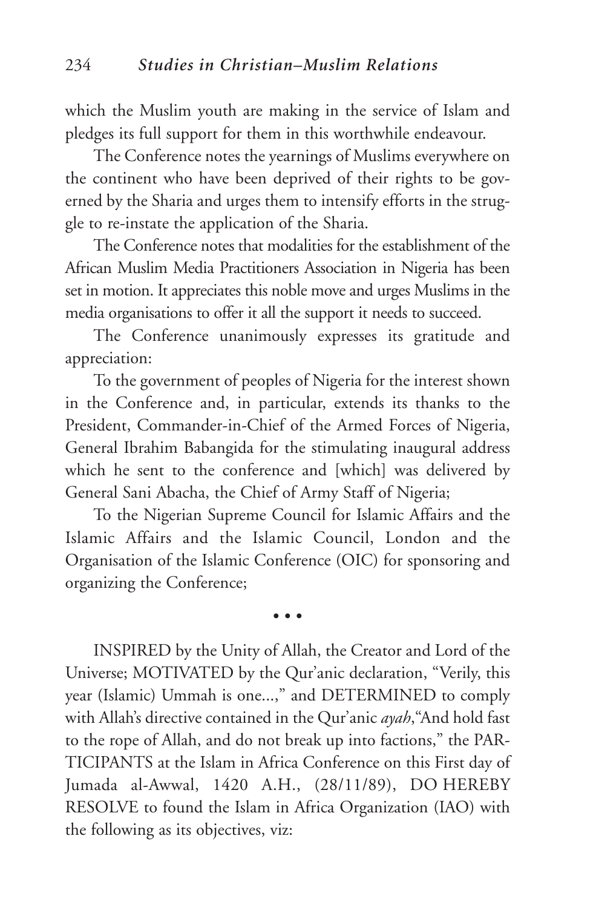which the Muslim youth are making in the service of Islam and pledges its full support for them in this worthwhile endeavour.

The Conference notes the yearnings of Muslims everywhere on the continent who have been deprived of their rights to be governed by the Sharia and urges them to intensify efforts in the struggle to re-instate the application of the Sharia.

The Conference notes that modalities for the establishment of the African Muslim Media Practitioners Association in Nigeria has been set in motion. It appreciates this noble move and urges Muslims in the media organisations to offer it all the support it needs to succeed.

The Conference unanimously expresses its gratitude and appreciation:

To the government of peoples of Nigeria for the interest shown in the Conference and, in particular, extends its thanks to the President, Commander-in-Chief of the Armed Forces of Nigeria, General Ibrahim Babangida for the stimulating inaugural address which he sent to the conference and [which] was delivered by General Sani Abacha, the Chief of Army Staff of Nigeria;

To the Nigerian Supreme Council for Islamic Affairs and the Islamic Affairs and the Islamic Council, London and the Organisation of the Islamic Conference (OIC) for sponsoring and organizing the Conference;

• • •

INSPIRED by the Unity of Allah, the Creator and Lord of the Universe; MOTIVATED by the Qur'anic declaration, "Verily, this year (Islamic) Ummah is one...," and DETERMINED to comply with Allah's directive contained in the Qur'anic *ayah*,"And hold fast to the rope of Allah, and do not break up into factions," the PARTICIPANTS at the Islam in Africa Conference on this First day of Jumada al-Awwal, 1420 A.H., (28/11/89), DO HEREBY RESOLVE to found the Islam in Africa Organization (IAO) with the following as its objectives, viz: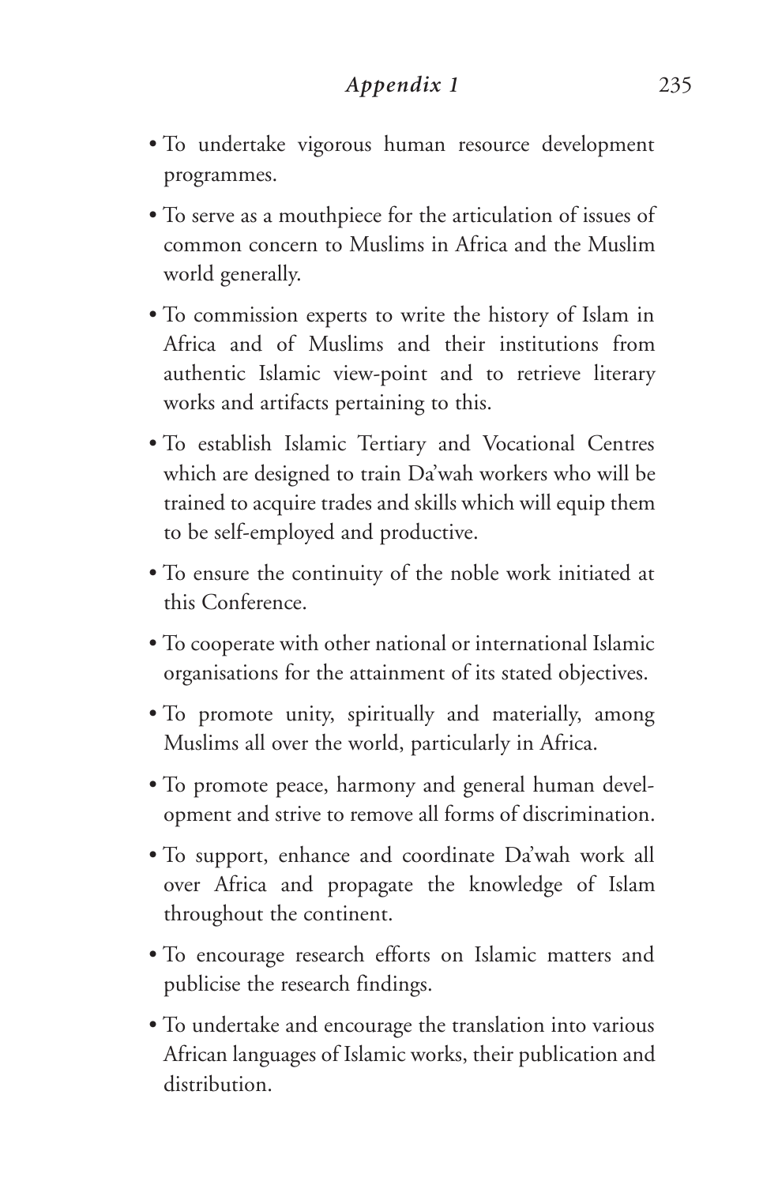- To undertake vigorous human resource development programmes.
- To serve as a mouthpiece for the articulation of issues of common concern to Muslims in Africa and the Muslim world generally.
- To commission experts to write the history of Islam in Africa and of Muslims and their institutions from authentic Islamic view-point and to retrieve literary works and artifacts pertaining to this.
- To establish Islamic Tertiary and Vocational Centres which are designed to train Da'wah workers who will be trained to acquire trades and skills which will equip them to be self-employed and productive.
- To ensure the continuity of the noble work initiated at this Conference.
- To cooperate with other national or international Islamic organisations for the attainment of its stated objectives.
- To promote unity, spiritually and materially, among Muslims all over the world, particularly in Africa.
- To promote peace, harmony and general human development and strive to remove all forms of discrimination.
- To support, enhance and coordinate Da'wah work all over Africa and propagate the knowledge of Islam throughout the continent.
- To encourage research efforts on Islamic matters and publicise the research findings.
- To undertake and encourage the translation into various African languages of Islamic works, their publication and distribution.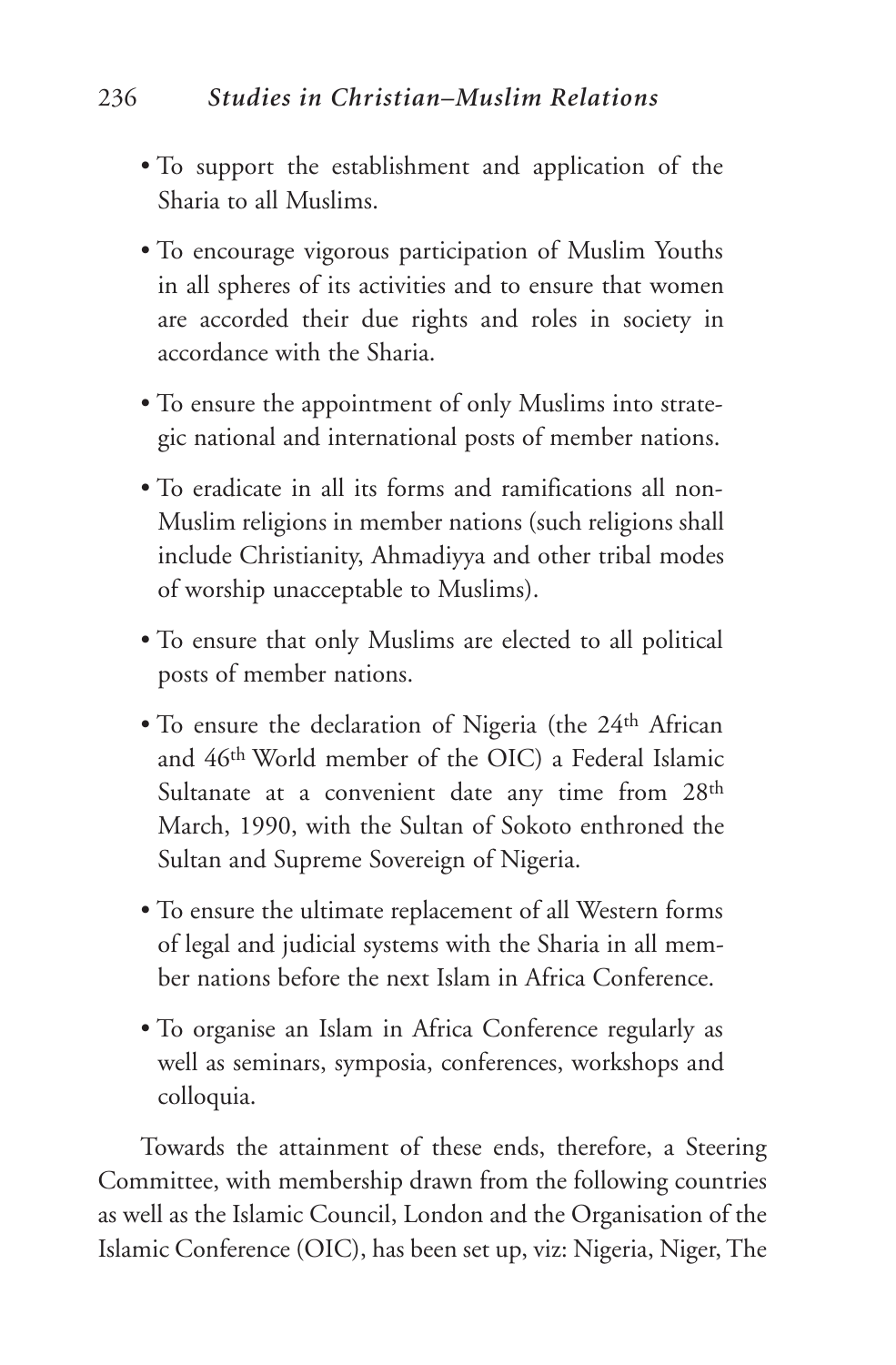- To support the establishment and application of the Sharia to all Muslims.
- To encourage vigorous participation of Muslim Youths in all spheres of its activities and to ensure that women are accorded their due rights and roles in society in accordance with the Sharia.
- To ensure the appointment of only Muslims into strategic national and international posts of member nations.
- To eradicate in all its forms and ramifications all non-Muslim religions in member nations (such religions shall include Christianity, Ahmadiyya and other tribal modes of worship unacceptable to Muslims).
- To ensure that only Muslims are elected to all political posts of member nations.
- To ensure the declaration of Nigeria (the 24th African and 46th World member of the OIC) a Federal Islamic Sultanate at a convenient date any time from 28th March, 1990, with the Sultan of Sokoto enthroned the Sultan and Supreme Sovereign of Nigeria.
- To ensure the ultimate replacement of all Western forms of legal and judicial systems with the Sharia in all member nations before the next Islam in Africa Conference.
- To organise an Islam in Africa Conference regularly as well as seminars, symposia, conferences, workshops and colloquia.

Towards the attainment of these ends, therefore, a Steering Committee, with membership drawn from the following countries as well as the Islamic Council, London and the Organisation of the Islamic Conference (OIC), has been set up, viz: Nigeria, Niger, The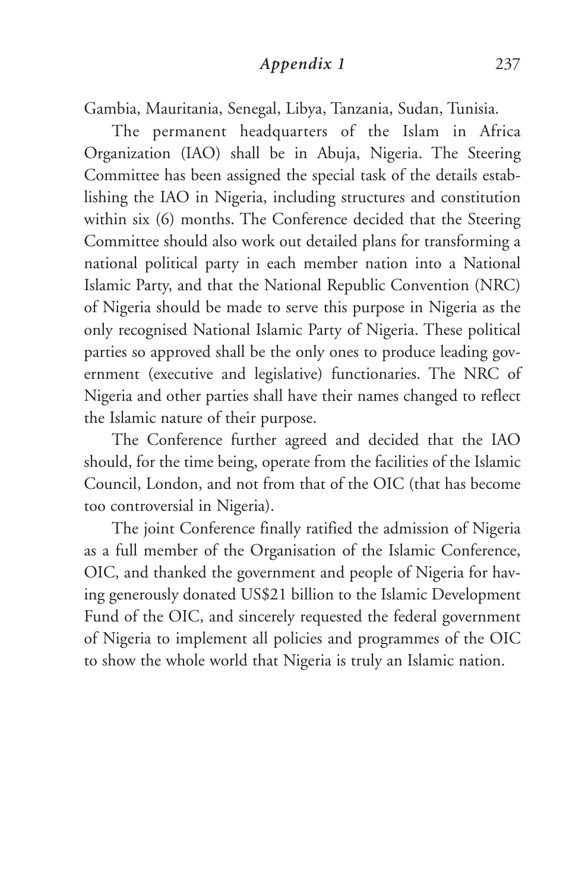Gambia, Mauritania, Senegal, Libya, Tanzania, Sudan, Tunisia.

The permanent headquarters of the Islam in Africa Organization (IAO) shall be in Abuja, Nigeria. The Steering Committee has been assigned the special task of the details establishing the IAO in Nigeria, including structures and constitution within six (6) months. The Conference decided that the Steering Committee should also work out detailed plans for transforming a national political party in each member nation into a National Islamic Party, and that the National Republic Convention (NRC) of Nigeria should be made to serve this purpose in Nigeria as the only recognised National Islamic Party of Nigeria. These political parties so approved shall be the only ones to produce leading government (executive and legislative) functionaries. The NRC of Nigeria and other parties shall have their names changed to reflect the Islamic nature of their purpose.

The Conference further agreed and decided that the IAO should, for the time being, operate from the facilities of the Islamic Council, London, and not from that of the OIC (that has become too controversial in Nigeria).

The joint Conference finally ratified the admission of Nigeria as a full member of the Organisation of the Islamic Conference, OIC, and thanked the government and people of Nigeria for having generously donated US$21 billion to the Islamic Development Fund of the OIC, and sincerely requested the federal government of Nigeria to implement all policies and programmes of the OIC to show the whole world that Nigeria is truly an Islamic nation.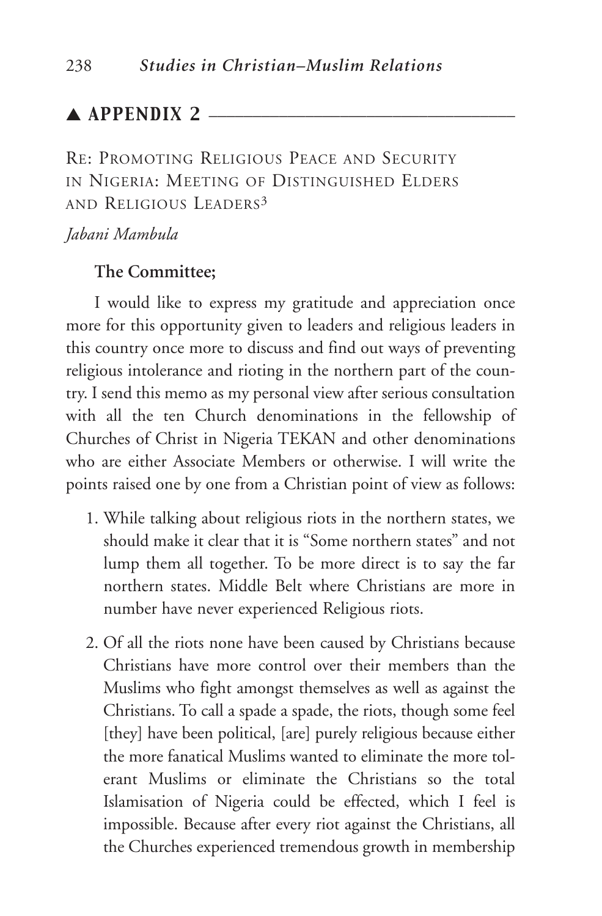## ▲ APPENDIX 2

RE: PROMOTING RELIGIOUS PEACE AND SECURITY IN NIGERIA: MEETING OF DISTINGUISHED ELDERS AND RELIGIOUS LEADERS[3]

*Jabani Mambula*

**The Committee;**

I would like to express my gratitude and appreciation once more for this opportunity given to leaders and religious leaders in this country once more to discuss and find out ways of preventing religious intolerance and rioting in the northern part of the country. I send this memo as my personal view after serious consultation with all the ten Church denominations in the fellowship of Churches of Christ in Nigeria TEKAN and other denominations who are either Associate Members or otherwise. I will write the points raised one by one from a Christian point of view as follows:

1. While talking about religious riots in the northern states, we should make it clear that it is "Some northern states" and not lump them all together. To be more direct is to say the far northern states. Middle Belt where Christians are more in number have never experienced Religious riots.
2. Of all the riots none have been caused by Christians because Christians have more control over their members than the Muslims who fight amongst themselves as well as against the Christians. To call a spade a spade, the riots, though some feel [they] have been political, [are] purely religious because either the more fanatical Muslims wanted to eliminate the more tolerant Muslims or eliminate the Christians so the total Islamisation of Nigeria could be effected, which I feel is impossible. Because after every riot against the Christians, all the Churches experienced tremendous growth in membership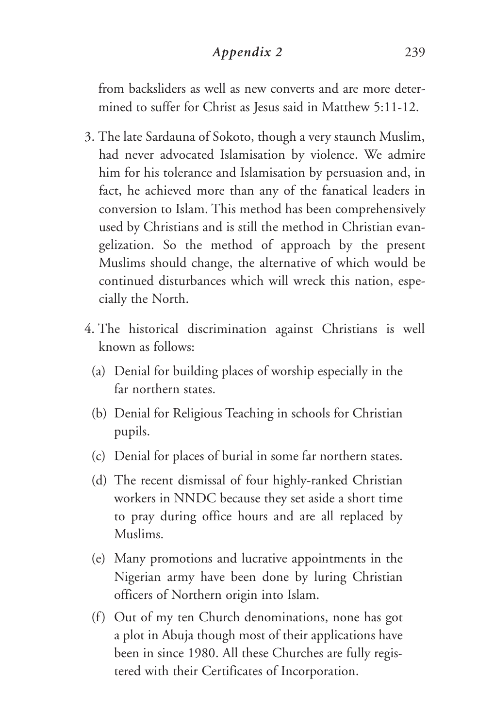from backsliders as well as new converts and are more determined to suffer for Christ as Jesus said in Matthew 5:11-12.

3. The late Sardauna of Sokoto, though a very staunch Muslim, had never advocated Islamisation by violence. We admire him for his tolerance and Islamisation by persuasion and, in fact, he achieved more than any of the fanatical leaders in conversion to Islam. This method has been comprehensively used by Christians and is still the method in Christian evangelization. So the method of approach by the present Muslims should change, the alternative of which would be continued disturbances which will wreck this nation, especially the North.

4. The historical discrimination against Christians is well known as follows:

   (a) Denial for building places of worship especially in the far northern states.

   (b) Denial for Religious Teaching in schools for Christian pupils.

   (c) Denial for places of burial in some far northern states.

   (d) The recent dismissal of four highly-ranked Christian workers in NNDC because they set aside a short time to pray during office hours and are all replaced by Muslims.

   (e) Many promotions and lucrative appointments in the Nigerian army have been done by luring Christian officers of Northern origin into Islam.

   (f) Out of my ten Church denominations, none has got a plot in Abuja though most of their applications have been in since 1980. All these Churches are fully registered with their Certificates of Incorporation.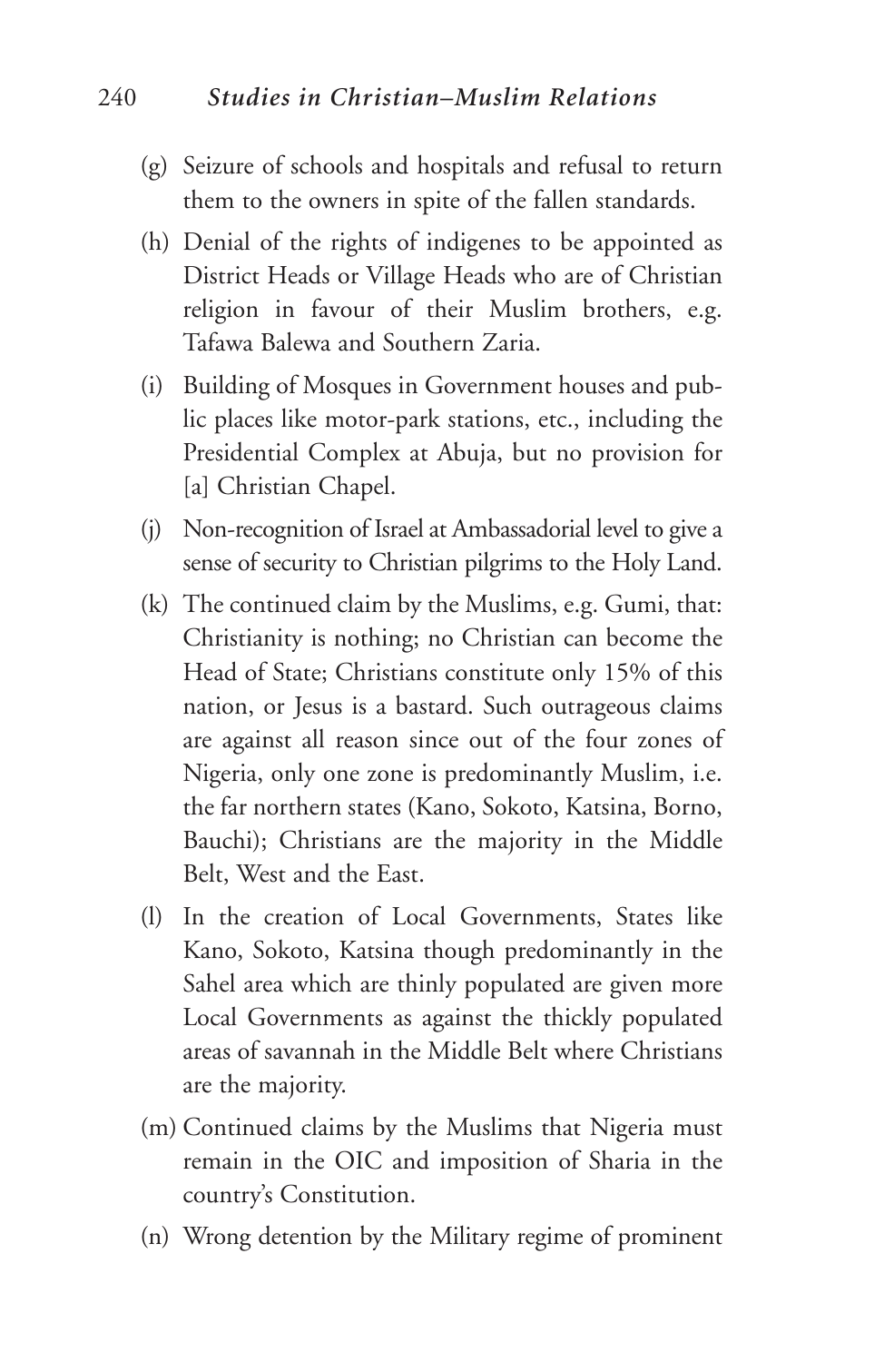(g) Seizure of schools and hospitals and refusal to return them to the owners in spite of the fallen standards.

(h) Denial of the rights of indigenes to be appointed as District Heads or Village Heads who are of Christian religion in favour of their Muslim brothers, e.g. Tafawa Balewa and Southern Zaria.

(i) Building of Mosques in Government houses and public places like motor-park stations, etc., including the Presidential Complex at Abuja, but no provision for [a] Christian Chapel.

(j) Non-recognition of Israel at Ambassadorial level to give a sense of security to Christian pilgrims to the Holy Land.

(k) The continued claim by the Muslims, e.g. Gumi, that: Christianity is nothing; no Christian can become the Head of State; Christians constitute only 15% of this nation, or Jesus is a bastard. Such outrageous claims are against all reason since out of the four zones of Nigeria, only one zone is predominantly Muslim, i.e. the far northern states (Kano, Sokoto, Katsina, Borno, Bauchi); Christians are the majority in the Middle Belt, West and the East.

(l) In the creation of Local Governments, States like Kano, Sokoto, Katsina though predominantly in the Sahel area which are thinly populated are given more Local Governments as against the thickly populated areas of savannah in the Middle Belt where Christians are the majority.

(m) Continued claims by the Muslims that Nigeria must remain in the OIC and imposition of Sharia in the country's Constitution.

(n) Wrong detention by the Military regime of prominent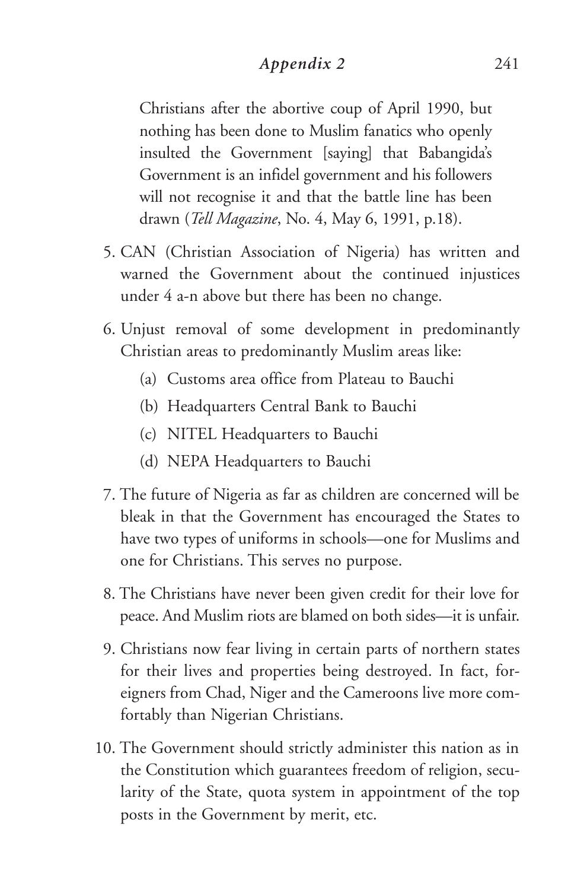Christians after the abortive coup of April 1990, but nothing has been done to Muslim fanatics who openly insulted the Government [saying] that Babangida's Government is an infidel government and his followers will not recognise it and that the battle line has been drawn (*Tell Magazine*, No. 4, May 6, 1991, p.18).

5. CAN (Christian Association of Nigeria) has written and warned the Government about the continued injustices under 4 a-n above but there has been no change.
6. Unjust removal of some development in predominantly Christian areas to predominantly Muslim areas like:
   - (a) Customs area office from Plateau to Bauchi
   - (b) Headquarters Central Bank to Bauchi
   - (c) NITEL Headquarters to Bauchi
   - (d) NEPA Headquarters to Bauchi
7. The future of Nigeria as far as children are concerned will be bleak in that the Government has encouraged the States to have two types of uniforms in schools—one for Muslims and one for Christians. This serves no purpose.
8. The Christians have never been given credit for their love for peace. And Muslim riots are blamed on both sides—it is unfair.
9. Christians now fear living in certain parts of northern states for their lives and properties being destroyed. In fact, foreigners from Chad, Niger and the Cameroons live more comfortably than Nigerian Christians.
10. The Government should strictly administer this nation as in the Constitution which guarantees freedom of religion, secularity of the State, quota system in appointment of the top posts in the Government by merit, etc.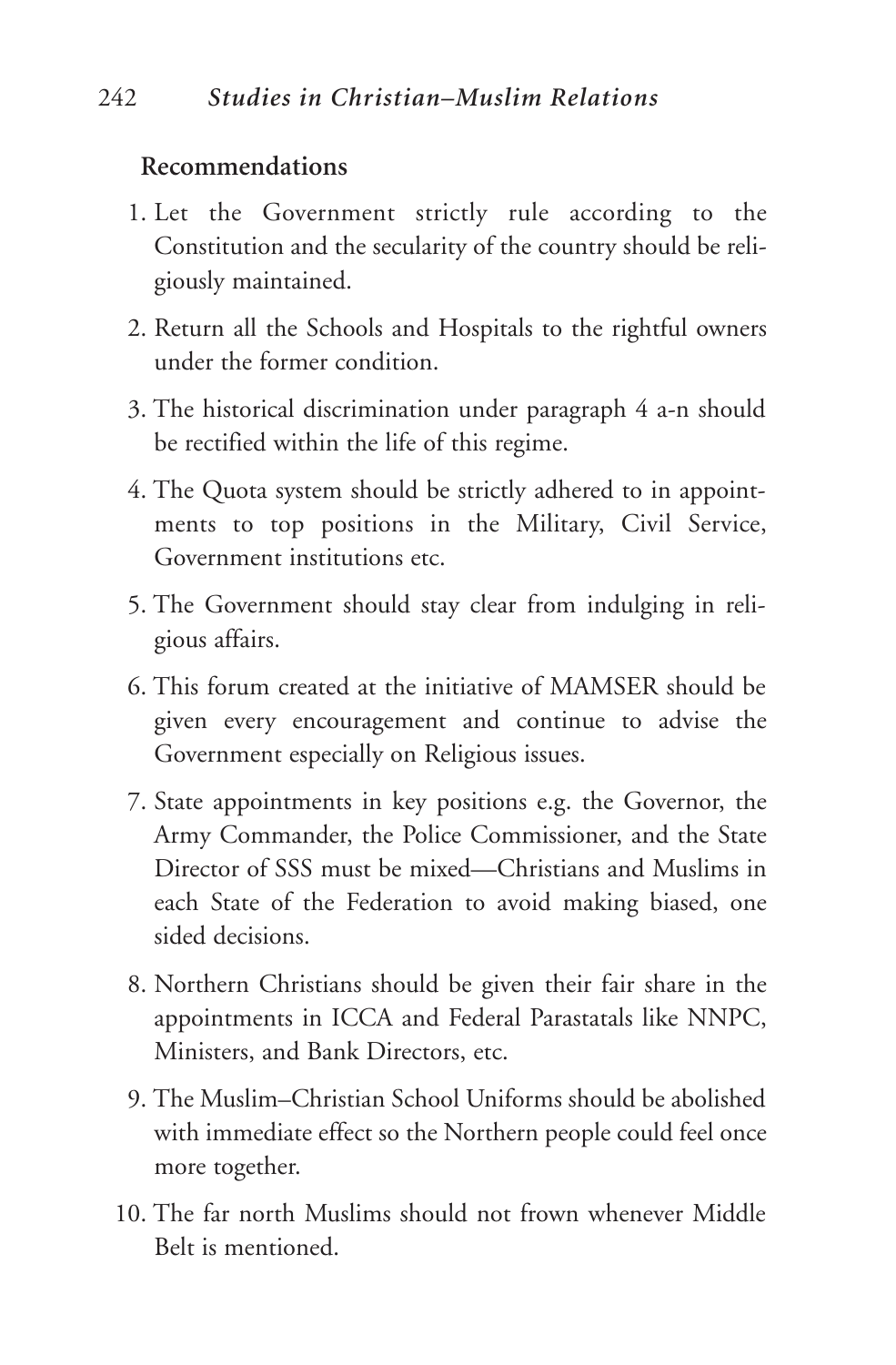**Recommendations**

1. Let the Government strictly rule according to the Constitution and the secularity of the country should be religiously maintained.
2. Return all the Schools and Hospitals to the rightful owners under the former condition.
3. The historical discrimination under paragraph 4 a-n should be rectified within the life of this regime.
4. The Quota system should be strictly adhered to in appointments to top positions in the Military, Civil Service, Government institutions etc.
5. The Government should stay clear from indulging in religious affairs.
6. This forum created at the initiative of MAMSER should be given every encouragement and continue to advise the Government especially on Religious issues.
7. State appointments in key positions e.g. the Governor, the Army Commander, the Police Commissioner, and the State Director of SSS must be mixed—Christians and Muslims in each State of the Federation to avoid making biased, one sided decisions.
8. Northern Christians should be given their fair share in the appointments in ICCA and Federal Parastatals like NNPC, Ministers, and Bank Directors, etc.
9. The Muslim–Christian School Uniforms should be abolished with immediate effect so the Northern people could feel once more together.
10. The far north Muslims should not frown whenever Middle Belt is mentioned.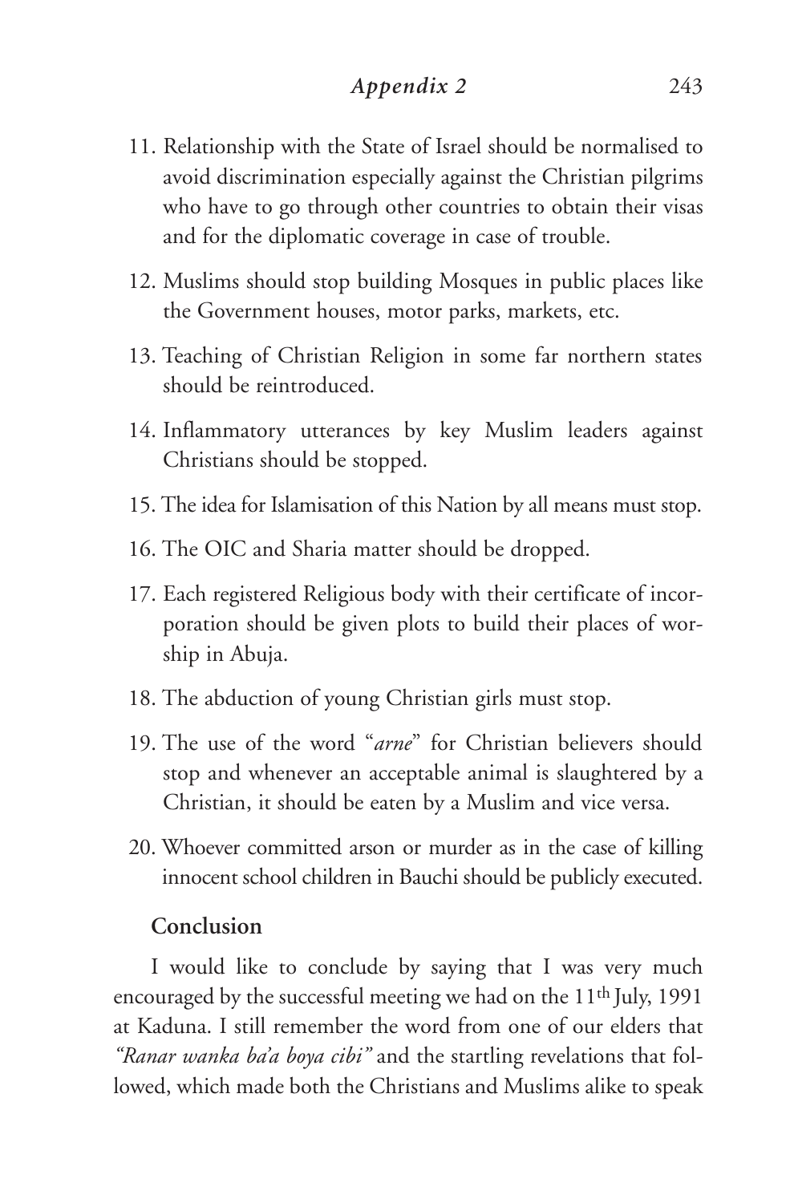11. Relationship with the State of Israel should be normalised to avoid discrimination especially against the Christian pilgrims who have to go through other countries to obtain their visas and for the diplomatic coverage in case of trouble.

12. Muslims should stop building Mosques in public places like the Government houses, motor parks, markets, etc.

13. Teaching of Christian Religion in some far northern states should be reintroduced.

14. Inflammatory utterances by key Muslim leaders against Christians should be stopped.

15. The idea for Islamisation of this Nation by all means must stop.

16. The OIC and Sharia matter should be dropped.

17. Each registered Religious body with their certificate of incorporation should be given plots to build their places of worship in Abuja.

18. The abduction of young Christian girls must stop.

19. The use of the word "*arne*" for Christian believers should stop and whenever an acceptable animal is slaughtered by a Christian, it should be eaten by a Muslim and vice versa.

20. Whoever committed arson or murder as in the case of killing innocent school children in Bauchi should be publicly executed.

### Conclusion

I would like to conclude by saying that I was very much encouraged by the successful meeting we had on the 11th July, 1991 at Kaduna. I still remember the word from one of our elders that *"Ranar wanka ba'a boya cibi"* and the startling revelations that followed, which made both the Christians and Muslims alike to speak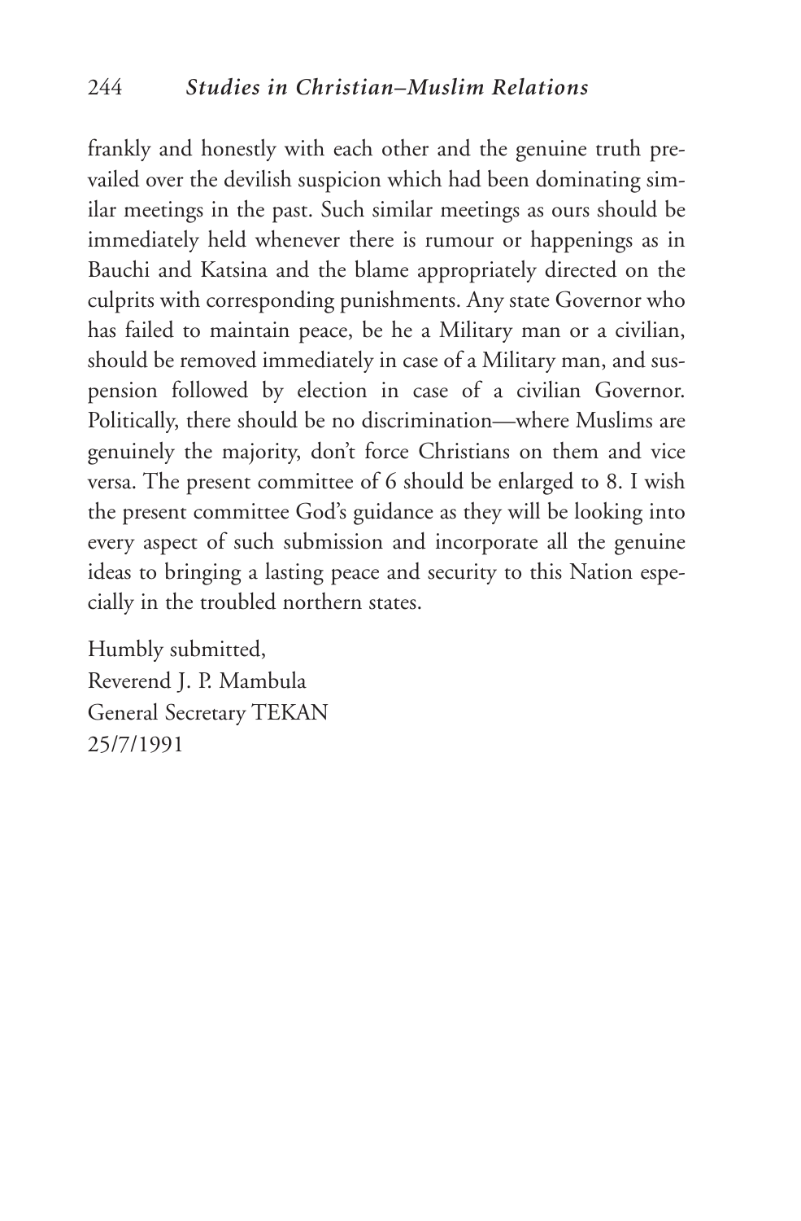frankly and honestly with each other and the genuine truth prevailed over the devilish suspicion which had been dominating similar meetings in the past. Such similar meetings as ours should be immediately held whenever there is rumour or happenings as in Bauchi and Katsina and the blame appropriately directed on the culprits with corresponding punishments. Any state Governor who has failed to maintain peace, be he a Military man or a civilian, should be removed immediately in case of a Military man, and suspension followed by election in case of a civilian Governor. Politically, there should be no discrimination—where Muslims are genuinely the majority, don't force Christians on them and vice versa. The present committee of 6 should be enlarged to 8. I wish the present committee God's guidance as they will be looking into every aspect of such submission and incorporate all the genuine ideas to bringing a lasting peace and security to this Nation especially in the troubled northern states.

Humbly submitted,
Reverend J. P. Mambula
General Secretary TEKAN
25/7/1991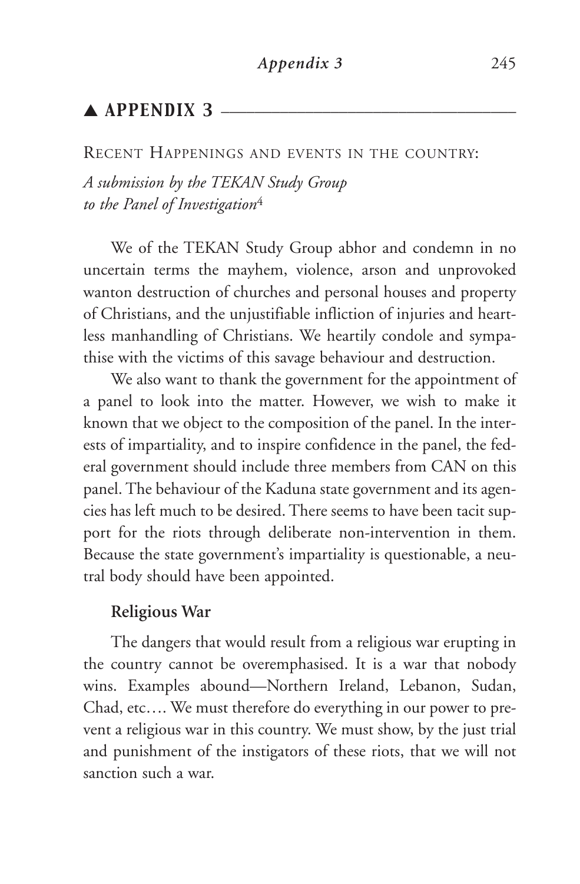## ▲ APPENDIX 3

Recent Happenings and events in the country:

*A submission by the TEKAN Study Group to the Panel of Investigation*[4]

We of the TEKAN Study Group abhor and condemn in no uncertain terms the mayhem, violence, arson and unprovoked wanton destruction of churches and personal houses and property of Christians, and the unjustifiable infliction of injuries and heartless manhandling of Christians. We heartily condole and sympathise with the victims of this savage behaviour and destruction.

We also want to thank the government for the appointment of a panel to look into the matter. However, we wish to make it known that we object to the composition of the panel. In the interests of impartiality, and to inspire confidence in the panel, the federal government should include three members from CAN on this panel. The behaviour of the Kaduna state government and its agencies has left much to be desired. There seems to have been tacit support for the riots through deliberate non-intervention in them. Because the state government's impartiality is questionable, a neutral body should have been appointed.

### Religious War

The dangers that would result from a religious war erupting in the country cannot be overemphasised. It is a war that nobody wins. Examples abound—Northern Ireland, Lebanon, Sudan, Chad, etc.… We must therefore do everything in our power to prevent a religious war in this country. We must show, by the just trial and punishment of the instigators of these riots, that we will not sanction such a war.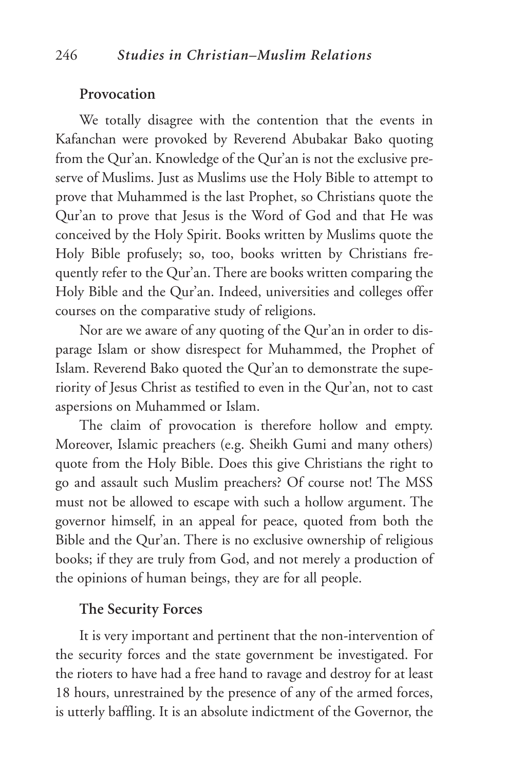### Provocation

We totally disagree with the contention that the events in Kafanchan were provoked by Reverend Abubakar Bako quoting from the Qur'an. Knowledge of the Qur'an is not the exclusive preserve of Muslims. Just as Muslims use the Holy Bible to attempt to prove that Muhammed is the last Prophet, so Christians quote the Qur'an to prove that Jesus is the Word of God and that He was conceived by the Holy Spirit. Books written by Muslims quote the Holy Bible profusely; so, too, books written by Christians frequently refer to the Qur'an. There are books written comparing the Holy Bible and the Qur'an. Indeed, universities and colleges offer courses on the comparative study of religions.

Nor are we aware of any quoting of the Qur'an in order to disparage Islam or show disrespect for Muhammed, the Prophet of Islam. Reverend Bako quoted the Qur'an to demonstrate the superiority of Jesus Christ as testified to even in the Qur'an, not to cast aspersions on Muhammed or Islam.

The claim of provocation is therefore hollow and empty. Moreover, Islamic preachers (e.g. Sheikh Gumi and many others) quote from the Holy Bible. Does this give Christians the right to go and assault such Muslim preachers? Of course not! The MSS must not be allowed to escape with such a hollow argument. The governor himself, in an appeal for peace, quoted from both the Bible and the Qur'an. There is no exclusive ownership of religious books; if they are truly from God, and not merely a production of the opinions of human beings, they are for all people.

### The Security Forces

It is very important and pertinent that the non-intervention of the security forces and the state government be investigated. For the rioters to have had a free hand to ravage and destroy for at least 18 hours, unrestrained by the presence of any of the armed forces, is utterly baffling. It is an absolute indictment of the Governor, the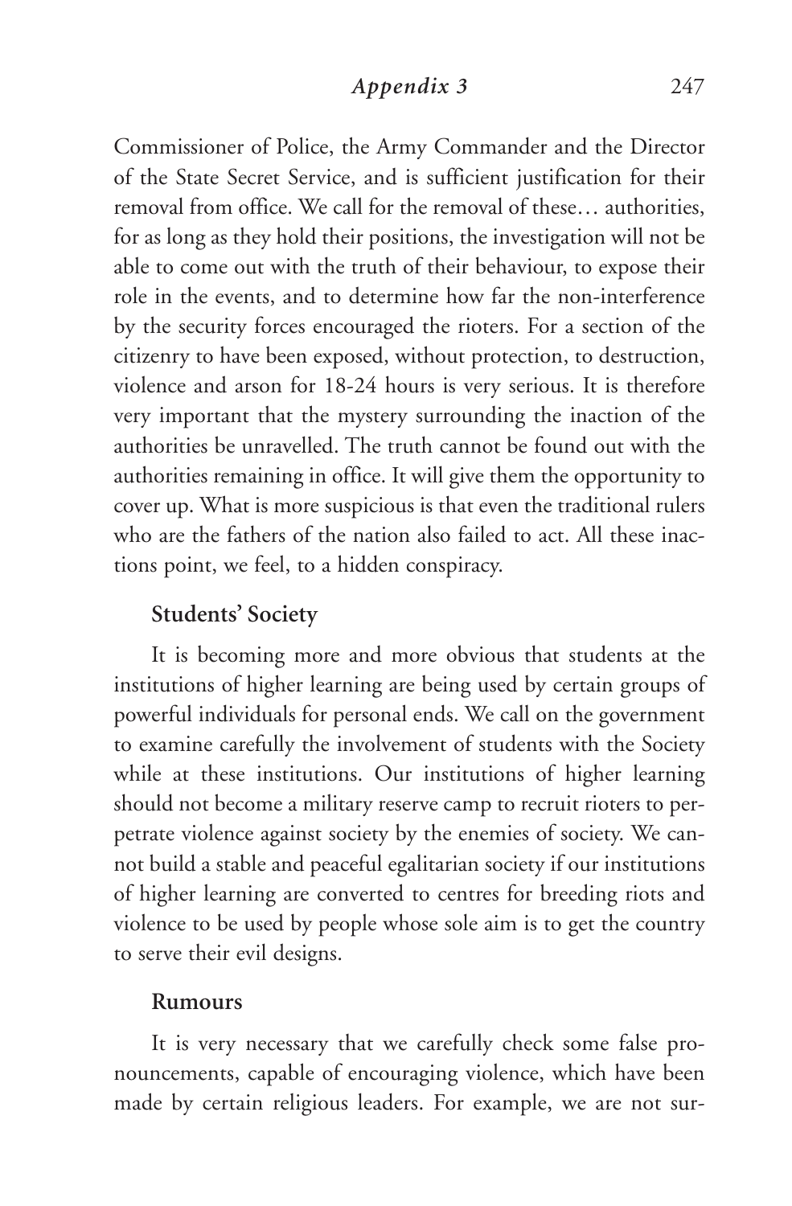Commissioner of Police, the Army Commander and the Director of the State Secret Service, and is sufficient justification for their removal from office. We call for the removal of these… authorities, for as long as they hold their positions, the investigation will not be able to come out with the truth of their behaviour, to expose their role in the events, and to determine how far the non-interference by the security forces encouraged the rioters. For a section of the citizenry to have been exposed, without protection, to destruction, violence and arson for 18-24 hours is very serious. It is therefore very important that the mystery surrounding the inaction of the authorities be unravelled. The truth cannot be found out with the authorities remaining in office. It will give them the opportunity to cover up. What is more suspicious is that even the traditional rulers who are the fathers of the nation also failed to act. All these inactions point, we feel, to a hidden conspiracy.

**Students' Society**

It is becoming more and more obvious that students at the institutions of higher learning are being used by certain groups of powerful individuals for personal ends. We call on the government to examine carefully the involvement of students with the Society while at these institutions. Our institutions of higher learning should not become a military reserve camp to recruit rioters to perpetrate violence against society by the enemies of society. We cannot build a stable and peaceful egalitarian society if our institutions of higher learning are converted to centres for breeding riots and violence to be used by people whose sole aim is to get the country to serve their evil designs.

**Rumours**

It is very necessary that we carefully check some false pronouncements, capable of encouraging violence, which have been made by certain religious leaders. For example, we are not sur-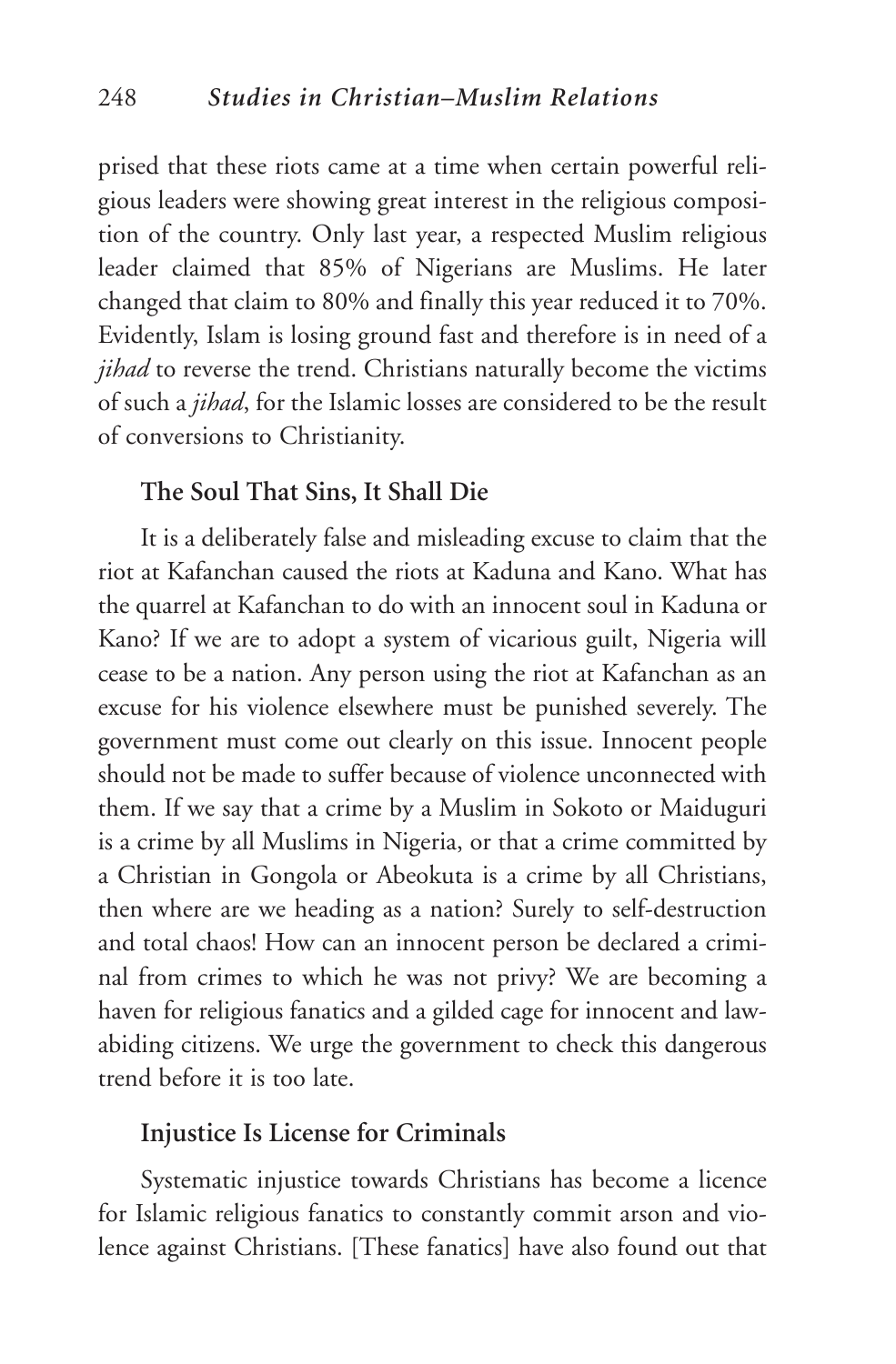prised that these riots came at a time when certain powerful religious leaders were showing great interest in the religious composition of the country. Only last year, a respected Muslim religious leader claimed that 85% of Nigerians are Muslims. He later changed that claim to 80% and finally this year reduced it to 70%. Evidently, Islam is losing ground fast and therefore is in need of a *jihad* to reverse the trend. Christians naturally become the victims of such a *jihad*, for the Islamic losses are considered to be the result of conversions to Christianity.

### The Soul That Sins, It Shall Die

It is a deliberately false and misleading excuse to claim that the riot at Kafanchan caused the riots at Kaduna and Kano. What has the quarrel at Kafanchan to do with an innocent soul in Kaduna or Kano? If we are to adopt a system of vicarious guilt, Nigeria will cease to be a nation. Any person using the riot at Kafanchan as an excuse for his violence elsewhere must be punished severely. The government must come out clearly on this issue. Innocent people should not be made to suffer because of violence unconnected with them. If we say that a crime by a Muslim in Sokoto or Maiduguri is a crime by all Muslims in Nigeria, or that a crime committed by a Christian in Gongola or Abeokuta is a crime by all Christians, then where are we heading as a nation? Surely to self-destruction and total chaos! How can an innocent person be declared a criminal from crimes to which he was not privy? We are becoming a haven for religious fanatics and a gilded cage for innocent and law-abiding citizens. We urge the government to check this dangerous trend before it is too late.

### Injustice Is License for Criminals

Systematic injustice towards Christians has become a licence for Islamic religious fanatics to constantly commit arson and violence against Christians. [These fanatics] have also found out that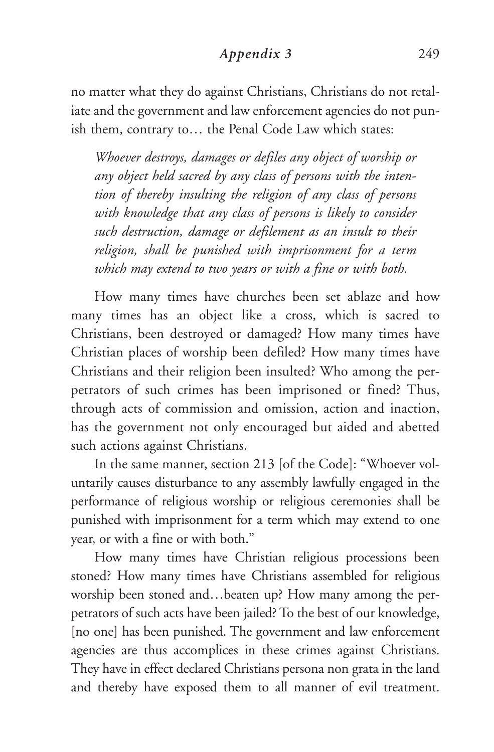no matter what they do against Christians, Christians do not retaliate and the government and law enforcement agencies do not punish them, contrary to… the Penal Code Law which states:

> *Whoever destroys, damages or defiles any object of worship or any object held sacred by any class of persons with the intention of thereby insulting the religion of any class of persons with knowledge that any class of persons is likely to consider such destruction, damage or defilement as an insult to their religion, shall be punished with imprisonment for a term which may extend to two years or with a fine or with both.*

How many times have churches been set ablaze and how many times has an object like a cross, which is sacred to Christians, been destroyed or damaged? How many times have Christian places of worship been defiled? How many times have Christians and their religion been insulted? Who among the perpetrators of such crimes has been imprisoned or fined? Thus, through acts of commission and omission, action and inaction, has the government not only encouraged but aided and abetted such actions against Christians.

In the same manner, section 213 [of the Code]: "Whoever voluntarily causes disturbance to any assembly lawfully engaged in the performance of religious worship or religious ceremonies shall be punished with imprisonment for a term which may extend to one year, or with a fine or with both."

How many times have Christian religious processions been stoned? How many times have Christians assembled for religious worship been stoned and…beaten up? How many among the perpetrators of such acts have been jailed? To the best of our knowledge, [no one] has been punished. The government and law enforcement agencies are thus accomplices in these crimes against Christians. They have in effect declared Christians persona non grata in the land and thereby have exposed them to all manner of evil treatment.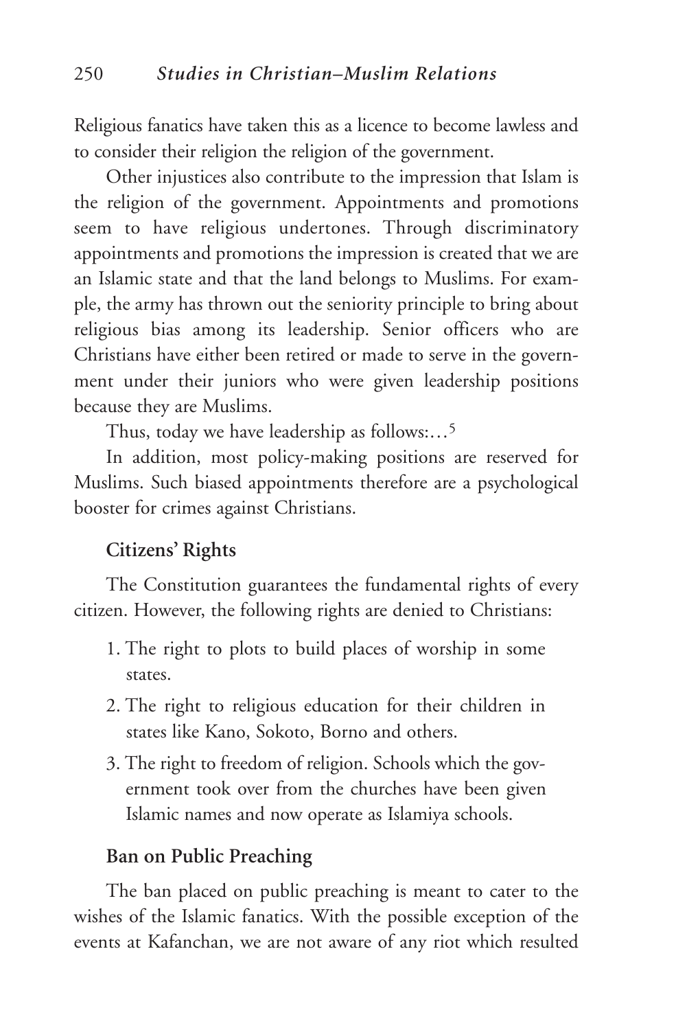Religious fanatics have taken this as a licence to become lawless and to consider their religion the religion of the government.

Other injustices also contribute to the impression that Islam is the religion of the government. Appointments and promotions seem to have religious undertones. Through discriminatory appointments and promotions the impression is created that we are an Islamic state and that the land belongs to Muslims. For example, the army has thrown out the seniority principle to bring about religious bias among its leadership. Senior officers who are Christians have either been retired or made to serve in the government under their juniors who were given leadership positions because they are Muslims.

Thus, today we have leadership as follows:…[5]

In addition, most policy-making positions are reserved for Muslims. Such biased appointments therefore are a psychological booster for crimes against Christians.

## Citizens' Rights

The Constitution guarantees the fundamental rights of every citizen. However, the following rights are denied to Christians:

1. The right to plots to build places of worship in some states.
2. The right to religious education for their children in states like Kano, Sokoto, Borno and others.
3. The right to freedom of religion. Schools which the government took over from the churches have been given Islamic names and now operate as Islamiya schools.

## Ban on Public Preaching

The ban placed on public preaching is meant to cater to the wishes of the Islamic fanatics. With the possible exception of the events at Kafanchan, we are not aware of any riot which resulted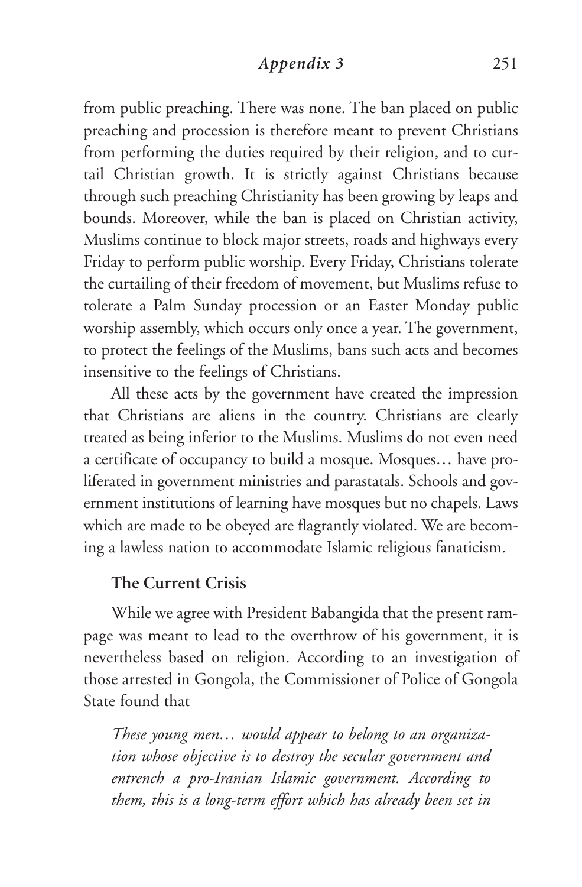from public preaching. There was none. The ban placed on public preaching and procession is therefore meant to prevent Christians from performing the duties required by their religion, and to curtail Christian growth. It is strictly against Christians because through such preaching Christianity has been growing by leaps and bounds. Moreover, while the ban is placed on Christian activity, Muslims continue to block major streets, roads and highways every Friday to perform public worship. Every Friday, Christians tolerate the curtailing of their freedom of movement, but Muslims refuse to tolerate a Palm Sunday procession or an Easter Monday public worship assembly, which occurs only once a year. The government, to protect the feelings of the Muslims, bans such acts and becomes insensitive to the feelings of Christians.

All these acts by the government have created the impression that Christians are aliens in the country. Christians are clearly treated as being inferior to the Muslims. Muslims do not even need a certificate of occupancy to build a mosque. Mosques… have proliferated in government ministries and parastatals. Schools and government institutions of learning have mosques but no chapels. Laws which are made to be obeyed are flagrantly violated. We are becoming a lawless nation to accommodate Islamic religious fanaticism.

### The Current Crisis

While we agree with President Babangida that the present rampage was meant to lead to the overthrow of his government, it is nevertheless based on religion. According to an investigation of those arrested in Gongola, the Commissioner of Police of Gongola State found that

> *These young men… would appear to belong to an organization whose objective is to destroy the secular government and entrench a pro-Iranian Islamic government. According to them, this is a long-term effort which has already been set in*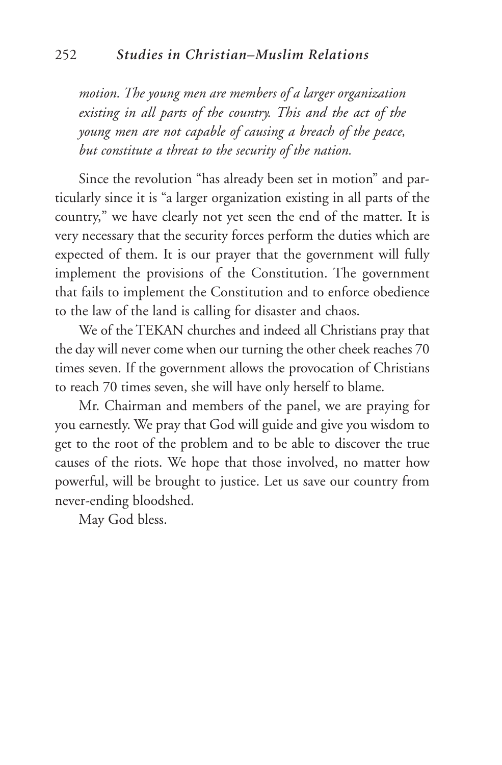*motion. The young men are members of a larger organization existing in all parts of the country. This and the act of the young men are not capable of causing a breach of the peace, but constitute a threat to the security of the nation.*

Since the revolution "has already been set in motion" and particularly since it is "a larger organization existing in all parts of the country," we have clearly not yet seen the end of the matter. It is very necessary that the security forces perform the duties which are expected of them. It is our prayer that the government will fully implement the provisions of the Constitution. The government that fails to implement the Constitution and to enforce obedience to the law of the land is calling for disaster and chaos.

We of the TEKAN churches and indeed all Christians pray that the day will never come when our turning the other cheek reaches 70 times seven. If the government allows the provocation of Christians to reach 70 times seven, she will have only herself to blame.

Mr. Chairman and members of the panel, we are praying for you earnestly. We pray that God will guide and give you wisdom to get to the root of the problem and to be able to discover the true causes of the riots. We hope that those involved, no matter how powerful, will be brought to justice. Let us save our country from never-ending bloodshed.

May God bless.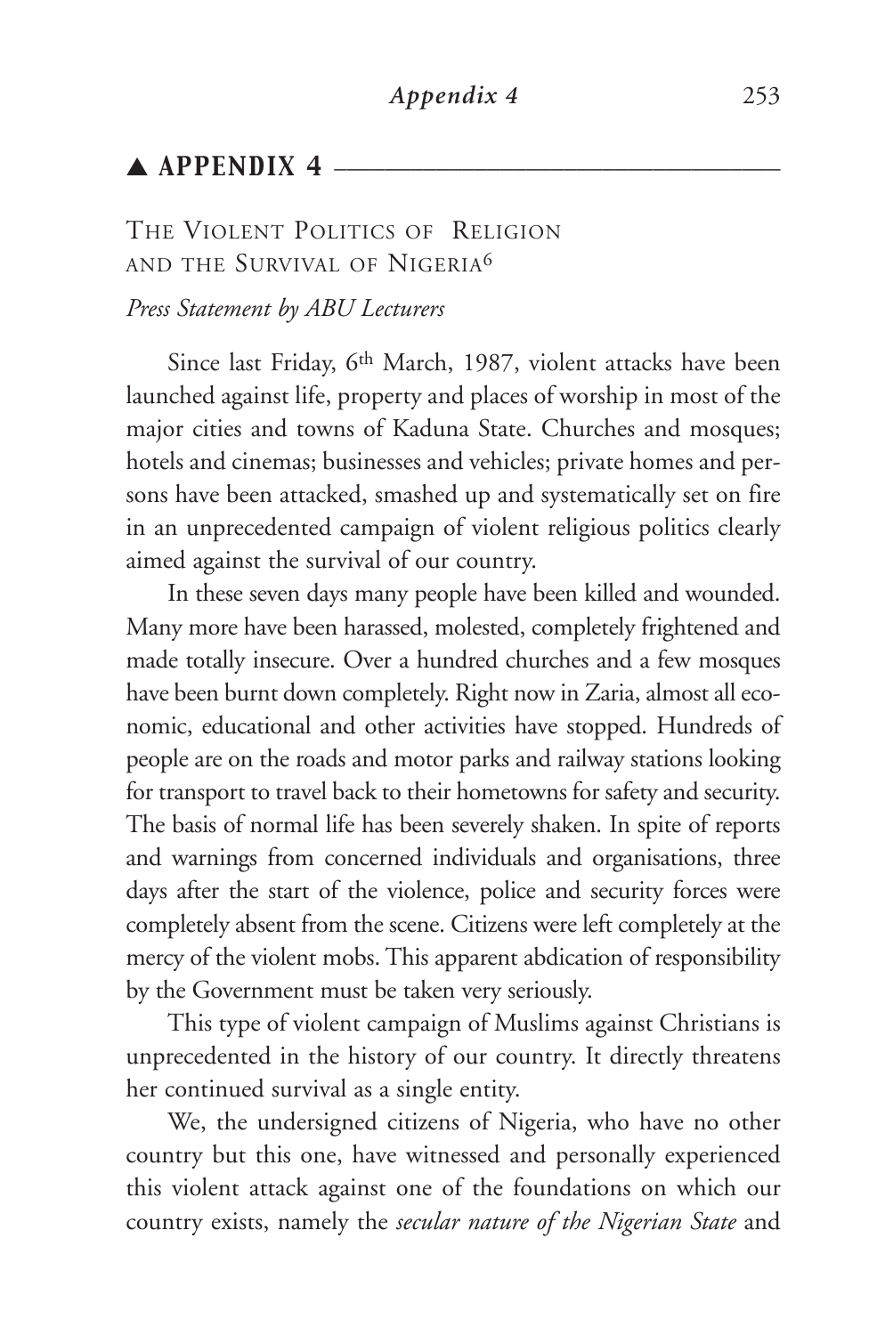## ▲ APPENDIX 4

### The Violent Politics of Religion and the Survival of Nigeria[6]

*Press Statement by ABU Lecturers*

Since last Friday, 6th March, 1987, violent attacks have been launched against life, property and places of worship in most of the major cities and towns of Kaduna State. Churches and mosques; hotels and cinemas; businesses and vehicles; private homes and persons have been attacked, smashed up and systematically set on fire in an unprecedented campaign of violent religious politics clearly aimed against the survival of our country.

In these seven days many people have been killed and wounded. Many more have been harassed, molested, completely frightened and made totally insecure. Over a hundred churches and a few mosques have been burnt down completely. Right now in Zaria, almost all economic, educational and other activities have stopped. Hundreds of people are on the roads and motor parks and railway stations looking for transport to travel back to their hometowns for safety and security. The basis of normal life has been severely shaken. In spite of reports and warnings from concerned individuals and organisations, three days after the start of the violence, police and security forces were completely absent from the scene. Citizens were left completely at the mercy of the violent mobs. This apparent abdication of responsibility by the Government must be taken very seriously.

This type of violent campaign of Muslims against Christians is unprecedented in the history of our country. It directly threatens her continued survival as a single entity.

We, the undersigned citizens of Nigeria, who have no other country but this one, have witnessed and personally experienced this violent attack against one of the foundations on which our country exists, namely the *secular nature of the Nigerian State* and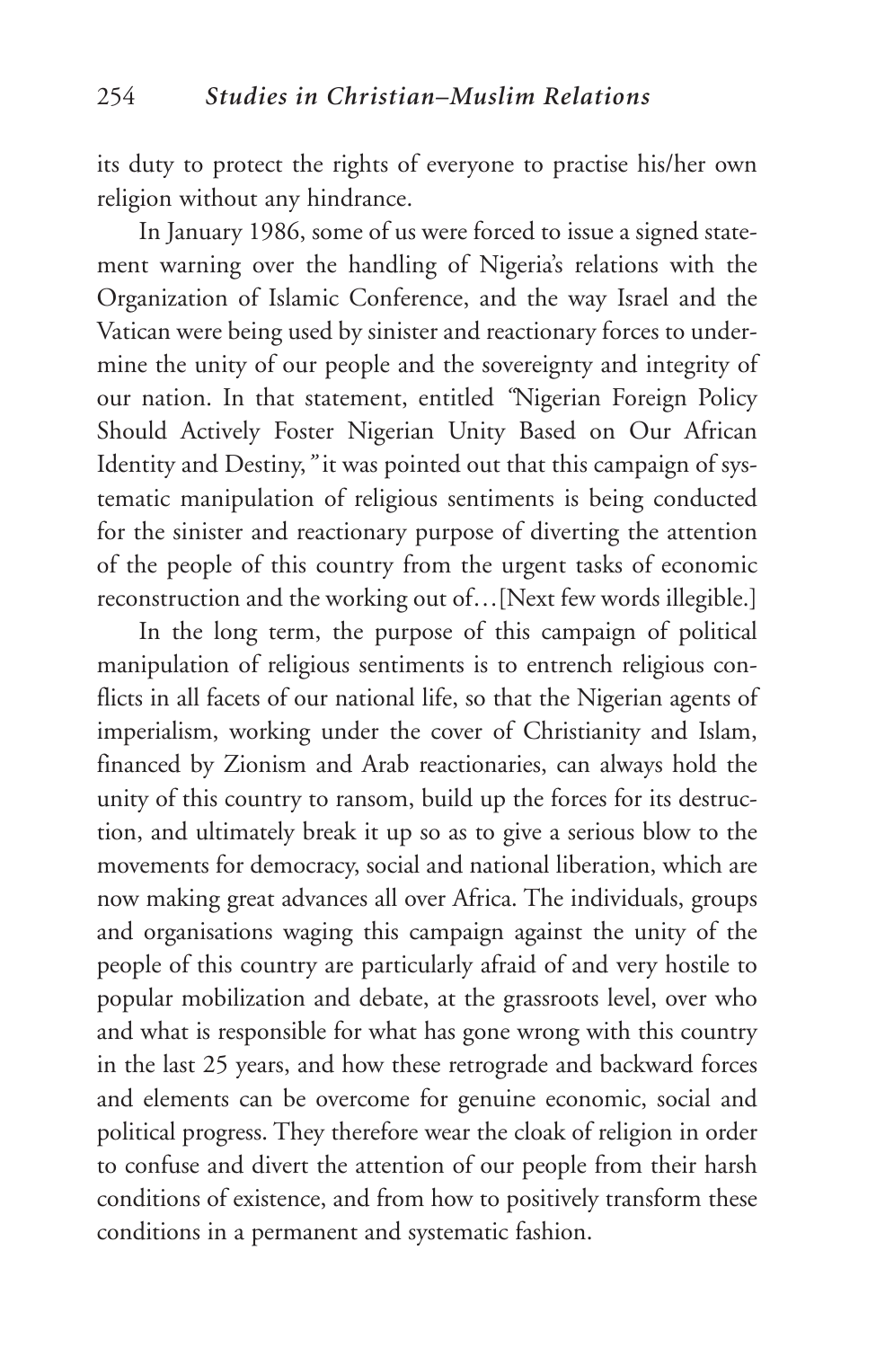its duty to protect the rights of everyone to practise his/her own religion without any hindrance.

In January 1986, some of us were forced to issue a signed statement warning over the handling of Nigeria's relations with the Organization of Islamic Conference, and the way Israel and the Vatican were being used by sinister and reactionary forces to undermine the unity of our people and the sovereignty and integrity of our nation. In that statement, entitled *"Nigerian Foreign Policy Should Actively Foster Nigerian Unity Based on Our African Identity and Destiny,"* it was pointed out that this campaign of systematic manipulation of religious sentiments is being conducted for the sinister and reactionary purpose of diverting the attention of the people of this country from the urgent tasks of economic reconstruction and the working out of…[Next few words illegible.]

In the long term, the purpose of this campaign of political manipulation of religious sentiments is to entrench religious conflicts in all facets of our national life, so that the Nigerian agents of imperialism, working under the cover of Christianity and Islam, financed by Zionism and Arab reactionaries, can always hold the unity of this country to ransom, build up the forces for its destruction, and ultimately break it up so as to give a serious blow to the movements for democracy, social and national liberation, which are now making great advances all over Africa. The individuals, groups and organisations waging this campaign against the unity of the people of this country are particularly afraid of and very hostile to popular mobilization and debate, at the grassroots level, over who and what is responsible for what has gone wrong with this country in the last 25 years, and how these retrograde and backward forces and elements can be overcome for genuine economic, social and political progress. They therefore wear the cloak of religion in order to confuse and divert the attention of our people from their harsh conditions of existence, and from how to positively transform these conditions in a permanent and systematic fashion.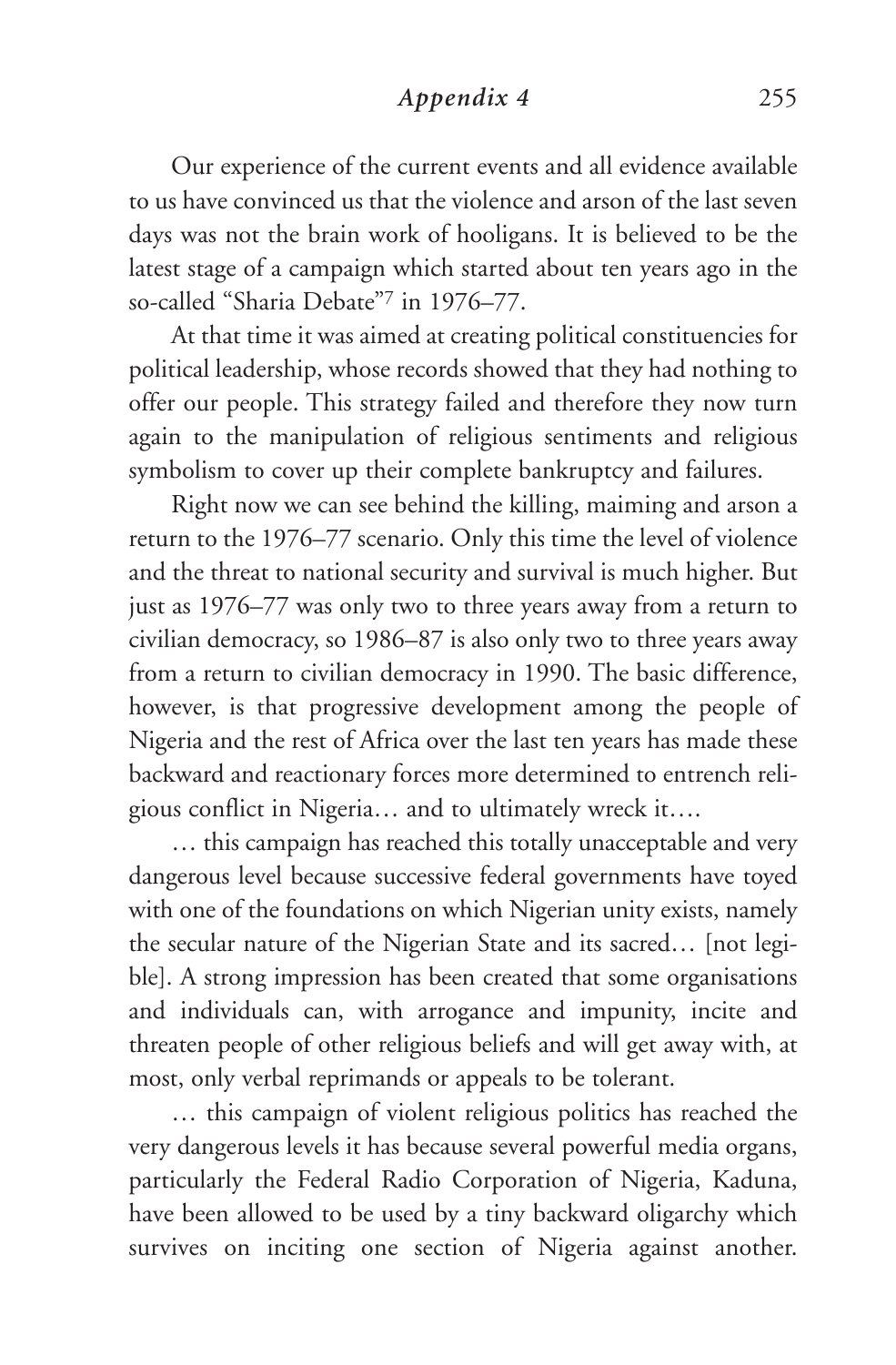Our experience of the current events and all evidence available to us have convinced us that the violence and arson of the last seven days was not the brain work of hooligans. It is believed to be the latest stage of a campaign which started about ten years ago in the so-called "Sharia Debate"[7] in 1976–77.

At that time it was aimed at creating political constituencies for political leadership, whose records showed that they had nothing to offer our people. This strategy failed and therefore they now turn again to the manipulation of religious sentiments and religious symbolism to cover up their complete bankruptcy and failures.

Right now we can see behind the killing, maiming and arson a return to the 1976–77 scenario. Only this time the level of violence and the threat to national security and survival is much higher. But just as 1976–77 was only two to three years away from a return to civilian democracy, so 1986–87 is also only two to three years away from a return to civilian democracy in 1990. The basic difference, however, is that progressive development among the people of Nigeria and the rest of Africa over the last ten years has made these backward and reactionary forces more determined to entrench religious conflict in Nigeria… and to ultimately wreck it….

… this campaign has reached this totally unacceptable and very dangerous level because successive federal governments have toyed with one of the foundations on which Nigerian unity exists, namely the secular nature of the Nigerian State and its sacred… [not legible]. A strong impression has been created that some organisations and individuals can, with arrogance and impunity, incite and threaten people of other religious beliefs and will get away with, at most, only verbal reprimands or appeals to be tolerant.

… this campaign of violent religious politics has reached the very dangerous levels it has because several powerful media organs, particularly the Federal Radio Corporation of Nigeria, Kaduna, have been allowed to be used by a tiny backward oligarchy which survives on inciting one section of Nigeria against another.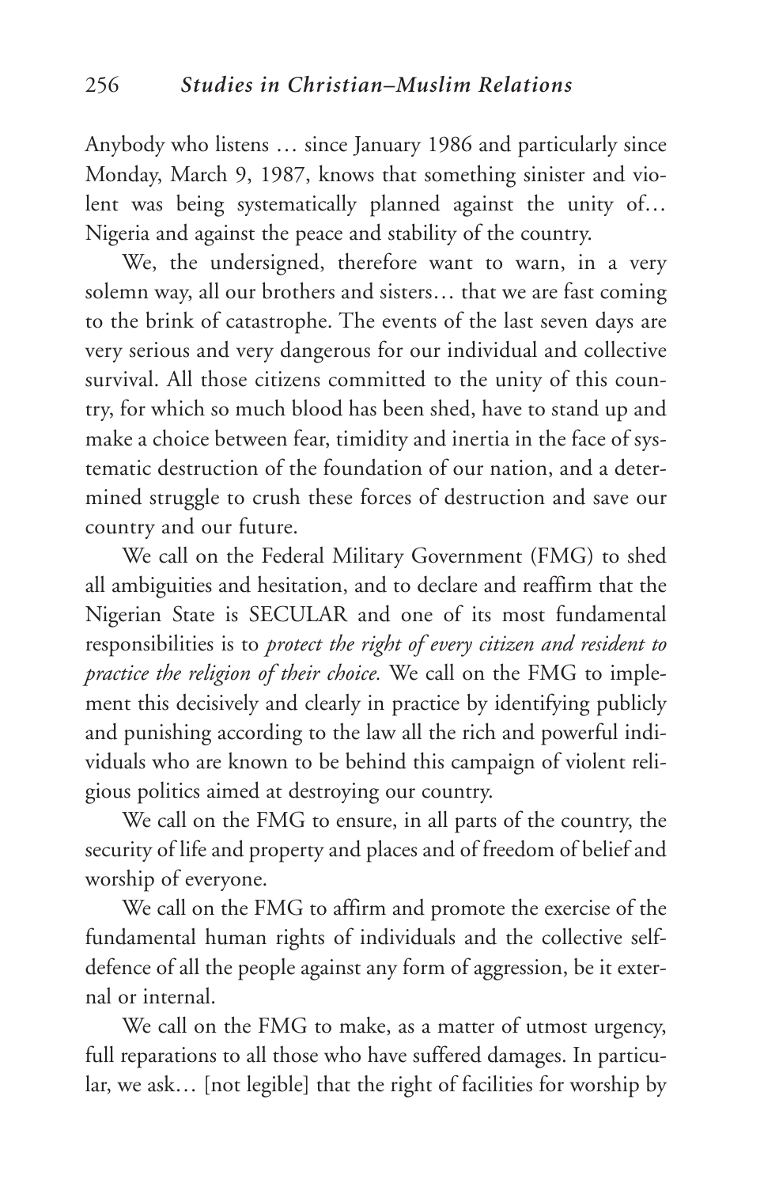Anybody who listens … since January 1986 and particularly since Monday, March 9, 1987, knows that something sinister and violent was being systematically planned against the unity of… Nigeria and against the peace and stability of the country.

We, the undersigned, therefore want to warn, in a very solemn way, all our brothers and sisters… that we are fast coming to the brink of catastrophe. The events of the last seven days are very serious and very dangerous for our individual and collective survival. All those citizens committed to the unity of this country, for which so much blood has been shed, have to stand up and make a choice between fear, timidity and inertia in the face of systematic destruction of the foundation of our nation, and a determined struggle to crush these forces of destruction and save our country and our future.

We call on the Federal Military Government (FMG) to shed all ambiguities and hesitation, and to declare and reaffirm that the Nigerian State is SECULAR and one of its most fundamental responsibilities is to *protect the right of every citizen and resident to practice the religion of their choice.* We call on the FMG to implement this decisively and clearly in practice by identifying publicly and punishing according to the law all the rich and powerful individuals who are known to be behind this campaign of violent religious politics aimed at destroying our country.

We call on the FMG to ensure, in all parts of the country, the security of life and property and places and of freedom of belief and worship of everyone.

We call on the FMG to affirm and promote the exercise of the fundamental human rights of individuals and the collective self-defence of all the people against any form of aggression, be it external or internal.

We call on the FMG to make, as a matter of utmost urgency, full reparations to all those who have suffered damages. In particular, we ask… [not legible] that the right of facilities for worship by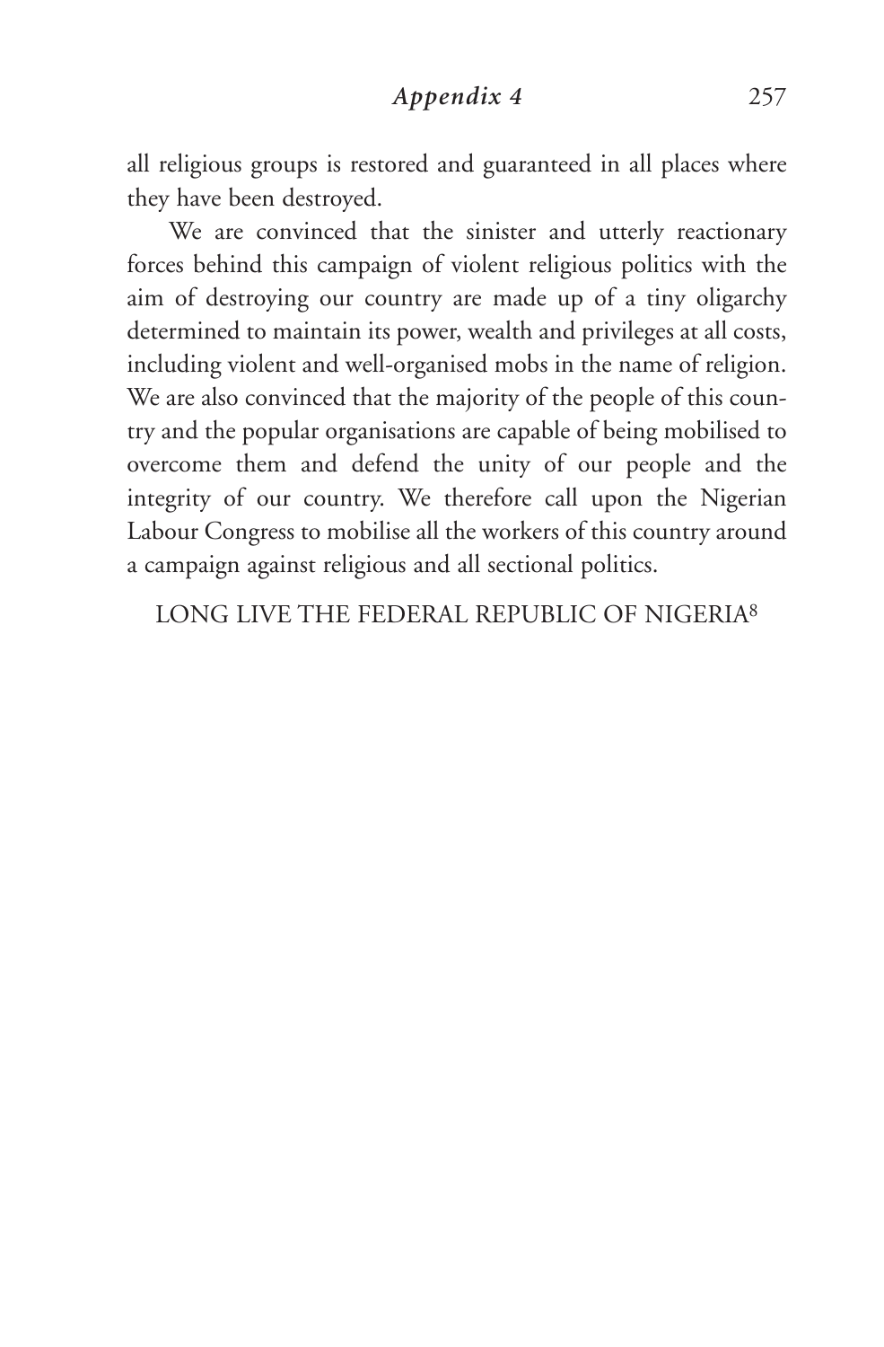all religious groups is restored and guaranteed in all places where they have been destroyed.

We are convinced that the sinister and utterly reactionary forces behind this campaign of violent religious politics with the aim of destroying our country are made up of a tiny oligarchy determined to maintain its power, wealth and privileges at all costs, including violent and well-organised mobs in the name of religion. We are also convinced that the majority of the people of this country and the popular organisations are capable of being mobilised to overcome them and defend the unity of our people and the integrity of our country. We therefore call upon the Nigerian Labour Congress to mobilise all the workers of this country around a campaign against religious and all sectional politics.

LONG LIVE THE FEDERAL REPUBLIC OF NIGERIA[8]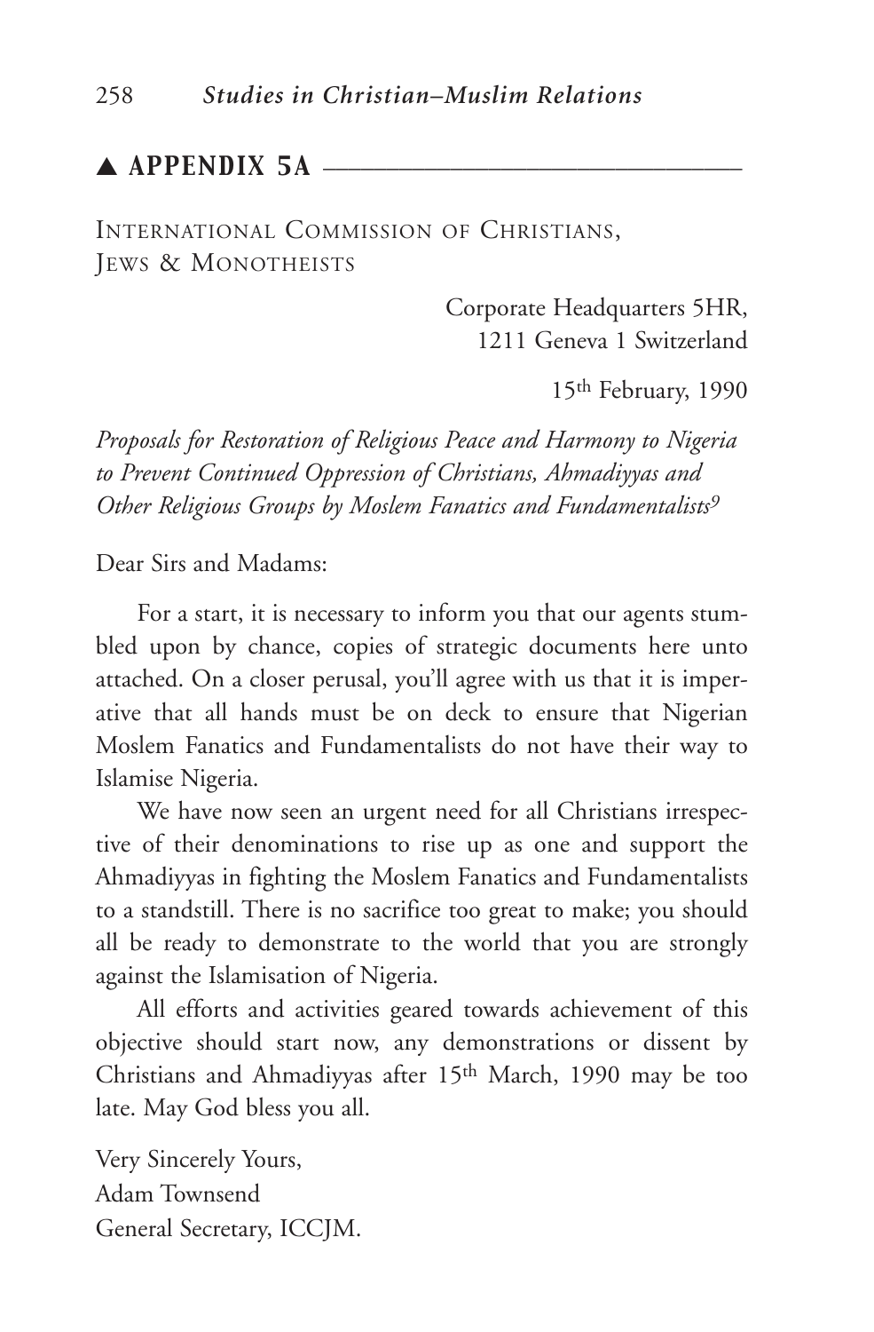## ▲ APPENDIX 5A

INTERNATIONAL COMMISSION OF CHRISTIANS, JEWS & MONOTHEISTS

Corporate Headquarters 5HR,
1211 Geneva 1 Switzerland

15th February, 1990

*Proposals for Restoration of Religious Peace and Harmony to Nigeria to Prevent Continued Oppression of Christians, Ahmadiyyas and Other Religious Groups by Moslem Fanatics and Fundamentalists*[9]

Dear Sirs and Madams:

For a start, it is necessary to inform you that our agents stumbled upon by chance, copies of strategic documents here unto attached. On a closer perusal, you'll agree with us that it is imperative that all hands must be on deck to ensure that Nigerian Moslem Fanatics and Fundamentalists do not have their way to Islamise Nigeria.

We have now seen an urgent need for all Christians irrespective of their denominations to rise up as one and support the Ahmadiyyas in fighting the Moslem Fanatics and Fundamentalists to a standstill. There is no sacrifice too great to make; you should all be ready to demonstrate to the world that you are strongly against the Islamisation of Nigeria.

All efforts and activities geared towards achievement of this objective should start now, any demonstrations or dissent by Christians and Ahmadiyyas after 15th March, 1990 may be too late. May God bless you all.

Very Sincerely Yours,
Adam Townsend
General Secretary, ICCJM.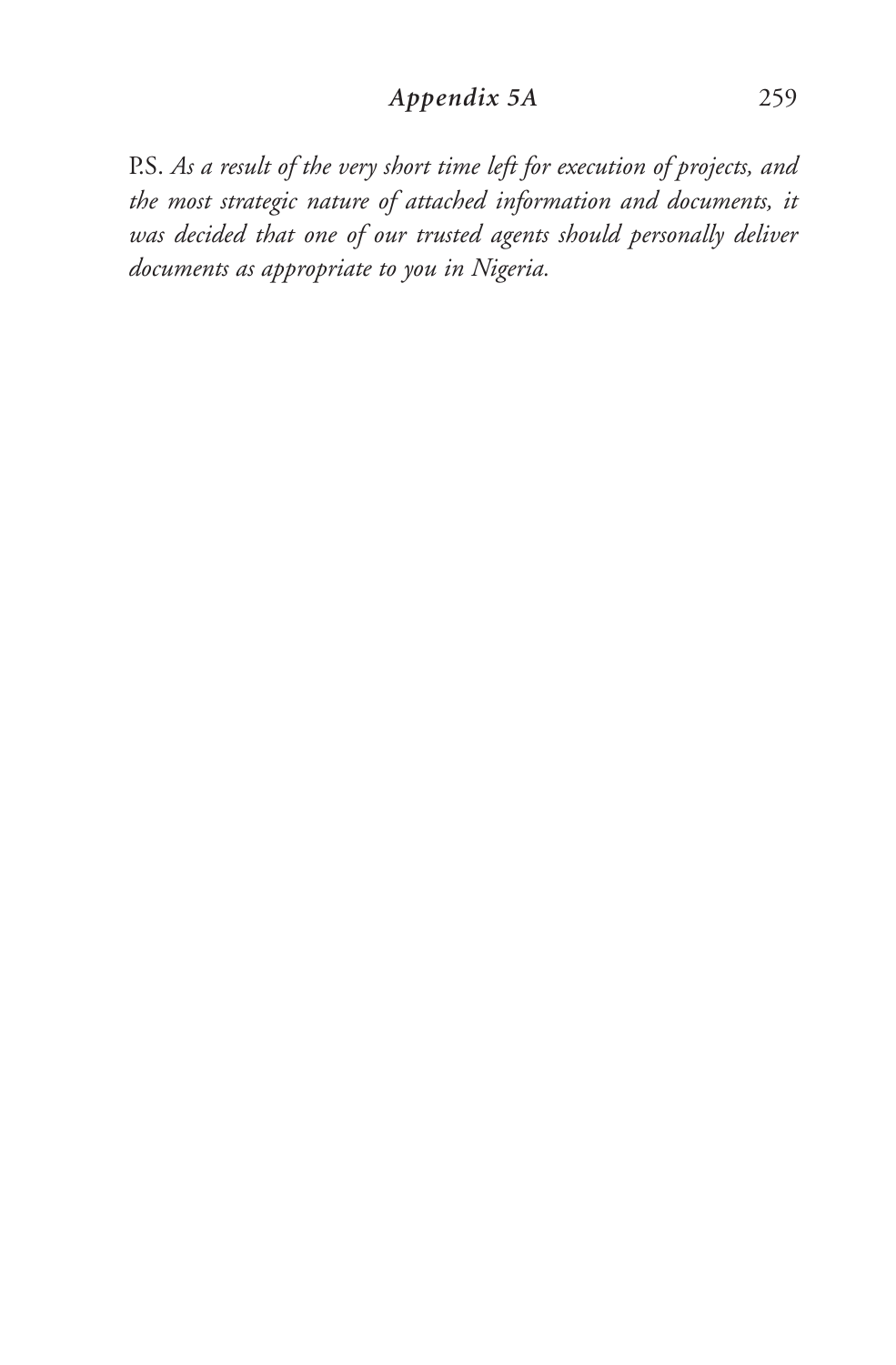P.S. *As a result of the very short time left for execution of projects, and the most strategic nature of attached information and documents, it was decided that one of our trusted agents should personally deliver documents as appropriate to you in Nigeria.*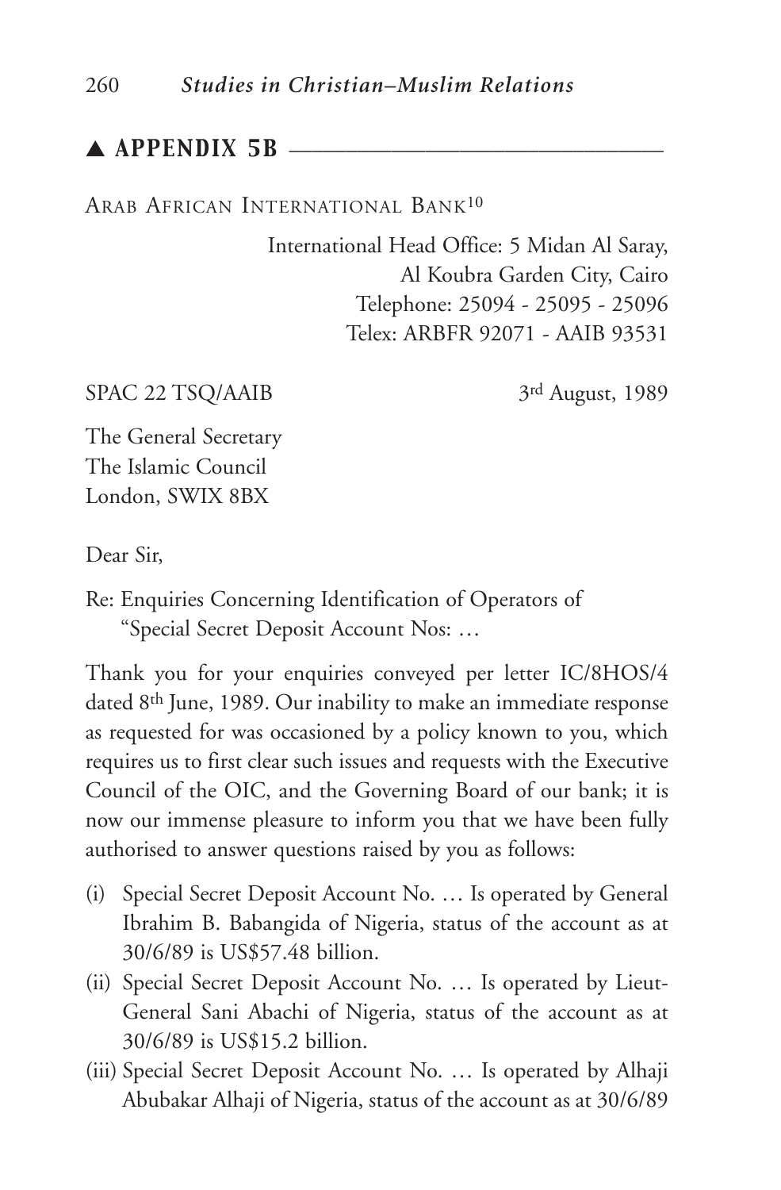## ▲ APPENDIX 5B

Arab African International Bank[10]

International Head Office: 5 Midan Al Saray,
Al Koubra Garden City, Cairo
Telephone: 25094 - 25095 - 25096
Telex: ARBFR 92071 - AAIB 93531

SPAC 22 TSQ/AAIB — 3rd August, 1989

The General Secretary
The Islamic Council
London, SWIX 8BX

Dear Sir,

Re: Enquiries Concerning Identification of Operators of "Special Secret Deposit Account Nos: …

Thank you for your enquiries conveyed per letter IC/8HOS/4 dated 8th June, 1989. Our inability to make an immediate response as requested for was occasioned by a policy known to you, which requires us to first clear such issues and requests with the Executive Council of the OIC, and the Governing Board of our bank; it is now our immense pleasure to inform you that we have been fully authorised to answer questions raised by you as follows:

(i) Special Secret Deposit Account No. … Is operated by General Ibrahim B. Babangida of Nigeria, status of the account as at 30/6/89 is US$57.48 billion.

(ii) Special Secret Deposit Account No. … Is operated by Lieut-General Sani Abachi of Nigeria, status of the account as at 30/6/89 is US$15.2 billion.

(iii) Special Secret Deposit Account No. … Is operated by Alhaji Abubakar Alhaji of Nigeria, status of the account as at 30/6/89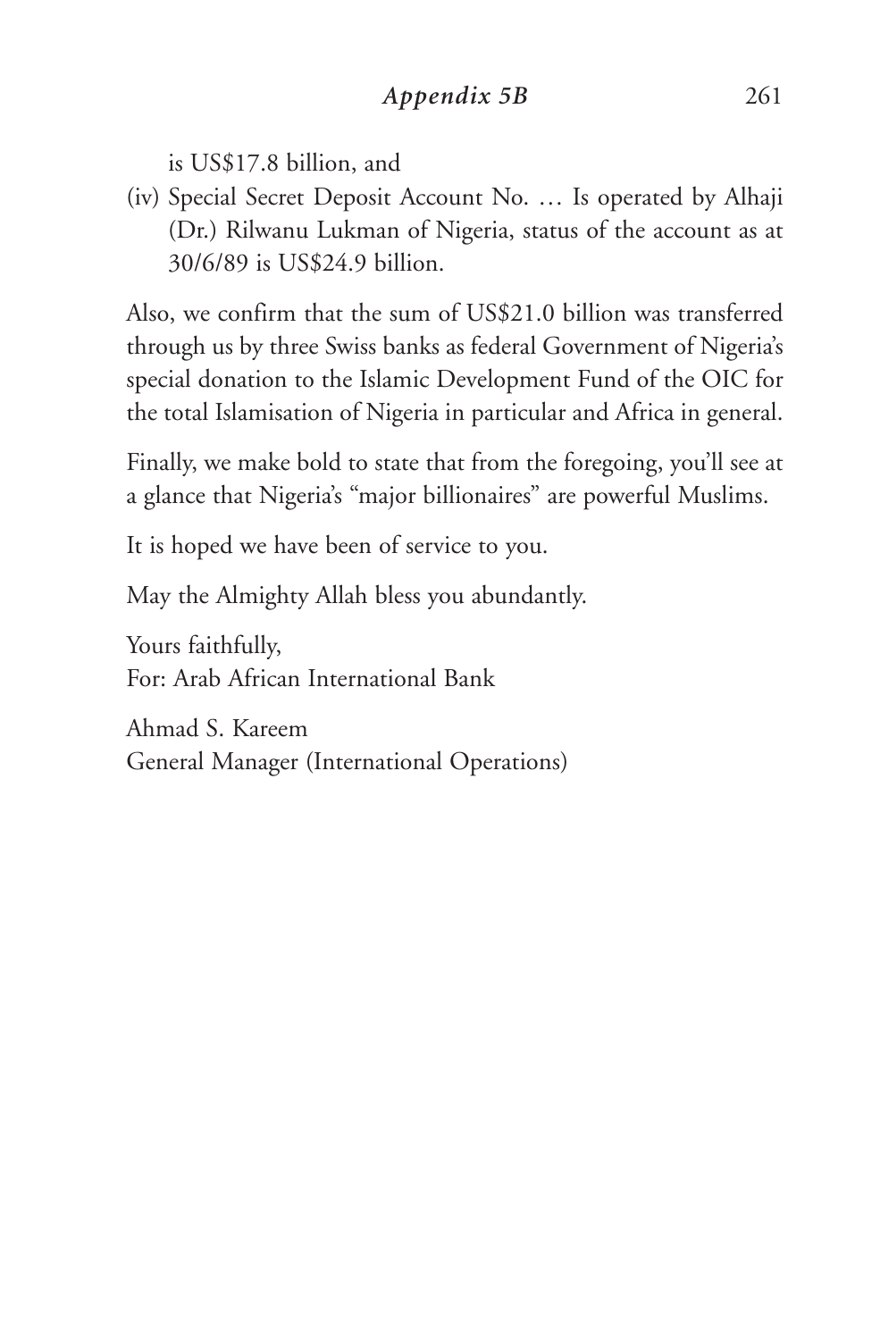is US$17.8 billion, and

(iv) Special Secret Deposit Account No. … Is operated by Alhaji (Dr.) Rilwanu Lukman of Nigeria, status of the account as at 30/6/89 is US$24.9 billion.

Also, we confirm that the sum of US$21.0 billion was transferred through us by three Swiss banks as federal Government of Nigeria's special donation to the Islamic Development Fund of the OIC for the total Islamisation of Nigeria in particular and Africa in general.

Finally, we make bold to state that from the foregoing, you'll see at a glance that Nigeria's "major billionaires" are powerful Muslims.

It is hoped we have been of service to you.

May the Almighty Allah bless you abundantly.

Yours faithfully,
For: Arab African International Bank

Ahmad S. Kareem
General Manager (International Operations)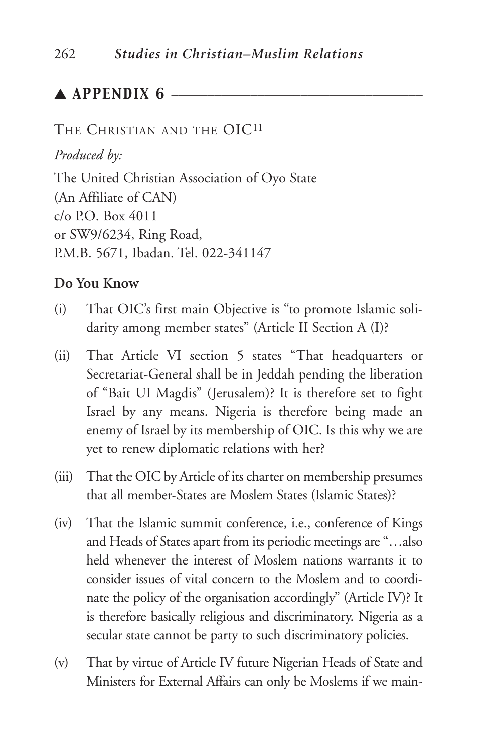## ▲ APPENDIX 6

THE CHRISTIAN AND THE OIC[11]

*Produced by:*

The United Christian Association of Oyo State
(An Affiliate of CAN)
c/o P.O. Box 4011
or SW9/6234, Ring Road,
P.M.B. 5671, Ibadan. Tel. 022-341147

**Do You Know**

(i) That OIC's first main Objective is "to promote Islamic solidarity among member states" (Article II Section A (I)?

(ii) That Article VI section 5 states "That headquarters or Secretariat-General shall be in Jeddah pending the liberation of "Bait Ul Magdis" (Jerusalem)? It is therefore set to fight Israel by any means. Nigeria is therefore being made an enemy of Israel by its membership of OIC. Is this why we are yet to renew diplomatic relations with her?

(iii) That the OIC by Article of its charter on membership presumes that all member-States are Moslem States (Islamic States)?

(iv) That the Islamic summit conference, i.e., conference of Kings and Heads of States apart from its periodic meetings are "…also held whenever the interest of Moslem nations warrants it to consider issues of vital concern to the Moslem and to coordinate the policy of the organisation accordingly" (Article IV)? It is therefore basically religious and discriminatory. Nigeria as a secular state cannot be party to such discriminatory policies.

(v) That by virtue of Article IV future Nigerian Heads of State and Ministers for External Affairs can only be Moslems if we main-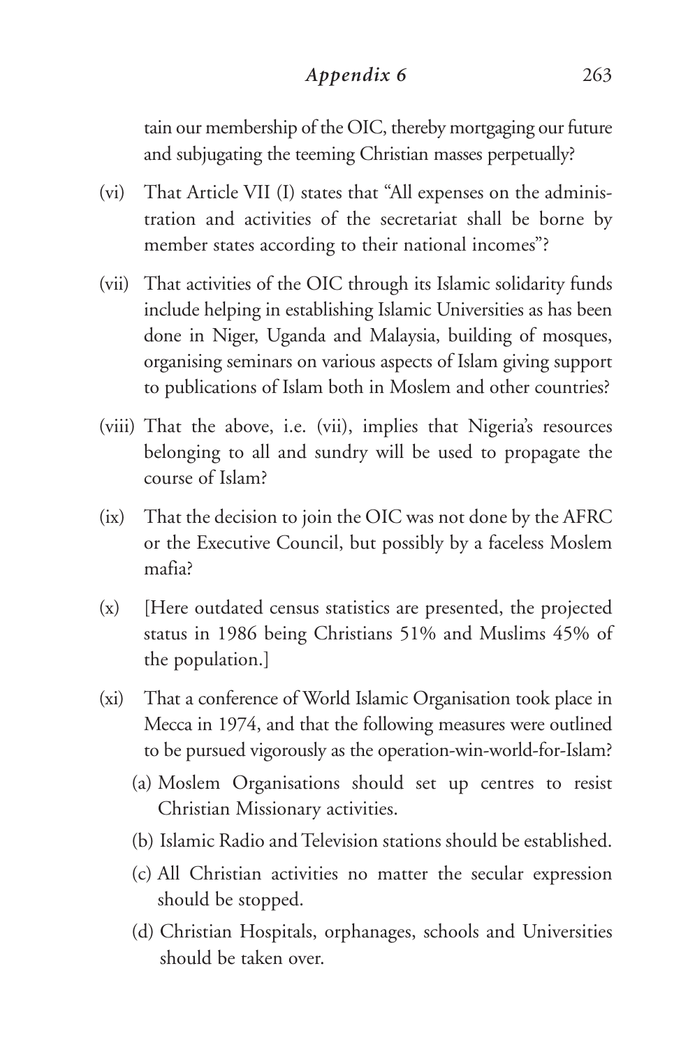tain our membership of the OIC, thereby mortgaging our future and subjugating the teeming Christian masses perpetually?

(vi) That Article VII (I) states that "All expenses on the administration and activities of the secretariat shall be borne by member states according to their national incomes"?

(vii) That activities of the OIC through its Islamic solidarity funds include helping in establishing Islamic Universities as has been done in Niger, Uganda and Malaysia, building of mosques, organising seminars on various aspects of Islam giving support to publications of Islam both in Moslem and other countries?

(viii) That the above, i.e. (vii), implies that Nigeria's resources belonging to all and sundry will be used to propagate the course of Islam?

(ix) That the decision to join the OIC was not done by the AFRC or the Executive Council, but possibly by a faceless Moslem mafia?

(x) [Here outdated census statistics are presented, the projected status in 1986 being Christians 51% and Muslims 45% of the population.]

(xi) That a conference of World Islamic Organisation took place in Mecca in 1974, and that the following measures were outlined to be pursued vigorously as the operation-win-world-for-Islam?

(a) Moslem Organisations should set up centres to resist Christian Missionary activities.

(b) Islamic Radio and Television stations should be established.

(c) All Christian activities no matter the secular expression should be stopped.

(d) Christian Hospitals, orphanages, schools and Universities should be taken over.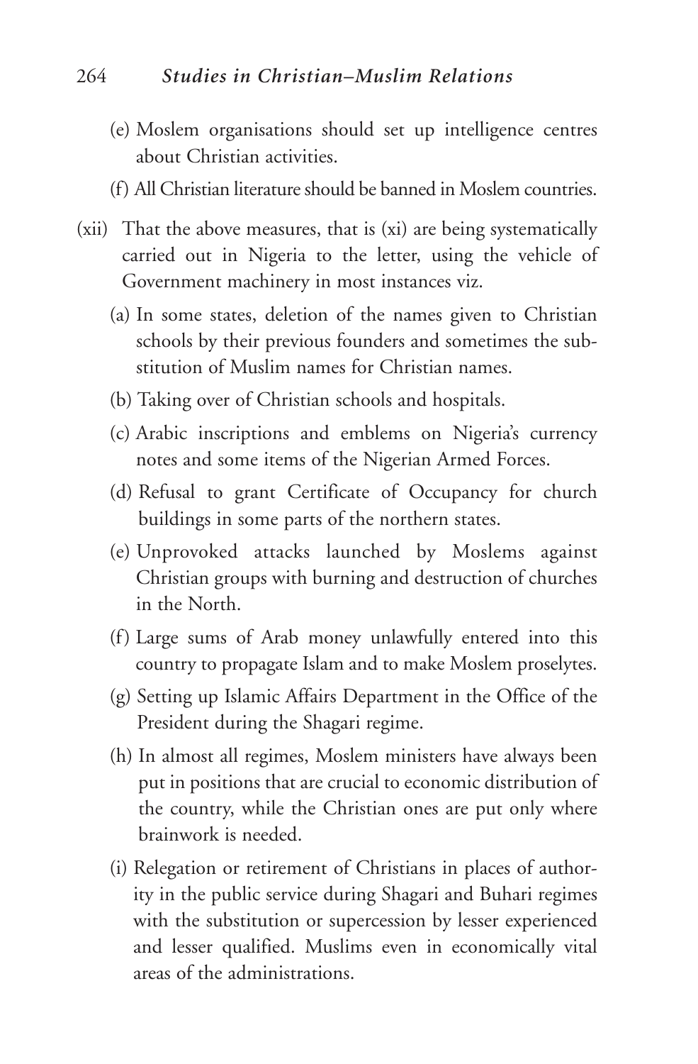(e) Moslem organisations should set up intelligence centres about Christian activities.

(f) All Christian literature should be banned in Moslem countries.

(xii) That the above measures, that is (xi) are being systematically carried out in Nigeria to the letter, using the vehicle of Government machinery in most instances viz.

(a) In some states, deletion of the names given to Christian schools by their previous founders and sometimes the substitution of Muslim names for Christian names.

(b) Taking over of Christian schools and hospitals.

(c) Arabic inscriptions and emblems on Nigeria's currency notes and some items of the Nigerian Armed Forces.

(d) Refusal to grant Certificate of Occupancy for church buildings in some parts of the northern states.

(e) Unprovoked attacks launched by Moslems against Christian groups with burning and destruction of churches in the North.

(f) Large sums of Arab money unlawfully entered into this country to propagate Islam and to make Moslem proselytes.

(g) Setting up Islamic Affairs Department in the Office of the President during the Shagari regime.

(h) In almost all regimes, Moslem ministers have always been put in positions that are crucial to economic distribution of the country, while the Christian ones are put only where brainwork is needed.

(i) Relegation or retirement of Christians in places of authority in the public service during Shagari and Buhari regimes with the substitution or supercession by lesser experienced and lesser qualified. Muslims even in economically vital areas of the administrations.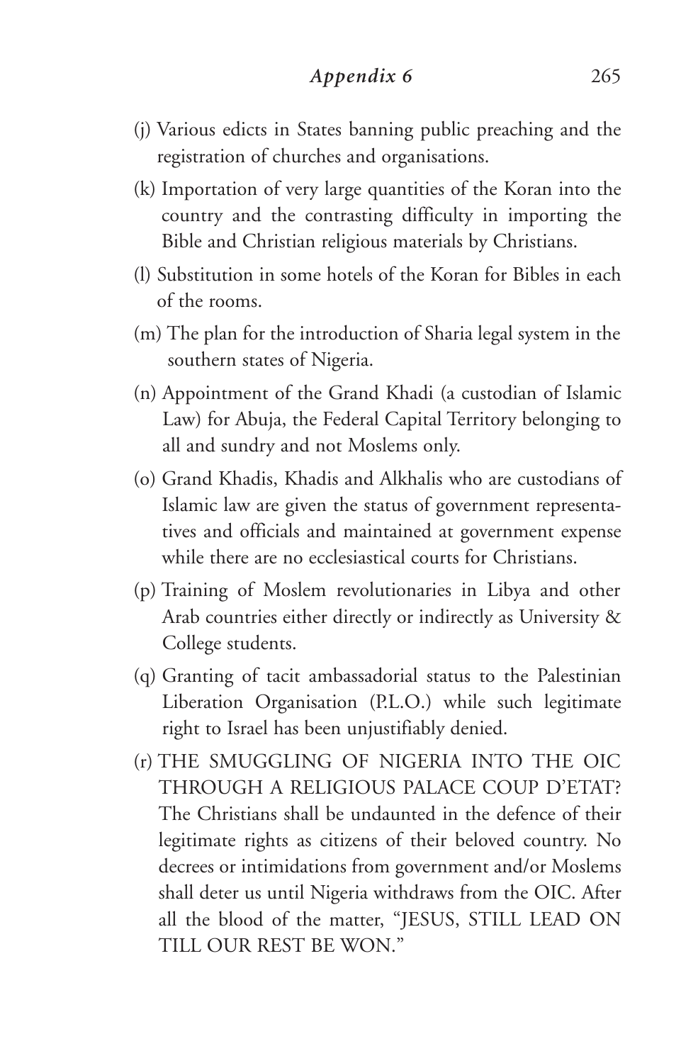(j) Various edicts in States banning public preaching and the registration of churches and organisations.

(k) Importation of very large quantities of the Koran into the country and the contrasting difficulty in importing the Bible and Christian religious materials by Christians.

(l) Substitution in some hotels of the Koran for Bibles in each of the rooms.

(m) The plan for the introduction of Sharia legal system in the southern states of Nigeria.

(n) Appointment of the Grand Khadi (a custodian of Islamic Law) for Abuja, the Federal Capital Territory belonging to all and sundry and not Moslems only.

(o) Grand Khadis, Khadis and Alkhalis who are custodians of Islamic law are given the status of government representatives and officials and maintained at government expense while there are no ecclesiastical courts for Christians.

(p) Training of Moslem revolutionaries in Libya and other Arab countries either directly or indirectly as University & College students.

(q) Granting of tacit ambassadorial status to the Palestinian Liberation Organisation (P.L.O.) while such legitimate right to Israel has been unjustifiably denied.

(r) THE SMUGGLING OF NIGERIA INTO THE OIC THROUGH A RELIGIOUS PALACE COUP D'ETAT? The Christians shall be undaunted in the defence of their legitimate rights as citizens of their beloved country. No decrees or intimidations from government and/or Moslems shall deter us until Nigeria withdraws from the OIC. After all the blood of the matter, "JESUS, STILL LEAD ON TILL OUR REST BE WON."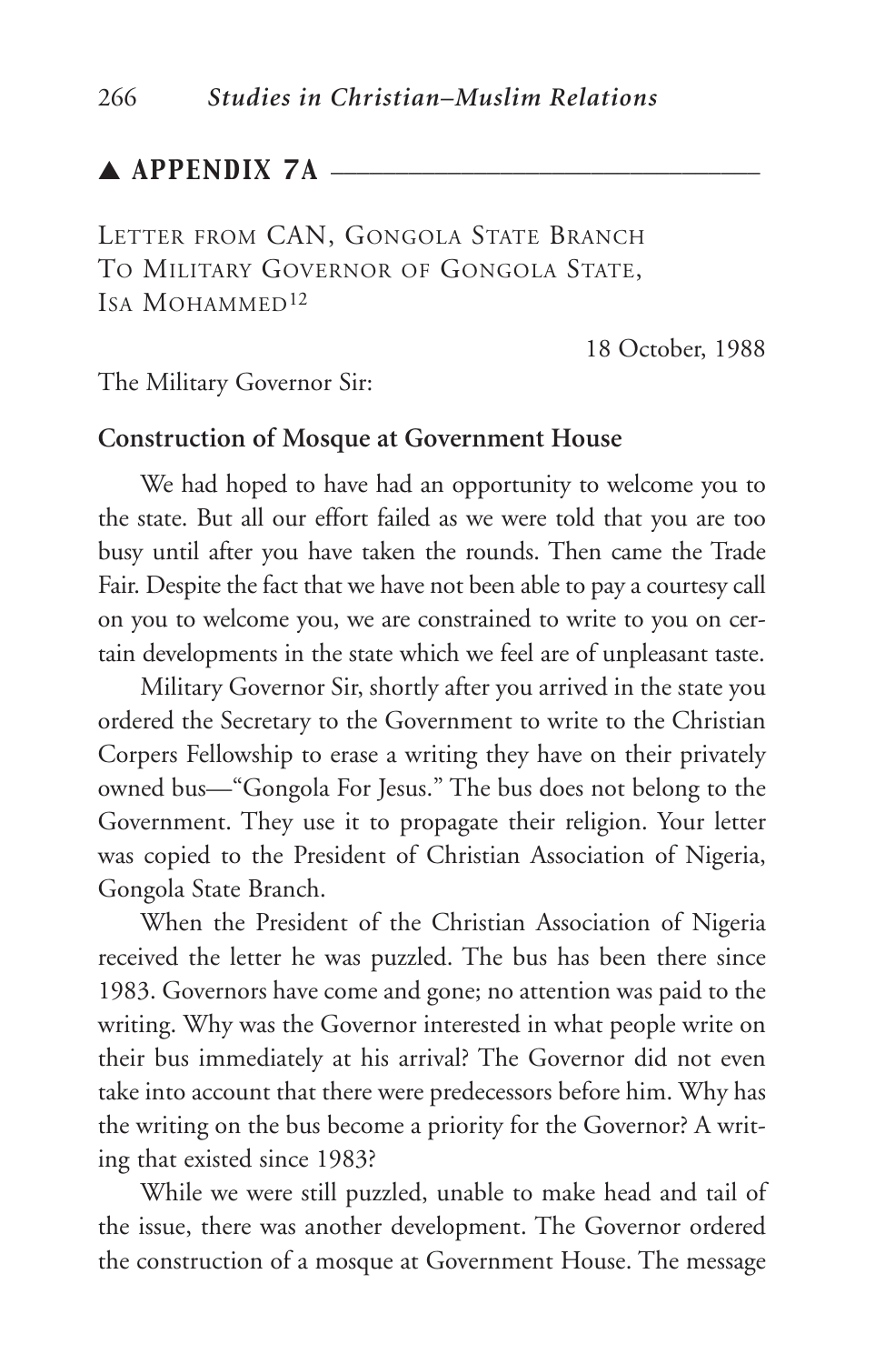## ▲ APPENDIX 7A

LETTER FROM CAN, GONGOLA STATE BRANCH
TO MILITARY GOVERNOR OF GONGOLA STATE,
ISA MOHAMMED[12]

18 October, 1988

The Military Governor Sir:

**Construction of Mosque at Government House**

We had hoped to have had an opportunity to welcome you to the state. But all our effort failed as we were told that you are too busy until after you have taken the rounds. Then came the Trade Fair. Despite the fact that we have not been able to pay a courtesy call on you to welcome you, we are constrained to write to you on certain developments in the state which we feel are of unpleasant taste.

Military Governor Sir, shortly after you arrived in the state you ordered the Secretary to the Government to write to the Christian Corpers Fellowship to erase a writing they have on their privately owned bus—"Gongola For Jesus." The bus does not belong to the Government. They use it to propagate their religion. Your letter was copied to the President of Christian Association of Nigeria, Gongola State Branch.

When the President of the Christian Association of Nigeria received the letter he was puzzled. The bus has been there since 1983. Governors have come and gone; no attention was paid to the writing. Why was the Governor interested in what people write on their bus immediately at his arrival? The Governor did not even take into account that there were predecessors before him. Why has the writing on the bus become a priority for the Governor? A writing that existed since 1983?

While we were still puzzled, unable to make head and tail of the issue, there was another development. The Governor ordered the construction of a mosque at Government House. The message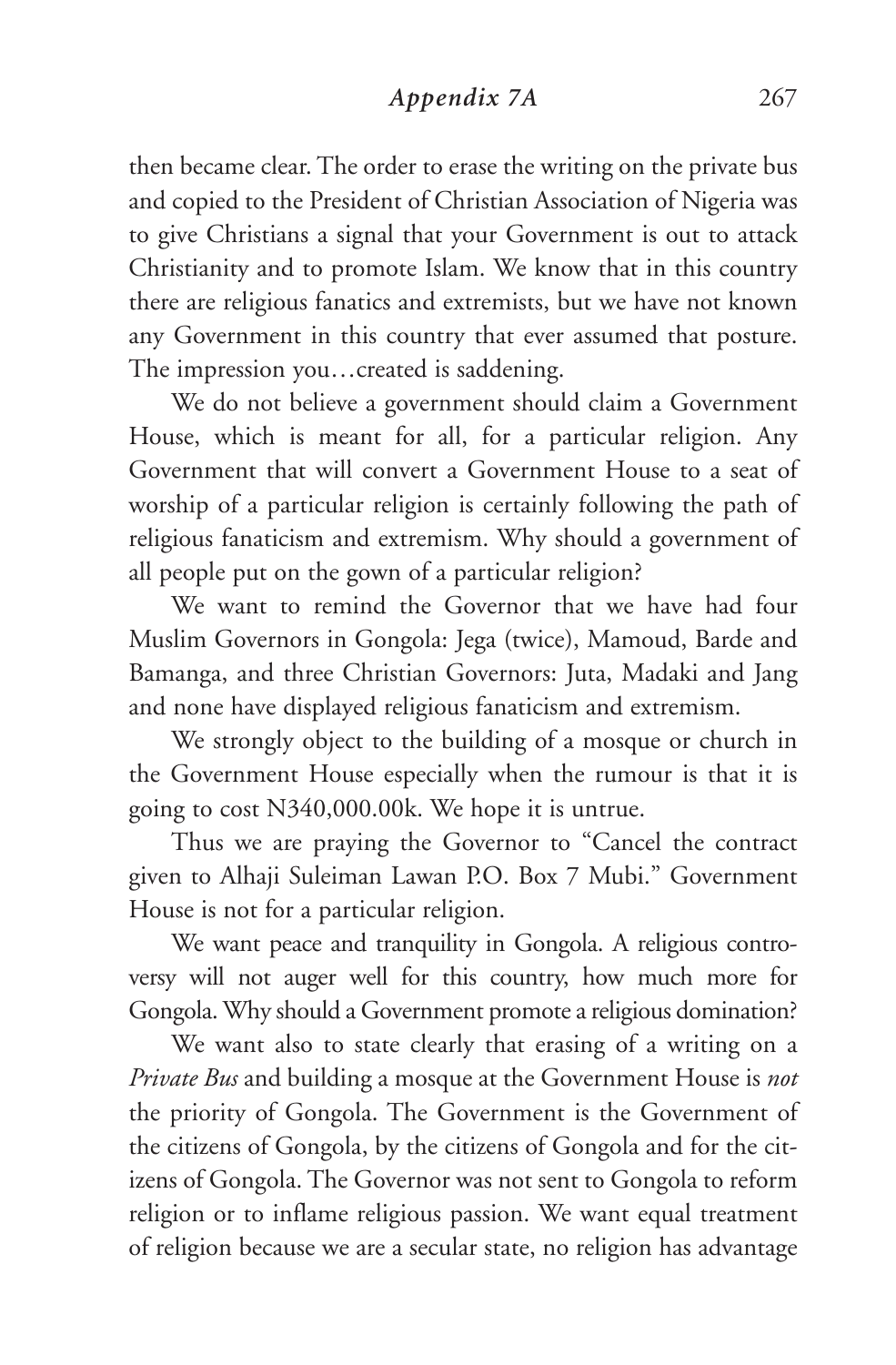then became clear. The order to erase the writing on the private bus and copied to the President of Christian Association of Nigeria was to give Christians a signal that your Government is out to attack Christianity and to promote Islam. We know that in this country there are religious fanatics and extremists, but we have not known any Government in this country that ever assumed that posture. The impression you…created is saddening.

We do not believe a government should claim a Government House, which is meant for all, for a particular religion. Any Government that will convert a Government House to a seat of worship of a particular religion is certainly following the path of religious fanaticism and extremism. Why should a government of all people put on the gown of a particular religion?

We want to remind the Governor that we have had four Muslim Governors in Gongola: Jega (twice), Mamoud, Barde and Bamanga, and three Christian Governors: Juta, Madaki and Jang and none have displayed religious fanaticism and extremism.

We strongly object to the building of a mosque or church in the Government House especially when the rumour is that it is going to cost N340,000.00k. We hope it is untrue.

Thus we are praying the Governor to "Cancel the contract given to Alhaji Suleiman Lawan P.O. Box 7 Mubi." Government House is not for a particular religion.

We want peace and tranquility in Gongola. A religious controversy will not auger well for this country, how much more for Gongola. Why should a Government promote a religious domination?

We want also to state clearly that erasing of a writing on a *Private Bus* and building a mosque at the Government House is *not* the priority of Gongola. The Government is the Government of the citizens of Gongola, by the citizens of Gongola and for the citizens of Gongola. The Governor was not sent to Gongola to reform religion or to inflame religious passion. We want equal treatment of religion because we are a secular state, no religion has advantage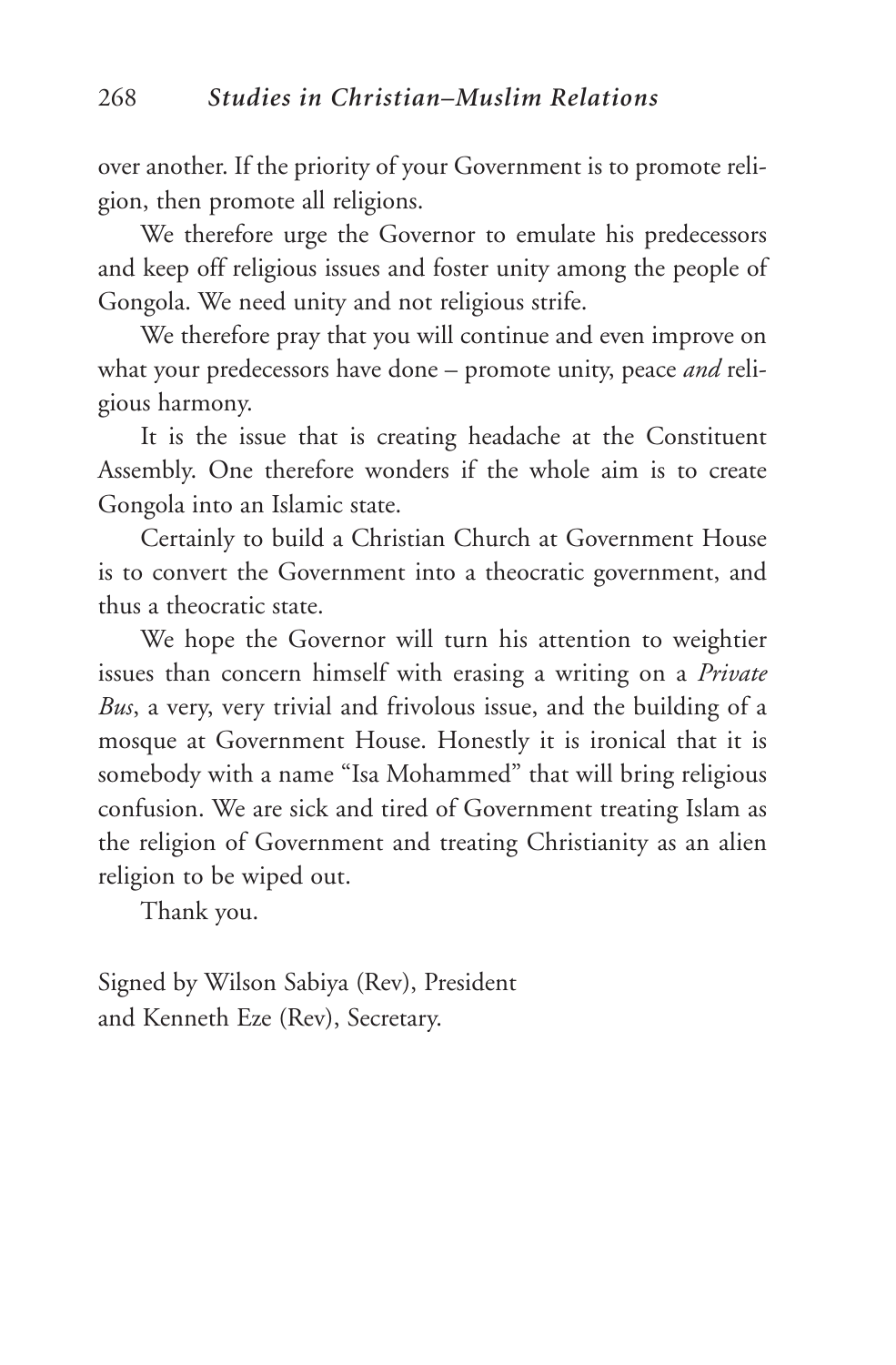over another. If the priority of your Government is to promote religion, then promote all religions.

We therefore urge the Governor to emulate his predecessors and keep off religious issues and foster unity among the people of Gongola. We need unity and not religious strife.

We therefore pray that you will continue and even improve on what your predecessors have done – promote unity, peace *and* religious harmony.

It is the issue that is creating headache at the Constituent Assembly. One therefore wonders if the whole aim is to create Gongola into an Islamic state.

Certainly to build a Christian Church at Government House is to convert the Government into a theocratic government, and thus a theocratic state.

We hope the Governor will turn his attention to weightier issues than concern himself with erasing a writing on a *Private Bus*, a very, very trivial and frivolous issue, and the building of a mosque at Government House. Honestly it is ironical that it is somebody with a name "Isa Mohammed" that will bring religious confusion. We are sick and tired of Government treating Islam as the religion of Government and treating Christianity as an alien religion to be wiped out.

Thank you.

Signed by Wilson Sabiya (Rev), President
and Kenneth Eze (Rev), Secretary.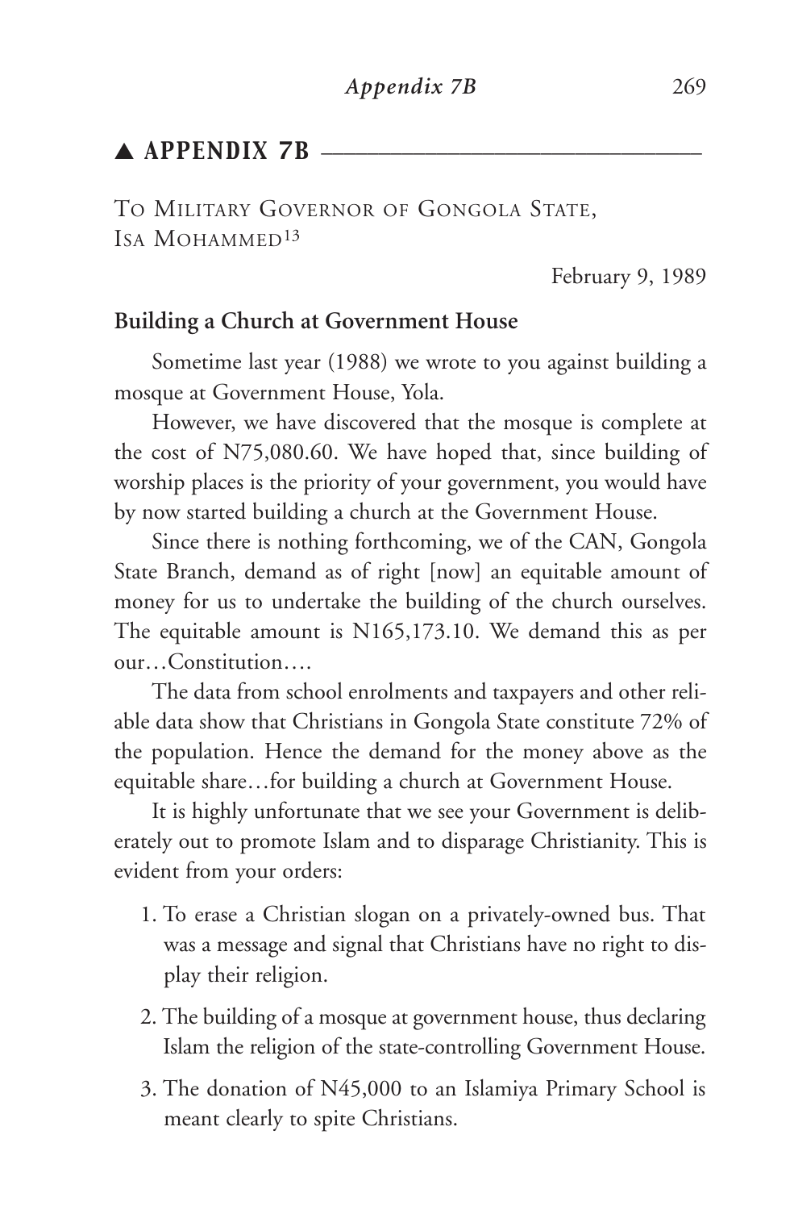## ▲ APPENDIX 7B

TO MILITARY GOVERNOR OF GONGOLA STATE, ISA MOHAMMED[13]

February 9, 1989

**Building a Church at Government House**

Sometime last year (1988) we wrote to you against building a mosque at Government House, Yola.

However, we have discovered that the mosque is complete at the cost of N75,080.60. We have hoped that, since building of worship places is the priority of your government, you would have by now started building a church at the Government House.

Since there is nothing forthcoming, we of the CAN, Gongola State Branch, demand as of right [now] an equitable amount of money for us to undertake the building of the church ourselves. The equitable amount is N165,173.10. We demand this as per our…Constitution….

The data from school enrolments and taxpayers and other reliable data show that Christians in Gongola State constitute 72% of the population. Hence the demand for the money above as the equitable share…for building a church at Government House.

It is highly unfortunate that we see your Government is deliberately out to promote Islam and to disparage Christianity. This is evident from your orders:

1. To erase a Christian slogan on a privately-owned bus. That was a message and signal that Christians have no right to display their religion.
2. The building of a mosque at government house, thus declaring Islam the religion of the state-controlling Government House.
3. The donation of N45,000 to an Islamiya Primary School is meant clearly to spite Christians.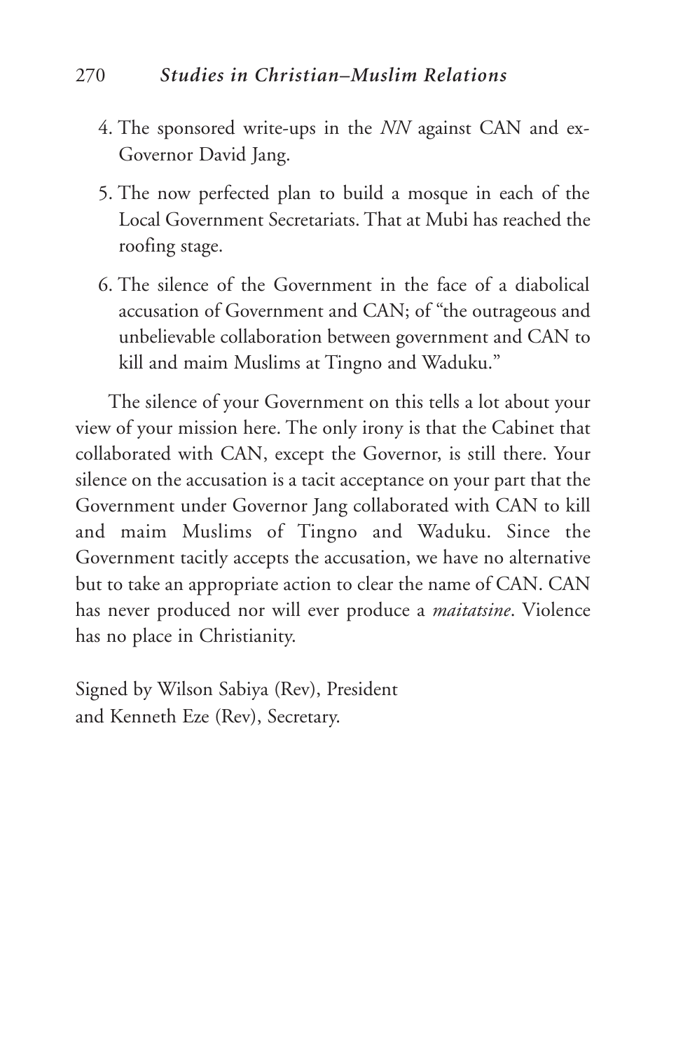4. The sponsored write-ups in the *NN* against CAN and ex-Governor David Jang.
5. The now perfected plan to build a mosque in each of the Local Government Secretariats. That at Mubi has reached the roofing stage.
6. The silence of the Government in the face of a diabolical accusation of Government and CAN; of "the outrageous and unbelievable collaboration between government and CAN to kill and maim Muslims at Tingno and Waduku."

The silence of your Government on this tells a lot about your view of your mission here. The only irony is that the Cabinet that collaborated with CAN, except the Governor, is still there. Your silence on the accusation is a tacit acceptance on your part that the Government under Governor Jang collaborated with CAN to kill and maim Muslims of Tingno and Waduku. Since the Government tacitly accepts the accusation, we have no alternative but to take an appropriate action to clear the name of CAN. CAN has never produced nor will ever produce a *maitatsine*. Violence has no place in Christianity.

Signed by Wilson Sabiya (Rev), President
and Kenneth Eze (Rev), Secretary.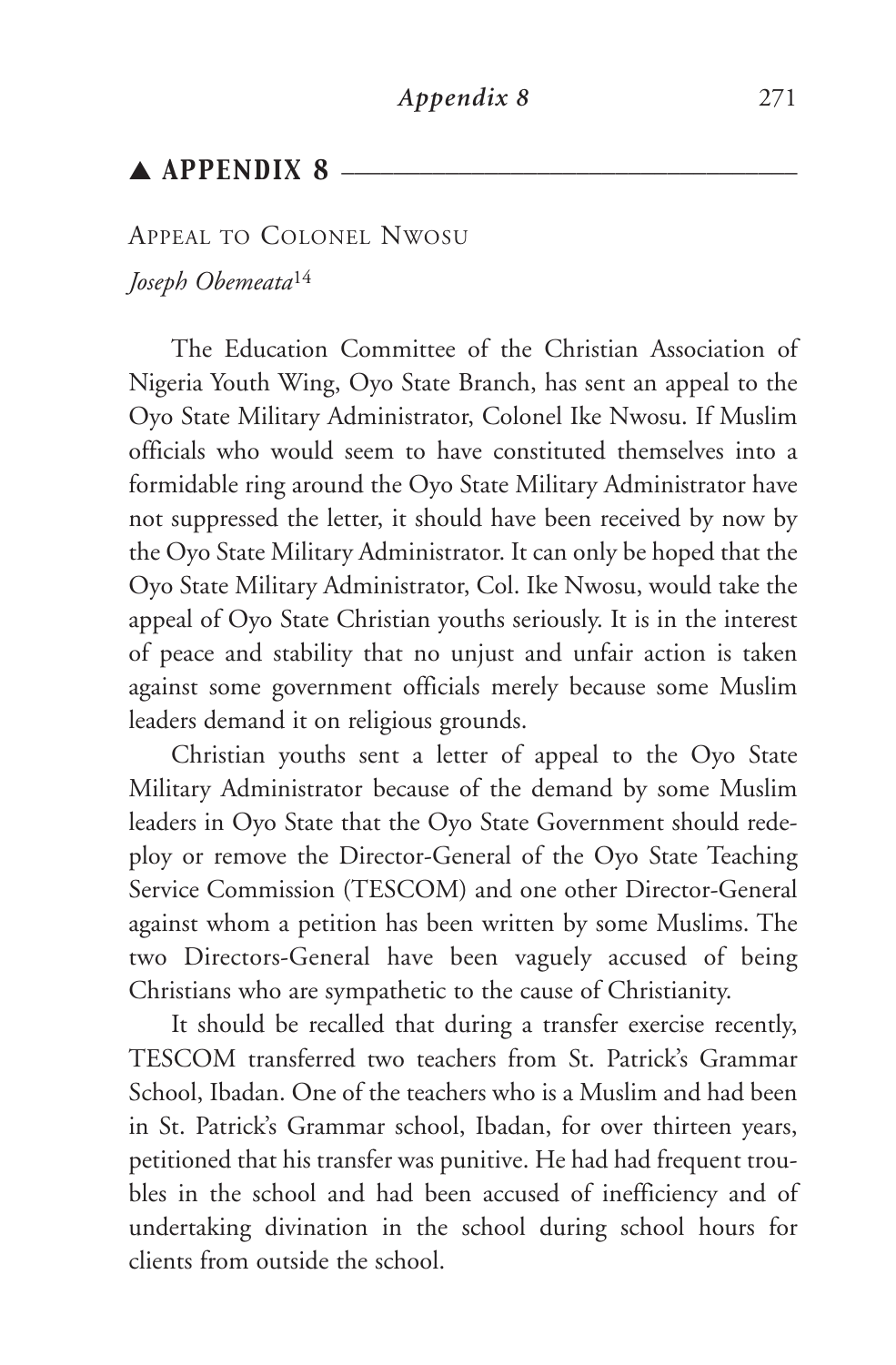## ▲ APPENDIX 8

Appeal to Colonel Nwosu

*Joseph Obemeata*[14]

The Education Committee of the Christian Association of Nigeria Youth Wing, Oyo State Branch, has sent an appeal to the Oyo State Military Administrator, Colonel Ike Nwosu. If Muslim officials who would seem to have constituted themselves into a formidable ring around the Oyo State Military Administrator have not suppressed the letter, it should have been received by now by the Oyo State Military Administrator. It can only be hoped that the Oyo State Military Administrator, Col. Ike Nwosu, would take the appeal of Oyo State Christian youths seriously. It is in the interest of peace and stability that no unjust and unfair action is taken against some government officials merely because some Muslim leaders demand it on religious grounds.

Christian youths sent a letter of appeal to the Oyo State Military Administrator because of the demand by some Muslim leaders in Oyo State that the Oyo State Government should redeploy or remove the Director-General of the Oyo State Teaching Service Commission (TESCOM) and one other Director-General against whom a petition has been written by some Muslims. The two Directors-General have been vaguely accused of being Christians who are sympathetic to the cause of Christianity.

It should be recalled that during a transfer exercise recently, TESCOM transferred two teachers from St. Patrick's Grammar School, Ibadan. One of the teachers who is a Muslim and had been in St. Patrick's Grammar school, Ibadan, for over thirteen years, petitioned that his transfer was punitive. He had had frequent troubles in the school and had been accused of inefficiency and of undertaking divination in the school during school hours for clients from outside the school.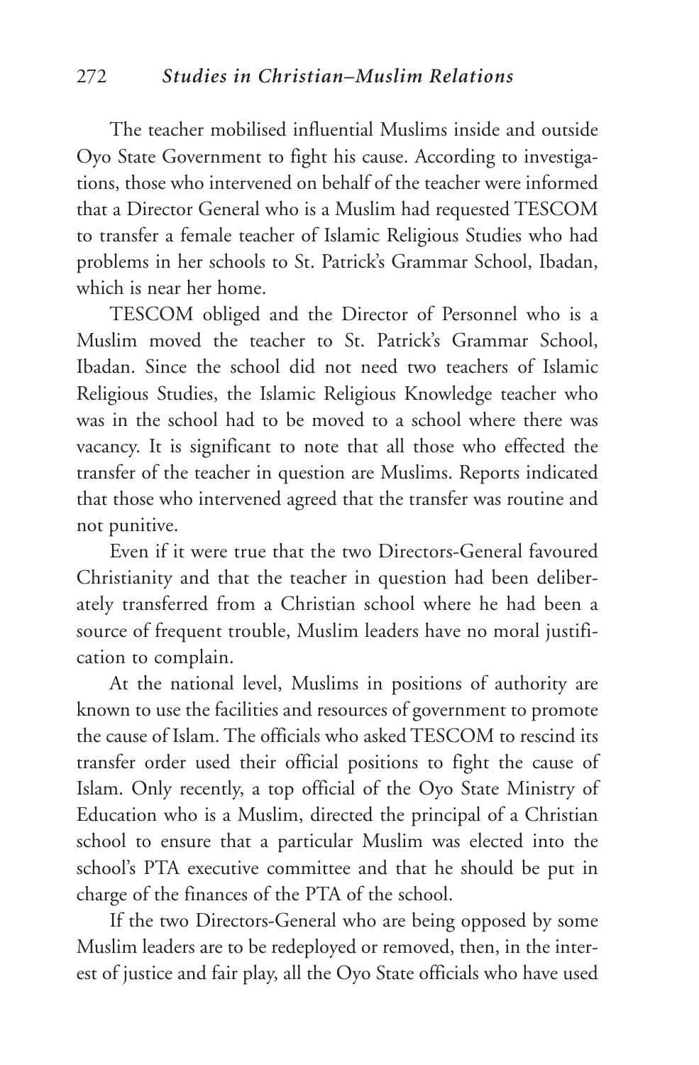The teacher mobilised influential Muslims inside and outside Oyo State Government to fight his cause. According to investigations, those who intervened on behalf of the teacher were informed that a Director General who is a Muslim had requested TESCOM to transfer a female teacher of Islamic Religious Studies who had problems in her schools to St. Patrick's Grammar School, Ibadan, which is near her home.

TESCOM obliged and the Director of Personnel who is a Muslim moved the teacher to St. Patrick's Grammar School, Ibadan. Since the school did not need two teachers of Islamic Religious Studies, the Islamic Religious Knowledge teacher who was in the school had to be moved to a school where there was vacancy. It is significant to note that all those who effected the transfer of the teacher in question are Muslims. Reports indicated that those who intervened agreed that the transfer was routine and not punitive.

Even if it were true that the two Directors-General favoured Christianity and that the teacher in question had been deliberately transferred from a Christian school where he had been a source of frequent trouble, Muslim leaders have no moral justification to complain.

At the national level, Muslims in positions of authority are known to use the facilities and resources of government to promote the cause of Islam. The officials who asked TESCOM to rescind its transfer order used their official positions to fight the cause of Islam. Only recently, a top official of the Oyo State Ministry of Education who is a Muslim, directed the principal of a Christian school to ensure that a particular Muslim was elected into the school's PTA executive committee and that he should be put in charge of the finances of the PTA of the school.

If the two Directors-General who are being opposed by some Muslim leaders are to be redeployed or removed, then, in the interest of justice and fair play, all the Oyo State officials who have used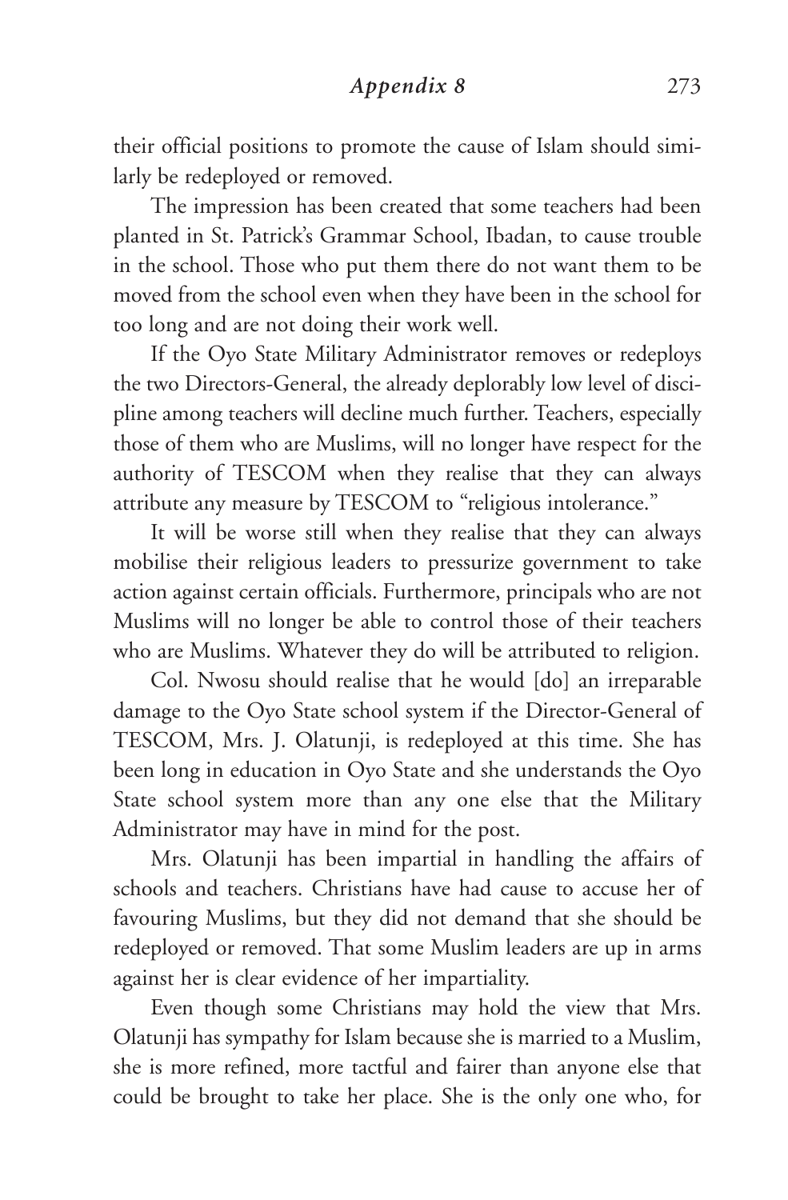their official positions to promote the cause of Islam should similarly be redeployed or removed.

The impression has been created that some teachers had been planted in St. Patrick's Grammar School, Ibadan, to cause trouble in the school. Those who put them there do not want them to be moved from the school even when they have been in the school for too long and are not doing their work well.

If the Oyo State Military Administrator removes or redeploys the two Directors-General, the already deplorably low level of discipline among teachers will decline much further. Teachers, especially those of them who are Muslims, will no longer have respect for the authority of TESCOM when they realise that they can always attribute any measure by TESCOM to "religious intolerance."

It will be worse still when they realise that they can always mobilise their religious leaders to pressurize government to take action against certain officials. Furthermore, principals who are not Muslims will no longer be able to control those of their teachers who are Muslims. Whatever they do will be attributed to religion.

Col. Nwosu should realise that he would [do] an irreparable damage to the Oyo State school system if the Director-General of TESCOM, Mrs. J. Olatunji, is redeployed at this time. She has been long in education in Oyo State and she understands the Oyo State school system more than any one else that the Military Administrator may have in mind for the post.

Mrs. Olatunji has been impartial in handling the affairs of schools and teachers. Christians have had cause to accuse her of favouring Muslims, but they did not demand that she should be redeployed or removed. That some Muslim leaders are up in arms against her is clear evidence of her impartiality.

Even though some Christians may hold the view that Mrs. Olatunji has sympathy for Islam because she is married to a Muslim, she is more refined, more tactful and fairer than anyone else that could be brought to take her place. She is the only one who, for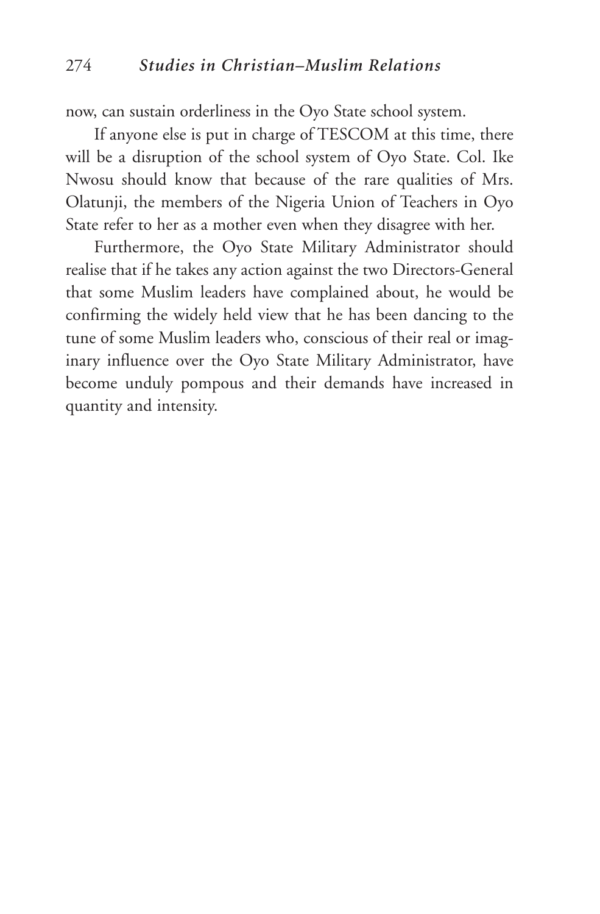now, can sustain orderliness in the Oyo State school system.

If anyone else is put in charge of TESCOM at this time, there will be a disruption of the school system of Oyo State. Col. Ike Nwosu should know that because of the rare qualities of Mrs. Olatunji, the members of the Nigeria Union of Teachers in Oyo State refer to her as a mother even when they disagree with her.

Furthermore, the Oyo State Military Administrator should realise that if he takes any action against the two Directors-General that some Muslim leaders have complained about, he would be confirming the widely held view that he has been dancing to the tune of some Muslim leaders who, conscious of their real or imaginary influence over the Oyo State Military Administrator, have become unduly pompous and their demands have increased in quantity and intensity.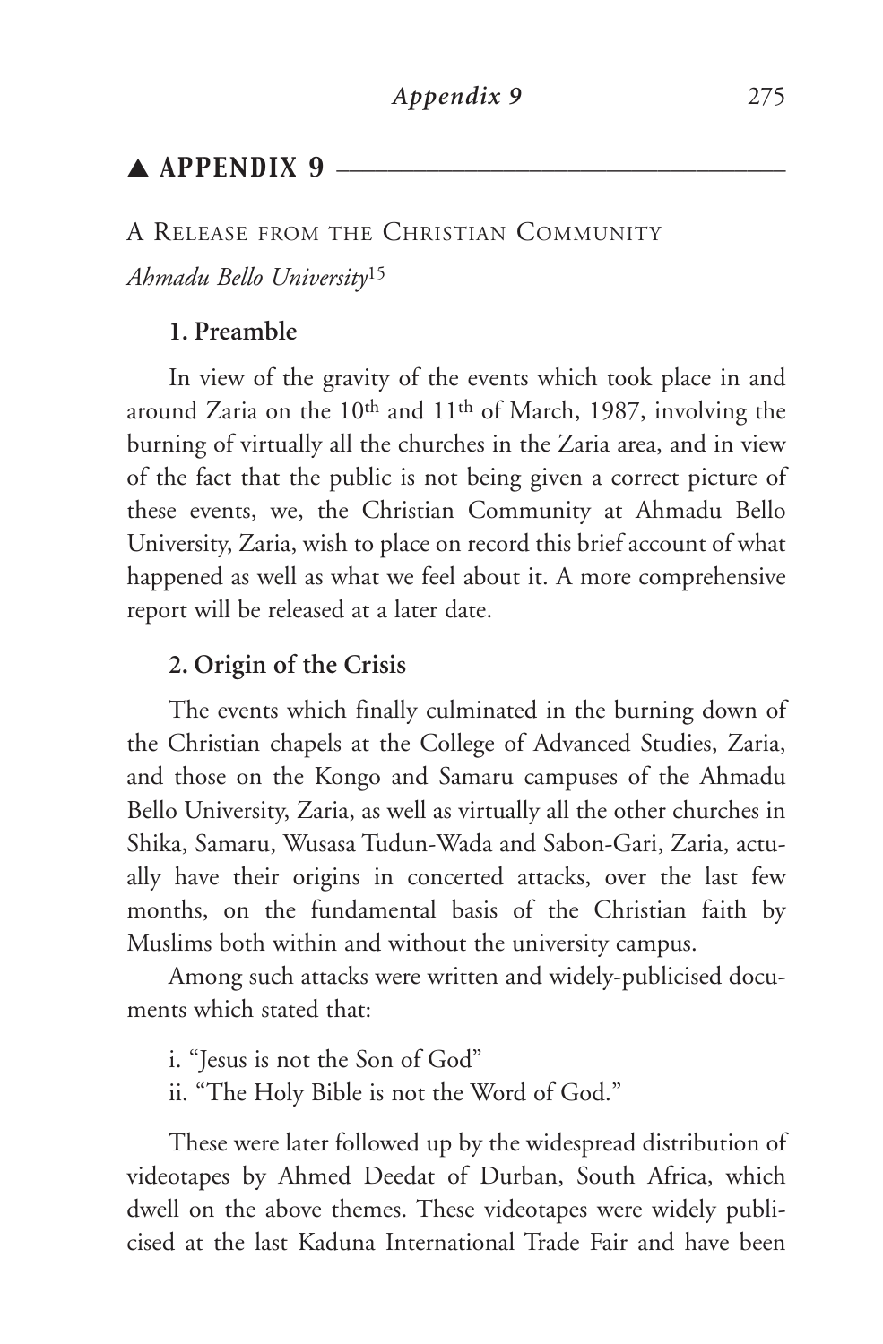## ▲ APPENDIX 9

A RELEASE FROM THE CHRISTIAN COMMUNITY

*Ahmadu Bello University*[15]

### 1. Preamble

In view of the gravity of the events which took place in and around Zaria on the 10th and 11th of March, 1987, involving the burning of virtually all the churches in the Zaria area, and in view of the fact that the public is not being given a correct picture of these events, we, the Christian Community at Ahmadu Bello University, Zaria, wish to place on record this brief account of what happened as well as what we feel about it. A more comprehensive report will be released at a later date.

### 2. Origin of the Crisis

The events which finally culminated in the burning down of the Christian chapels at the College of Advanced Studies, Zaria, and those on the Kongo and Samaru campuses of the Ahmadu Bello University, Zaria, as well as virtually all the other churches in Shika, Samaru, Wusasa Tudun-Wada and Sabon-Gari, Zaria, actually have their origins in concerted attacks, over the last few months, on the fundamental basis of the Christian faith by Muslims both within and without the university campus.

Among such attacks were written and widely-publicised documents which stated that:

i. "Jesus is not the Son of God"
ii. "The Holy Bible is not the Word of God."

These were later followed up by the widespread distribution of videotapes by Ahmed Deedat of Durban, South Africa, which dwell on the above themes. These videotapes were widely publicised at the last Kaduna International Trade Fair and have been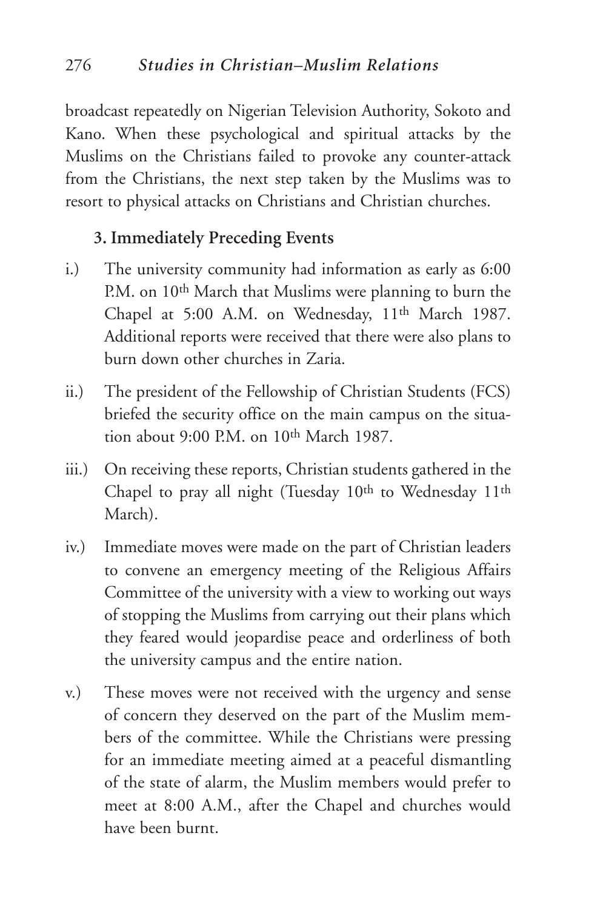broadcast repeatedly on Nigerian Television Authority, Sokoto and Kano. When these psychological and spiritual attacks by the Muslims on the Christians failed to provoke any counter-attack from the Christians, the next step taken by the Muslims was to resort to physical attacks on Christians and Christian churches.

### 3. Immediately Preceding Events

i.) The university community had information as early as 6:00 P.M. on 10th March that Muslims were planning to burn the Chapel at 5:00 A.M. on Wednesday, 11th March 1987. Additional reports were received that there were also plans to burn down other churches in Zaria.

ii.) The president of the Fellowship of Christian Students (FCS) briefed the security office on the main campus on the situation about 9:00 P.M. on 10th March 1987.

iii.) On receiving these reports, Christian students gathered in the Chapel to pray all night (Tuesday 10th to Wednesday 11th March).

iv.) Immediate moves were made on the part of Christian leaders to convene an emergency meeting of the Religious Affairs Committee of the university with a view to working out ways of stopping the Muslims from carrying out their plans which they feared would jeopardise peace and orderliness of both the university campus and the entire nation.

v.) These moves were not received with the urgency and sense of concern they deserved on the part of the Muslim members of the committee. While the Christians were pressing for an immediate meeting aimed at a peaceful dismantling of the state of alarm, the Muslim members would prefer to meet at 8:00 A.M., after the Chapel and churches would have been burnt.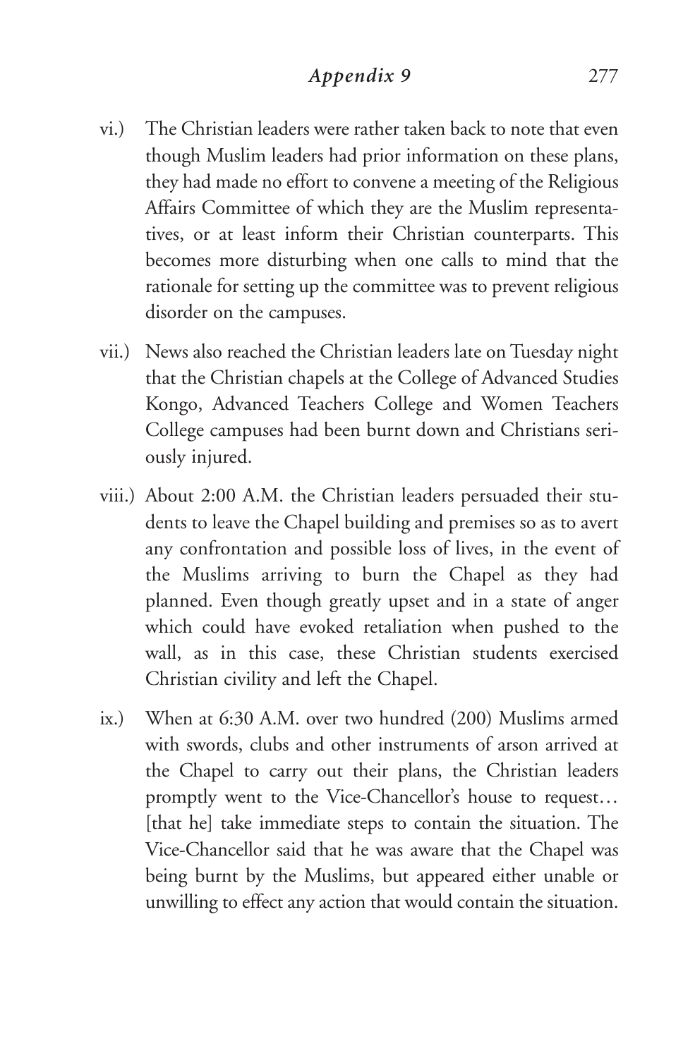vi.) The Christian leaders were rather taken back to note that even though Muslim leaders had prior information on these plans, they had made no effort to convene a meeting of the Religious Affairs Committee of which they are the Muslim representatives, or at least inform their Christian counterparts. This becomes more disturbing when one calls to mind that the rationale for setting up the committee was to prevent religious disorder on the campuses.

vii.) News also reached the Christian leaders late on Tuesday night that the Christian chapels at the College of Advanced Studies Kongo, Advanced Teachers College and Women Teachers College campuses had been burnt down and Christians seriously injured.

viii.) About 2:00 A.M. the Christian leaders persuaded their students to leave the Chapel building and premises so as to avert any confrontation and possible loss of lives, in the event of the Muslims arriving to burn the Chapel as they had planned. Even though greatly upset and in a state of anger which could have evoked retaliation when pushed to the wall, as in this case, these Christian students exercised Christian civility and left the Chapel.

ix.) When at 6:30 A.M. over two hundred (200) Muslims armed with swords, clubs and other instruments of arson arrived at the Chapel to carry out their plans, the Christian leaders promptly went to the Vice-Chancellor's house to request… [that he] take immediate steps to contain the situation. The Vice-Chancellor said that he was aware that the Chapel was being burnt by the Muslims, but appeared either unable or unwilling to effect any action that would contain the situation.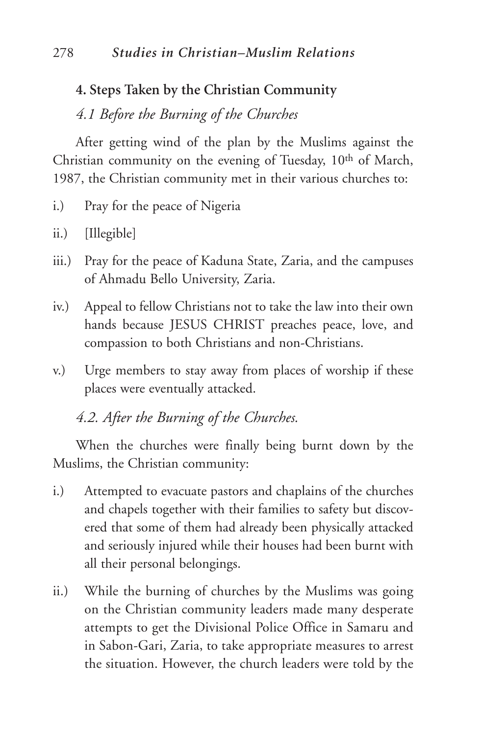## 4. Steps Taken by the Christian Community

### *4.1 Before the Burning of the Churches*

After getting wind of the plan by the Muslims against the Christian community on the evening of Tuesday, 10th of March, 1987, the Christian community met in their various churches to:

i.) Pray for the peace of Nigeria

ii.) [Illegible]

iii.) Pray for the peace of Kaduna State, Zaria, and the campuses of Ahmadu Bello University, Zaria.

iv.) Appeal to fellow Christians not to take the law into their own hands because JESUS CHRIST preaches peace, love, and compassion to both Christians and non-Christians.

v.) Urge members to stay away from places of worship if these places were eventually attacked.

### *4.2. After the Burning of the Churches.*

When the churches were finally being burnt down by the Muslims, the Christian community:

i.) Attempted to evacuate pastors and chaplains of the churches and chapels together with their families to safety but discovered that some of them had already been physically attacked and seriously injured while their houses had been burnt with all their personal belongings.

ii.) While the burning of churches by the Muslims was going on the Christian community leaders made many desperate attempts to get the Divisional Police Office in Samaru and in Sabon-Gari, Zaria, to take appropriate measures to arrest the situation. However, the church leaders were told by the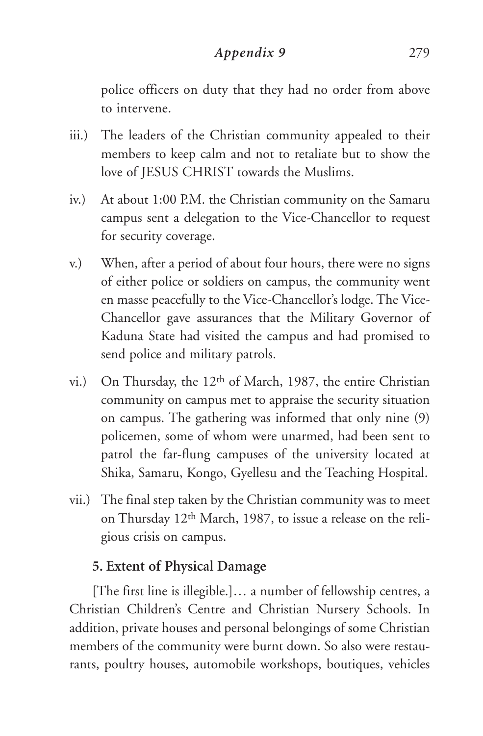police officers on duty that they had no order from above to intervene.

iii.) The leaders of the Christian community appealed to their members to keep calm and not to retaliate but to show the love of JESUS CHRIST towards the Muslims.

iv.) At about 1:00 P.M. the Christian community on the Samaru campus sent a delegation to the Vice-Chancellor to request for security coverage.

v.) When, after a period of about four hours, there were no signs of either police or soldiers on campus, the community went en masse peacefully to the Vice-Chancellor's lodge. The Vice-Chancellor gave assurances that the Military Governor of Kaduna State had visited the campus and had promised to send police and military patrols.

vi.) On Thursday, the 12th of March, 1987, the entire Christian community on campus met to appraise the security situation on campus. The gathering was informed that only nine (9) policemen, some of whom were unarmed, had been sent to patrol the far-flung campuses of the university located at Shika, Samaru, Kongo, Gyellesu and the Teaching Hospital.

vii.) The final step taken by the Christian community was to meet on Thursday 12th March, 1987, to issue a release on the religious crisis on campus.

**5. Extent of Physical Damage**

[The first line is illegible.]… a number of fellowship centres, a Christian Children's Centre and Christian Nursery Schools. In addition, private houses and personal belongings of some Christian members of the community were burnt down. So also were restaurants, poultry houses, automobile workshops, boutiques, vehicles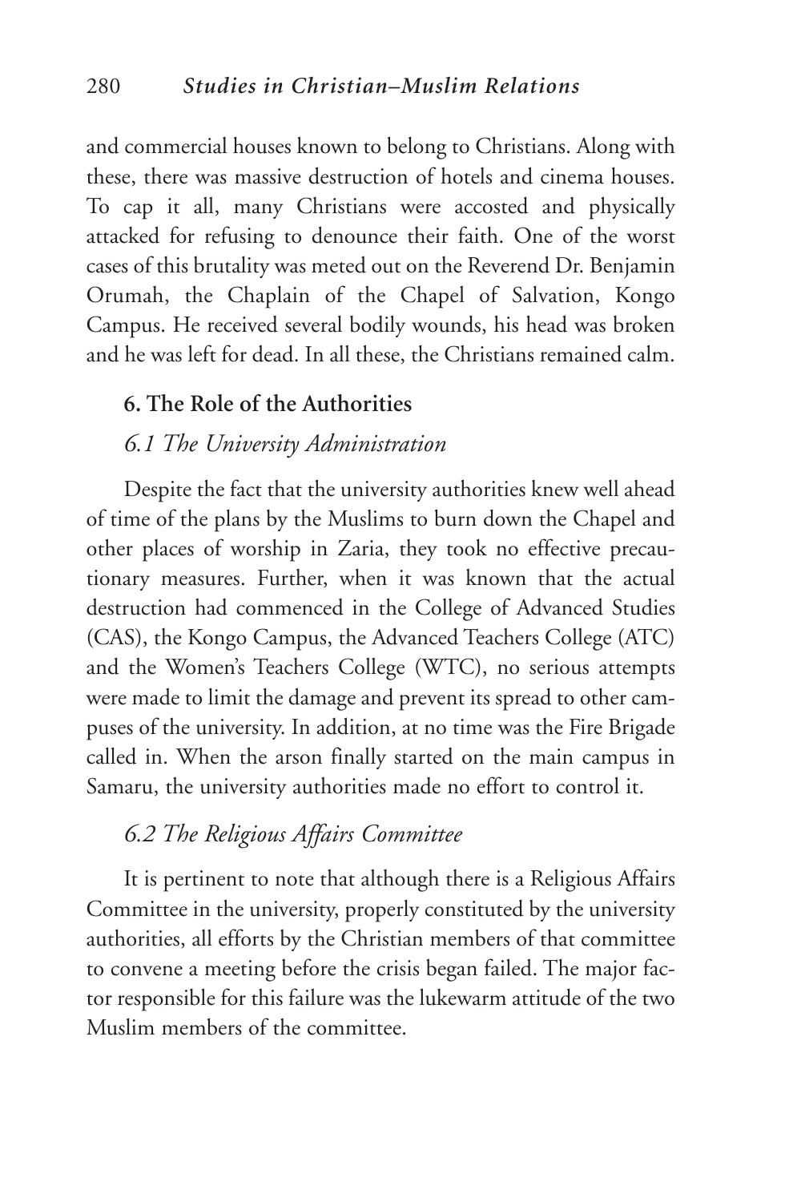and commercial houses known to belong to Christians. Along with these, there was massive destruction of hotels and cinema houses. To cap it all, many Christians were accosted and physically attacked for refusing to denounce their faith. One of the worst cases of this brutality was meted out on the Reverend Dr. Benjamin Orumah, the Chaplain of the Chapel of Salvation, Kongo Campus. He received several bodily wounds, his head was broken and he was left for dead. In all these, the Christians remained calm.

## 6. The Role of the Authorities

### *6.1 The University Administration*

Despite the fact that the university authorities knew well ahead of time of the plans by the Muslims to burn down the Chapel and other places of worship in Zaria, they took no effective precautionary measures. Further, when it was known that the actual destruction had commenced in the College of Advanced Studies (CAS), the Kongo Campus, the Advanced Teachers College (ATC) and the Women's Teachers College (WTC), no serious attempts were made to limit the damage and prevent its spread to other campuses of the university. In addition, at no time was the Fire Brigade called in. When the arson finally started on the main campus in Samaru, the university authorities made no effort to control it.

### *6.2 The Religious Affairs Committee*

It is pertinent to note that although there is a Religious Affairs Committee in the university, properly constituted by the university authorities, all efforts by the Christian members of that committee to convene a meeting before the crisis began failed. The major factor responsible for this failure was the lukewarm attitude of the two Muslim members of the committee.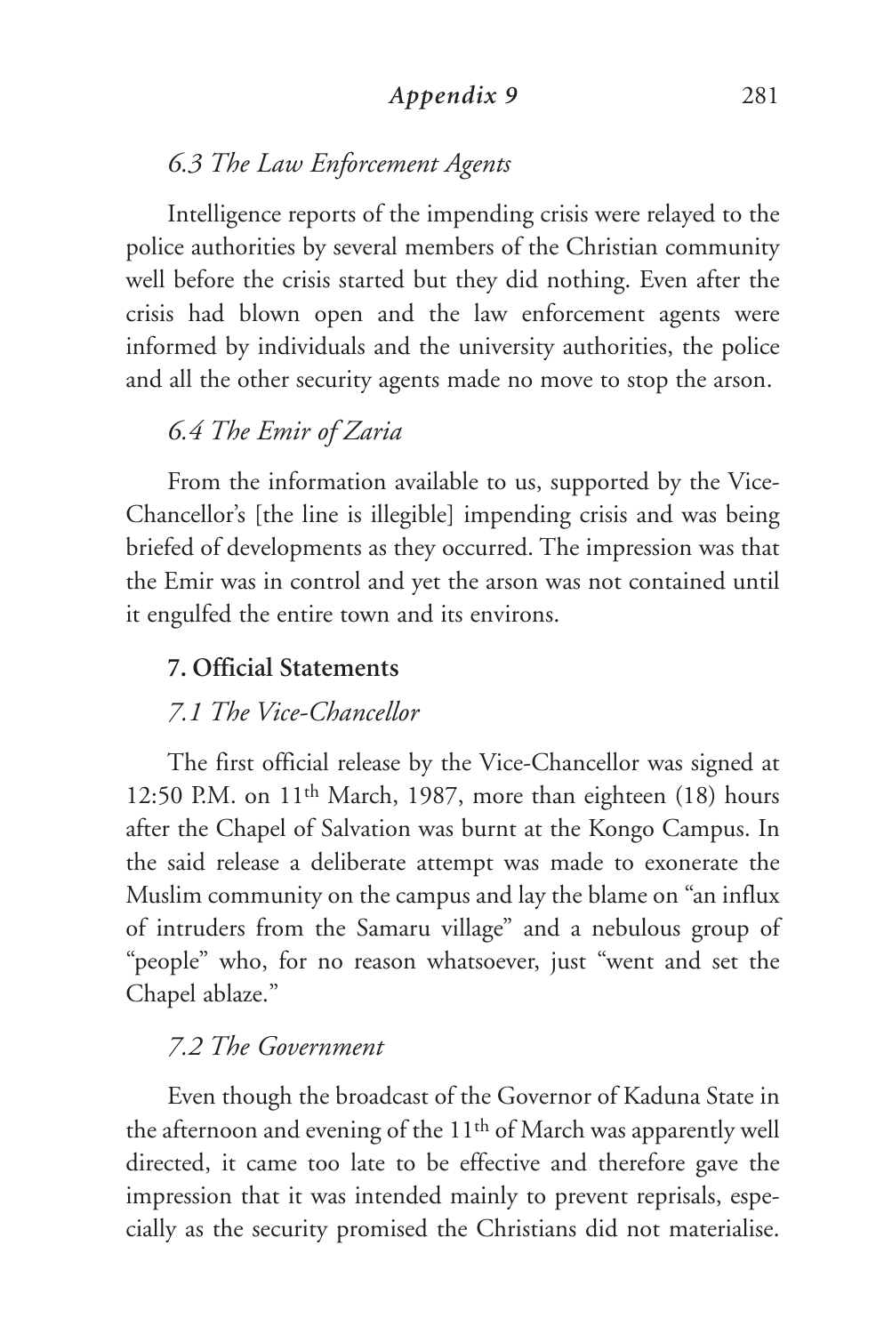### *6.3 The Law Enforcement Agents*

Intelligence reports of the impending crisis were relayed to the police authorities by several members of the Christian community well before the crisis started but they did nothing. Even after the crisis had blown open and the law enforcement agents were informed by individuals and the university authorities, the police and all the other security agents made no move to stop the arson.

### *6.4 The Emir of Zaria*

From the information available to us, supported by the Vice-Chancellor's [the line is illegible] impending crisis and was being briefed of developments as they occurred. The impression was that the Emir was in control and yet the arson was not contained until it engulfed the entire town and its environs.

## **7. Official Statements**

### *7.1 The Vice-Chancellor*

The first official release by the Vice-Chancellor was signed at 12:50 P.M. on 11th March, 1987, more than eighteen (18) hours after the Chapel of Salvation was burnt at the Kongo Campus. In the said release a deliberate attempt was made to exonerate the Muslim community on the campus and lay the blame on "an influx of intruders from the Samaru village" and a nebulous group of "people" who, for no reason whatsoever, just "went and set the Chapel ablaze."

### *7.2 The Government*

Even though the broadcast of the Governor of Kaduna State in the afternoon and evening of the 11th of March was apparently well directed, it came too late to be effective and therefore gave the impression that it was intended mainly to prevent reprisals, especially as the security promised the Christians did not materialise.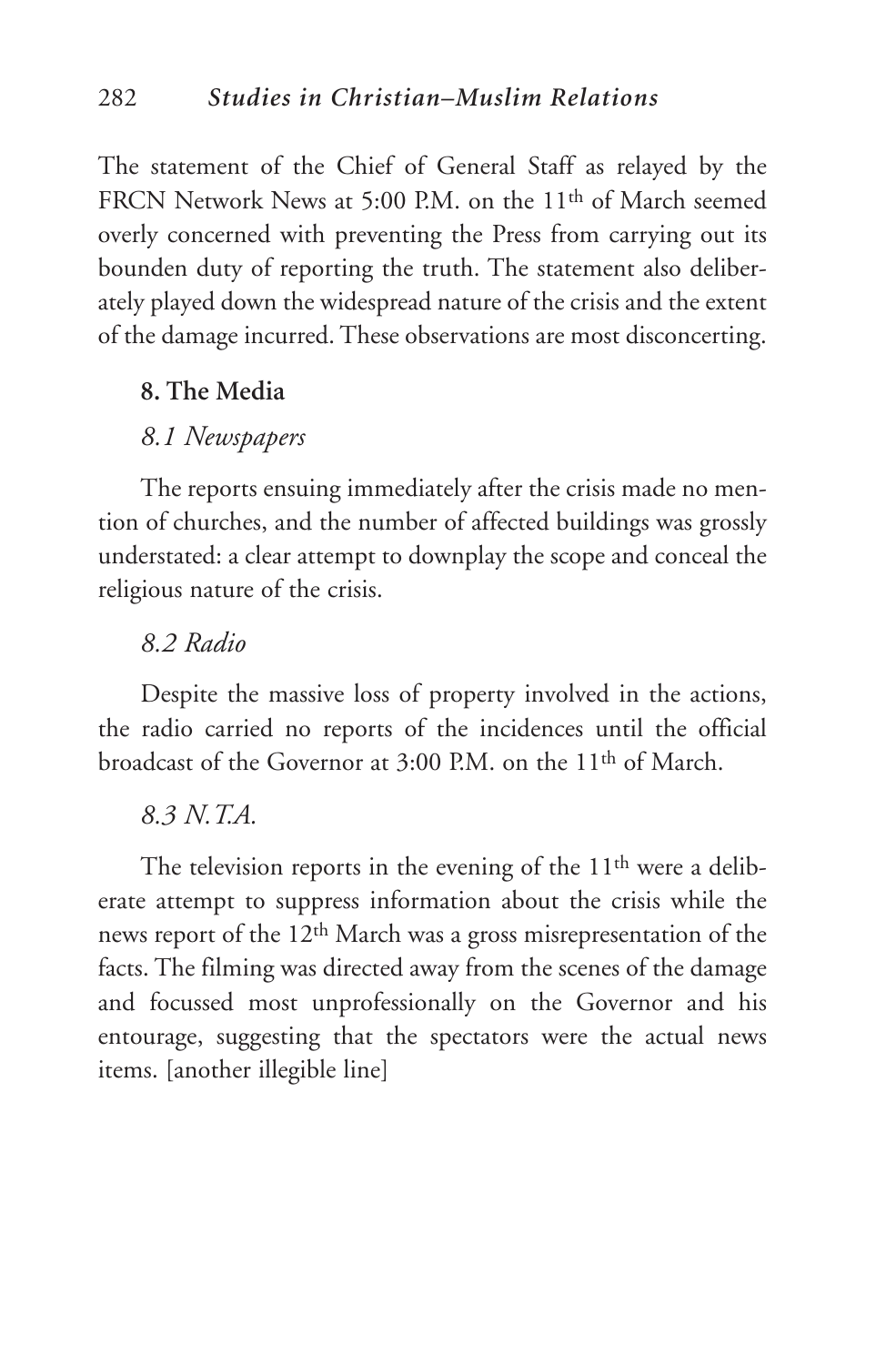The statement of the Chief of General Staff as relayed by the FRCN Network News at 5:00 P.M. on the 11th of March seemed overly concerned with preventing the Press from carrying out its bounden duty of reporting the truth. The statement also deliberately played down the widespread nature of the crisis and the extent of the damage incurred. These observations are most disconcerting.

## 8. The Media

### *8.1 Newspapers*

The reports ensuing immediately after the crisis made no mention of churches, and the number of affected buildings was grossly understated: a clear attempt to downplay the scope and conceal the religious nature of the crisis.

### *8.2 Radio*

Despite the massive loss of property involved in the actions, the radio carried no reports of the incidences until the official broadcast of the Governor at 3:00 P.M. on the 11th of March.

### *8.3 N.T.A.*

The television reports in the evening of the 11th were a deliberate attempt to suppress information about the crisis while the news report of the 12th March was a gross misrepresentation of the facts. The filming was directed away from the scenes of the damage and focussed most unprofessionally on the Governor and his entourage, suggesting that the spectators were the actual news items. [another illegible line]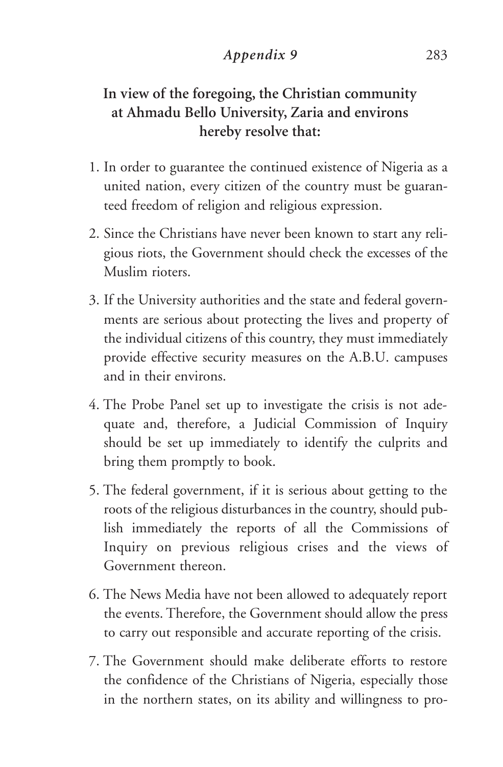**In view of the foregoing, the Christian community at Ahmadu Bello University, Zaria and environs hereby resolve that:**

1. In order to guarantee the continued existence of Nigeria as a united nation, every citizen of the country must be guaranteed freedom of religion and religious expression.
2. Since the Christians have never been known to start any religious riots, the Government should check the excesses of the Muslim rioters.
3. If the University authorities and the state and federal governments are serious about protecting the lives and property of the individual citizens of this country, they must immediately provide effective security measures on the A.B.U. campuses and in their environs.
4. The Probe Panel set up to investigate the crisis is not adequate and, therefore, a Judicial Commission of Inquiry should be set up immediately to identify the culprits and bring them promptly to book.
5. The federal government, if it is serious about getting to the roots of the religious disturbances in the country, should publish immediately the reports of all the Commissions of Inquiry on previous religious crises and the views of Government thereon.
6. The News Media have not been allowed to adequately report the events. Therefore, the Government should allow the press to carry out responsible and accurate reporting of the crisis.
7. The Government should make deliberate efforts to restore the confidence of the Christians of Nigeria, especially those in the northern states, on its ability and willingness to pro-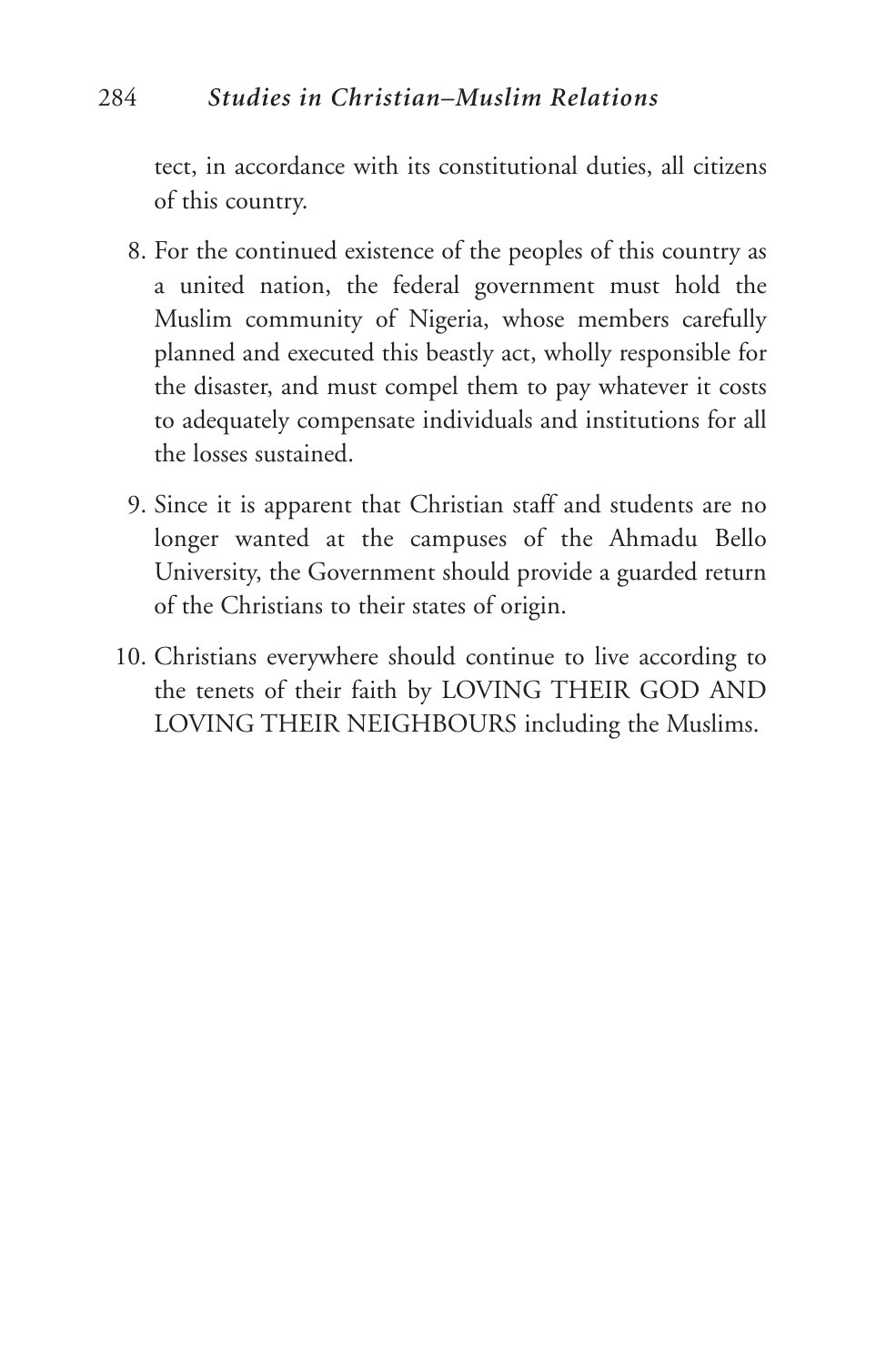tect, in accordance with its constitutional duties, all citizens of this country.

8. For the continued existence of the peoples of this country as a united nation, the federal government must hold the Muslim community of Nigeria, whose members carefully planned and executed this beastly act, wholly responsible for the disaster, and must compel them to pay whatever it costs to adequately compensate individuals and institutions for all the losses sustained.

9. Since it is apparent that Christian staff and students are no longer wanted at the campuses of the Ahmadu Bello University, the Government should provide a guarded return of the Christians to their states of origin.

10. Christians everywhere should continue to live according to the tenets of their faith by LOVING THEIR GOD AND LOVING THEIR NEIGHBOURS including the Muslims.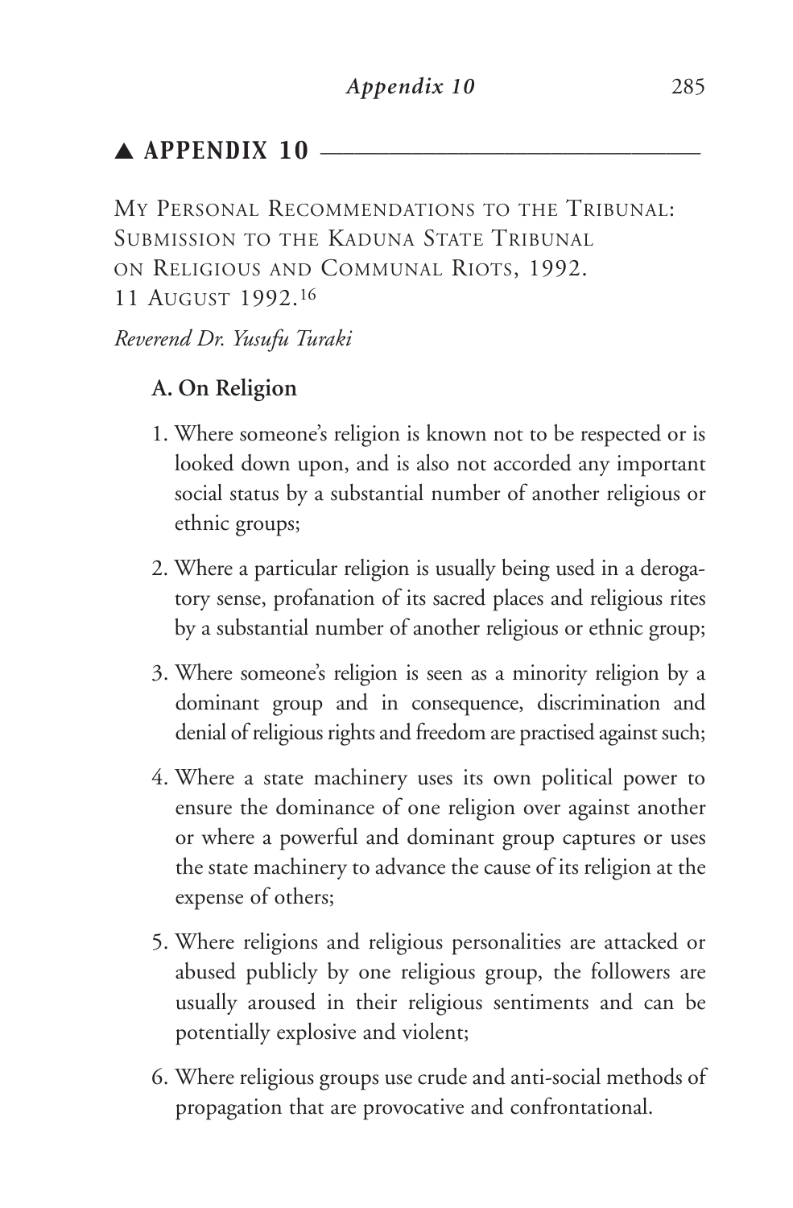## ▲ APPENDIX 10

My Personal Recommendations to the Tribunal: Submission to the Kaduna State Tribunal on Religious and Communal Riots, 1992. 11 August 1992.[16]

*Reverend Dr. Yusufu Turaki*

### A. On Religion

1. Where someone's religion is known not to be respected or is looked down upon, and is also not accorded any important social status by a substantial number of another religious or ethnic groups;

2. Where a particular religion is usually being used in a derogatory sense, profanation of its sacred places and religious rites by a substantial number of another religious or ethnic group;

3. Where someone's religion is seen as a minority religion by a dominant group and in consequence, discrimination and denial of religious rights and freedom are practised against such;

4. Where a state machinery uses its own political power to ensure the dominance of one religion over against another or where a powerful and dominant group captures or uses the state machinery to advance the cause of its religion at the expense of others;

5. Where religions and religious personalities are attacked or abused publicly by one religious group, the followers are usually aroused in their religious sentiments and can be potentially explosive and violent;

6. Where religious groups use crude and anti-social methods of propagation that are provocative and confrontational.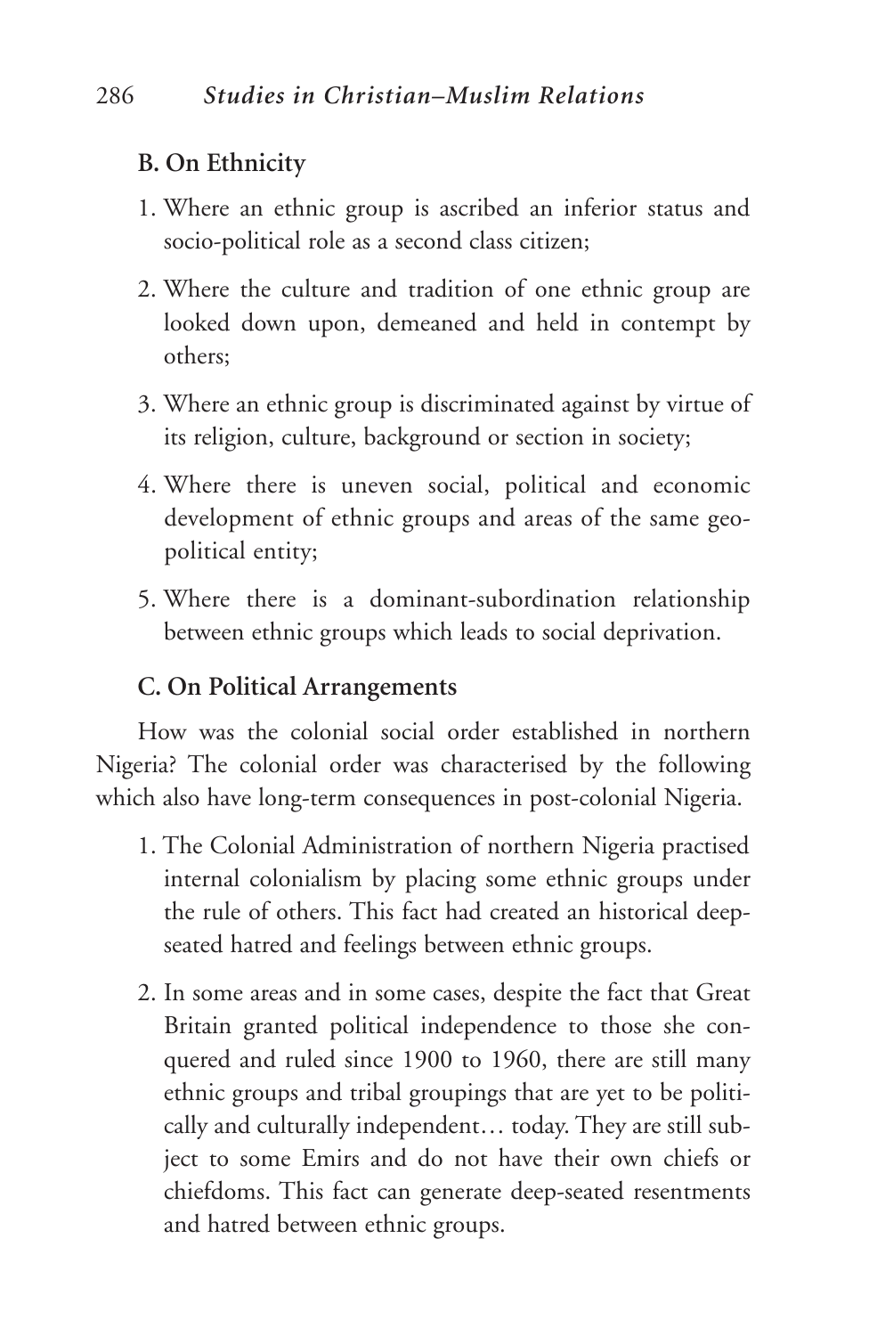### B. On Ethnicity

1. Where an ethnic group is ascribed an inferior status and socio-political role as a second class citizen;
2. Where the culture and tradition of one ethnic group are looked down upon, demeaned and held in contempt by others;
3. Where an ethnic group is discriminated against by virtue of its religion, culture, background or section in society;
4. Where there is uneven social, political and economic development of ethnic groups and areas of the same geo-political entity;
5. Where there is a dominant-subordination relationship between ethnic groups which leads to social deprivation.

### C. On Political Arrangements

How was the colonial social order established in northern Nigeria? The colonial order was characterised by the following which also have long-term consequences in post-colonial Nigeria.

1. The Colonial Administration of northern Nigeria practised internal colonialism by placing some ethnic groups under the rule of others. This fact had created an historical deep-seated hatred and feelings between ethnic groups.
2. In some areas and in some cases, despite the fact that Great Britain granted political independence to those she conquered and ruled since 1900 to 1960, there are still many ethnic groups and tribal groupings that are yet to be politically and culturally independent… today. They are still subject to some Emirs and do not have their own chiefs or chiefdoms. This fact can generate deep-seated resentments and hatred between ethnic groups.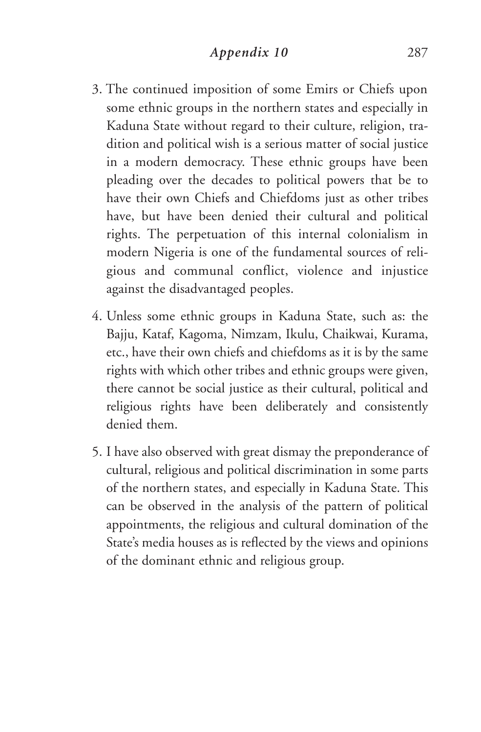3. The continued imposition of some Emirs or Chiefs upon some ethnic groups in the northern states and especially in Kaduna State without regard to their culture, religion, tradition and political wish is a serious matter of social justice in a modern democracy. These ethnic groups have been pleading over the decades to political powers that be to have their own Chiefs and Chiefdoms just as other tribes have, but have been denied their cultural and political rights. The perpetuation of this internal colonialism in modern Nigeria is one of the fundamental sources of religious and communal conflict, violence and injustice against the disadvantaged peoples.

4. Unless some ethnic groups in Kaduna State, such as: the Bajju, Kataf, Kagoma, Nimzam, Ikulu, Chaikwai, Kurama, etc., have their own chiefs and chiefdoms as it is by the same rights with which other tribes and ethnic groups were given, there cannot be social justice as their cultural, political and religious rights have been deliberately and consistently denied them.

5. I have also observed with great dismay the preponderance of cultural, religious and political discrimination in some parts of the northern states, and especially in Kaduna State. This can be observed in the analysis of the pattern of political appointments, the religious and cultural domination of the State's media houses as is reflected by the views and opinions of the dominant ethnic and religious group.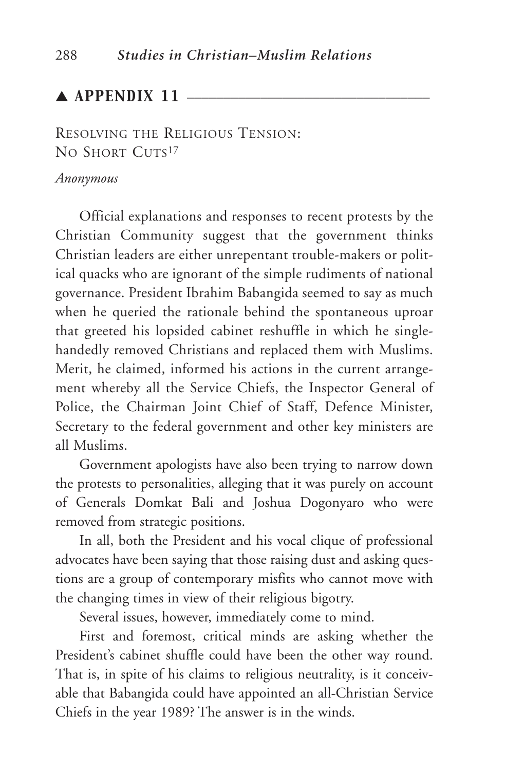## ▲ APPENDIX 11

### Resolving the Religious Tension: No Short Cuts[17]

*Anonymous*

Official explanations and responses to recent protests by the Christian Community suggest that the government thinks Christian leaders are either unrepentant trouble-makers or political quacks who are ignorant of the simple rudiments of national governance. President Ibrahim Babangida seemed to say as much when he queried the rationale behind the spontaneous uproar that greeted his lopsided cabinet reshuffle in which he single-handedly removed Christians and replaced them with Muslims. Merit, he claimed, informed his actions in the current arrangement whereby all the Service Chiefs, the Inspector General of Police, the Chairman Joint Chief of Staff, Defence Minister, Secretary to the federal government and other key ministers are all Muslims.

Government apologists have also been trying to narrow down the protests to personalities, alleging that it was purely on account of Generals Domkat Bali and Joshua Dogonyaro who were removed from strategic positions.

In all, both the President and his vocal clique of professional advocates have been saying that those raising dust and asking questions are a group of contemporary misfits who cannot move with the changing times in view of their religious bigotry.

Several issues, however, immediately come to mind.

First and foremost, critical minds are asking whether the President's cabinet shuffle could have been the other way round. That is, in spite of his claims to religious neutrality, is it conceivable that Babangida could have appointed an all-Christian Service Chiefs in the year 1989? The answer is in the winds.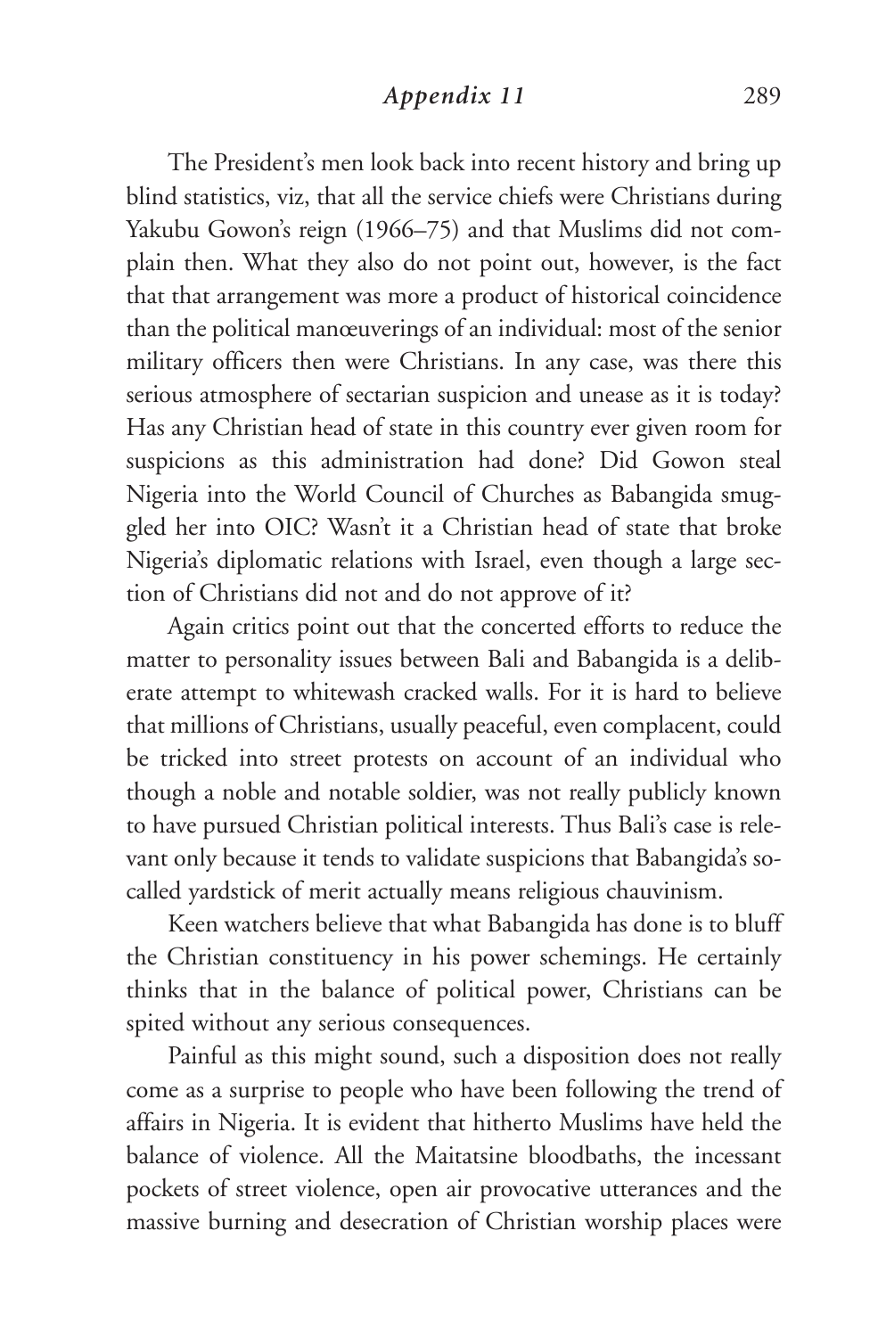The President's men look back into recent history and bring up blind statistics, viz, that all the service chiefs were Christians during Yakubu Gowon's reign (1966–75) and that Muslims did not complain then. What they also do not point out, however, is the fact that that arrangement was more a product of historical coincidence than the political manœuverings of an individual: most of the senior military officers then were Christians. In any case, was there this serious atmosphere of sectarian suspicion and unease as it is today? Has any Christian head of state in this country ever given room for suspicions as this administration had done? Did Gowon steal Nigeria into the World Council of Churches as Babangida smuggled her into OIC? Wasn't it a Christian head of state that broke Nigeria's diplomatic relations with Israel, even though a large section of Christians did not and do not approve of it?

Again critics point out that the concerted efforts to reduce the matter to personality issues between Bali and Babangida is a deliberate attempt to whitewash cracked walls. For it is hard to believe that millions of Christians, usually peaceful, even complacent, could be tricked into street protests on account of an individual who though a noble and notable soldier, was not really publicly known to have pursued Christian political interests. Thus Bali's case is relevant only because it tends to validate suspicions that Babangida's so-called yardstick of merit actually means religious chauvinism.

Keen watchers believe that what Babangida has done is to bluff the Christian constituency in his power schemings. He certainly thinks that in the balance of political power, Christians can be spited without any serious consequences.

Painful as this might sound, such a disposition does not really come as a surprise to people who have been following the trend of affairs in Nigeria. It is evident that hitherto Muslims have held the balance of violence. All the Maitatsine bloodbaths, the incessant pockets of street violence, open air provocative utterances and the massive burning and desecration of Christian worship places were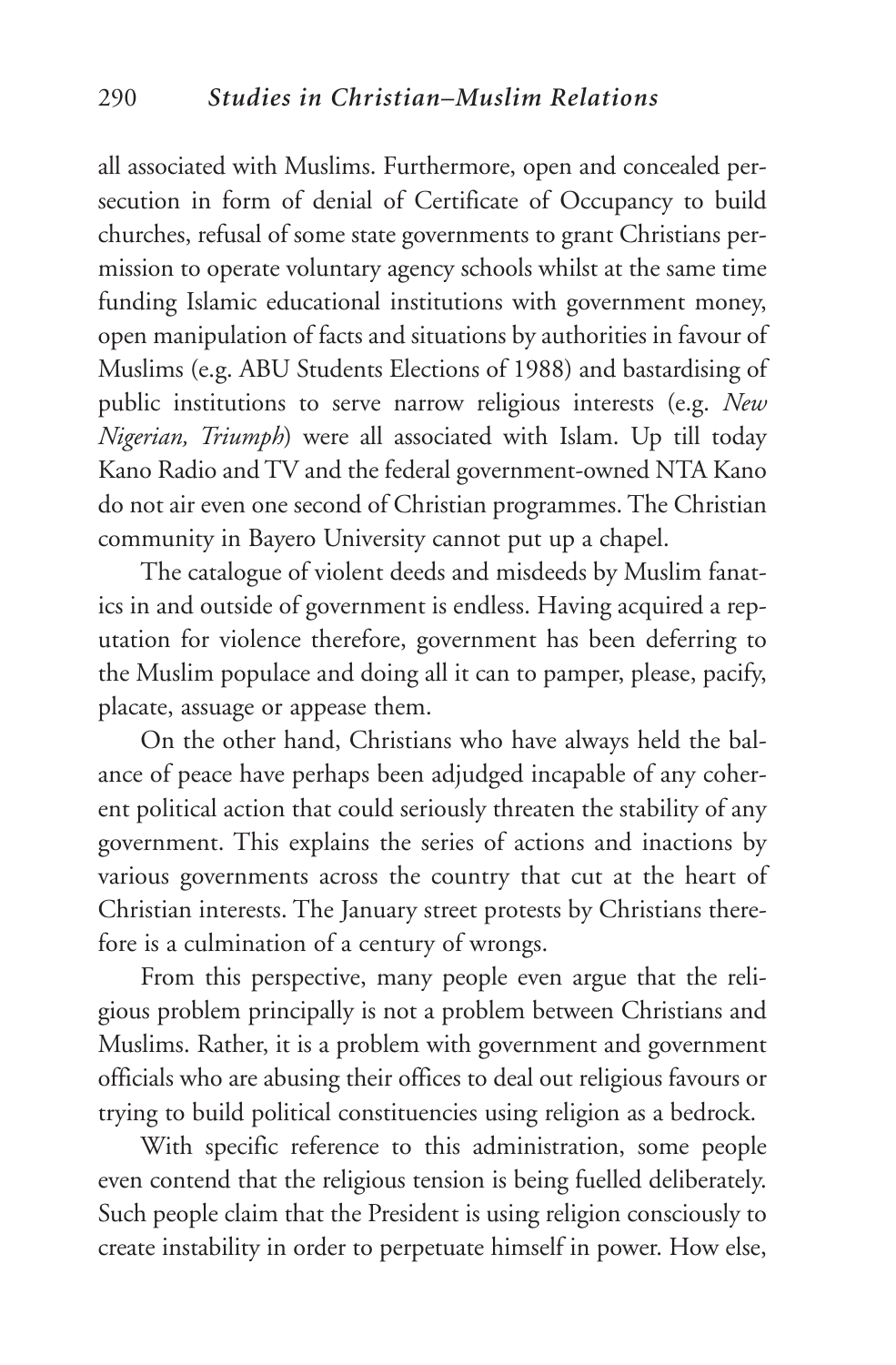all associated with Muslims. Furthermore, open and concealed persecution in form of denial of Certificate of Occupancy to build churches, refusal of some state governments to grant Christians permission to operate voluntary agency schools whilst at the same time funding Islamic educational institutions with government money, open manipulation of facts and situations by authorities in favour of Muslims (e.g. ABU Students Elections of 1988) and bastardising of public institutions to serve narrow religious interests (e.g. *New Nigerian, Triumph*) were all associated with Islam. Up till today Kano Radio and TV and the federal government-owned NTA Kano do not air even one second of Christian programmes. The Christian community in Bayero University cannot put up a chapel.

The catalogue of violent deeds and misdeeds by Muslim fanatics in and outside of government is endless. Having acquired a reputation for violence therefore, government has been deferring to the Muslim populace and doing all it can to pamper, please, pacify, placate, assuage or appease them.

On the other hand, Christians who have always held the balance of peace have perhaps been adjudged incapable of any coherent political action that could seriously threaten the stability of any government. This explains the series of actions and inactions by various governments across the country that cut at the heart of Christian interests. The January street protests by Christians therefore is a culmination of a century of wrongs.

From this perspective, many people even argue that the religious problem principally is not a problem between Christians and Muslims. Rather, it is a problem with government and government officials who are abusing their offices to deal out religious favours or trying to build political constituencies using religion as a bedrock.

With specific reference to this administration, some people even contend that the religious tension is being fuelled deliberately. Such people claim that the President is using religion consciously to create instability in order to perpetuate himself in power. How else,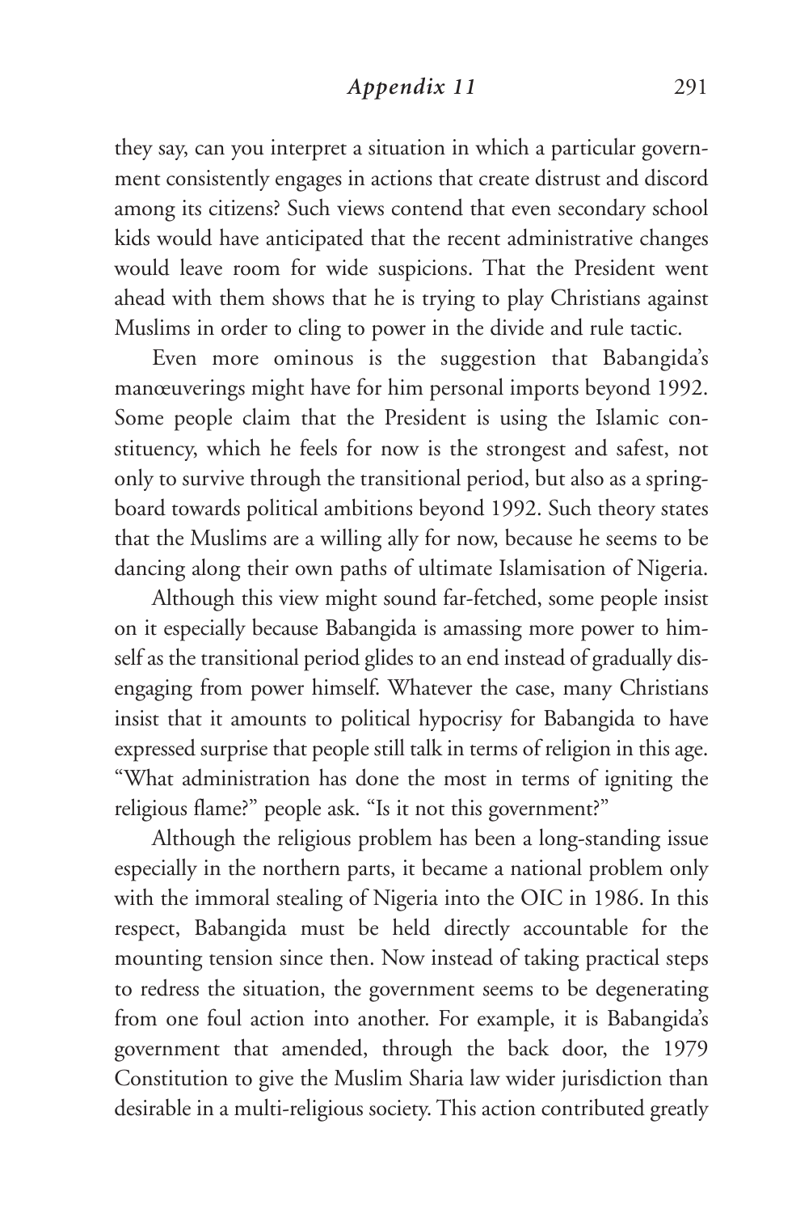they say, can you interpret a situation in which a particular government consistently engages in actions that create distrust and discord among its citizens? Such views contend that even secondary school kids would have anticipated that the recent administrative changes would leave room for wide suspicions. That the President went ahead with them shows that he is trying to play Christians against Muslims in order to cling to power in the divide and rule tactic.

Even more ominous is the suggestion that Babangida's manœuverings might have for him personal imports beyond 1992. Some people claim that the President is using the Islamic constituency, which he feels for now is the strongest and safest, not only to survive through the transitional period, but also as a springboard towards political ambitions beyond 1992. Such theory states that the Muslims are a willing ally for now, because he seems to be dancing along their own paths of ultimate Islamisation of Nigeria.

Although this view might sound far-fetched, some people insist on it especially because Babangida is amassing more power to himself as the transitional period glides to an end instead of gradually disengaging from power himself. Whatever the case, many Christians insist that it amounts to political hypocrisy for Babangida to have expressed surprise that people still talk in terms of religion in this age. "What administration has done the most in terms of igniting the religious flame?" people ask. "Is it not this government?"

Although the religious problem has been a long-standing issue especially in the northern parts, it became a national problem only with the immoral stealing of Nigeria into the OIC in 1986. In this respect, Babangida must be held directly accountable for the mounting tension since then. Now instead of taking practical steps to redress the situation, the government seems to be degenerating from one foul action into another. For example, it is Babangida's government that amended, through the back door, the 1979 Constitution to give the Muslim Sharia law wider jurisdiction than desirable in a multi-religious society. This action contributed greatly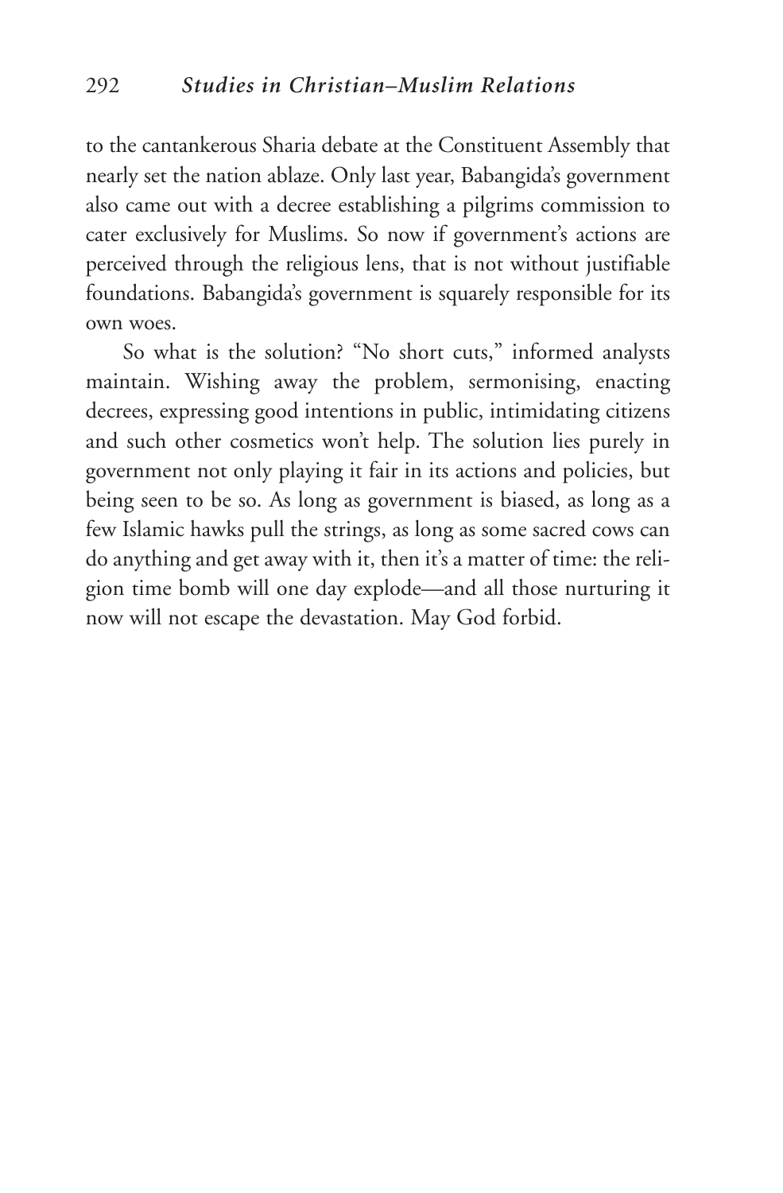to the cantankerous Sharia debate at the Constituent Assembly that nearly set the nation ablaze. Only last year, Babangida's government also came out with a decree establishing a pilgrims commission to cater exclusively for Muslims. So now if government's actions are perceived through the religious lens, that is not without justifiable foundations. Babangida's government is squarely responsible for its own woes.

So what is the solution? "No short cuts," informed analysts maintain. Wishing away the problem, sermonising, enacting decrees, expressing good intentions in public, intimidating citizens and such other cosmetics won't help. The solution lies purely in government not only playing it fair in its actions and policies, but being seen to be so. As long as government is biased, as long as a few Islamic hawks pull the strings, as long as some sacred cows can do anything and get away with it, then it's a matter of time: the religion time bomb will one day explode—and all those nurturing it now will not escape the devastation. May God forbid.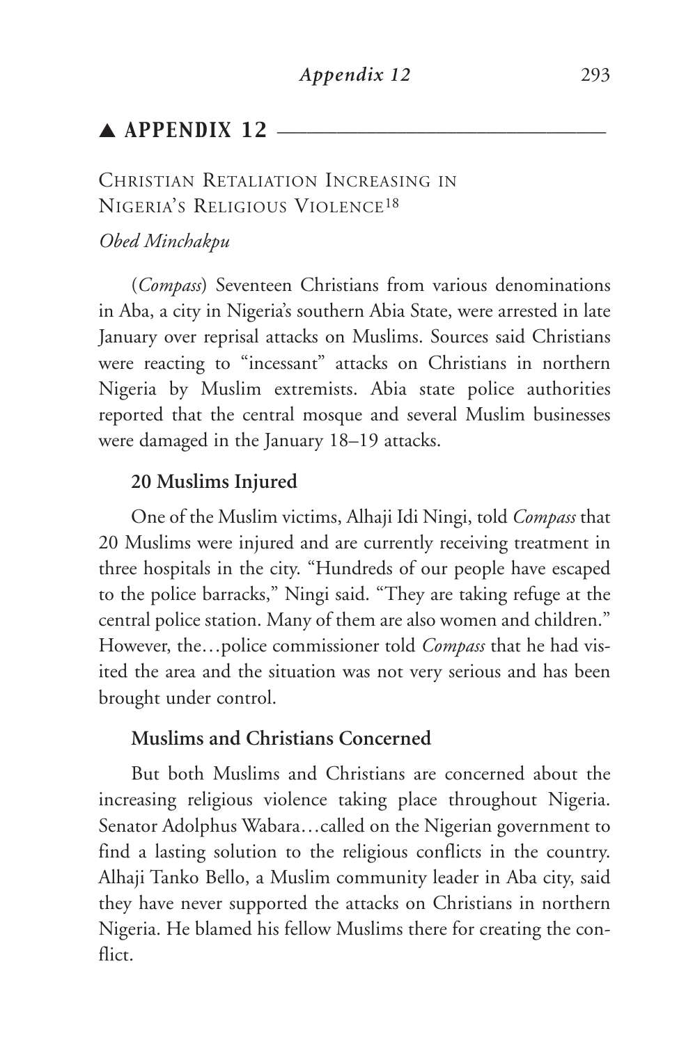## ▲ APPENDIX 12

### Christian Retaliation Increasing in Nigeria's Religious Violence[18]

*Obed Minchakpu*

(*Compass*) Seventeen Christians from various denominations in Aba, a city in Nigeria's southern Abia State, were arrested in late January over reprisal attacks on Muslims. Sources said Christians were reacting to "incessant" attacks on Christians in northern Nigeria by Muslim extremists. Abia state police authorities reported that the central mosque and several Muslim businesses were damaged in the January 18–19 attacks.

**20 Muslims Injured**

One of the Muslim victims, Alhaji Idi Ningi, told *Compass* that 20 Muslims were injured and are currently receiving treatment in three hospitals in the city. "Hundreds of our people have escaped to the police barracks," Ningi said. "They are taking refuge at the central police station. Many of them are also women and children." However, the…police commissioner told *Compass* that he had visited the area and the situation was not very serious and has been brought under control.

**Muslims and Christians Concerned**

But both Muslims and Christians are concerned about the increasing religious violence taking place throughout Nigeria. Senator Adolphus Wabara…called on the Nigerian government to find a lasting solution to the religious conflicts in the country. Alhaji Tanko Bello, a Muslim community leader in Aba city, said they have never supported the attacks on Christians in northern Nigeria. He blamed his fellow Muslims there for creating the conflict.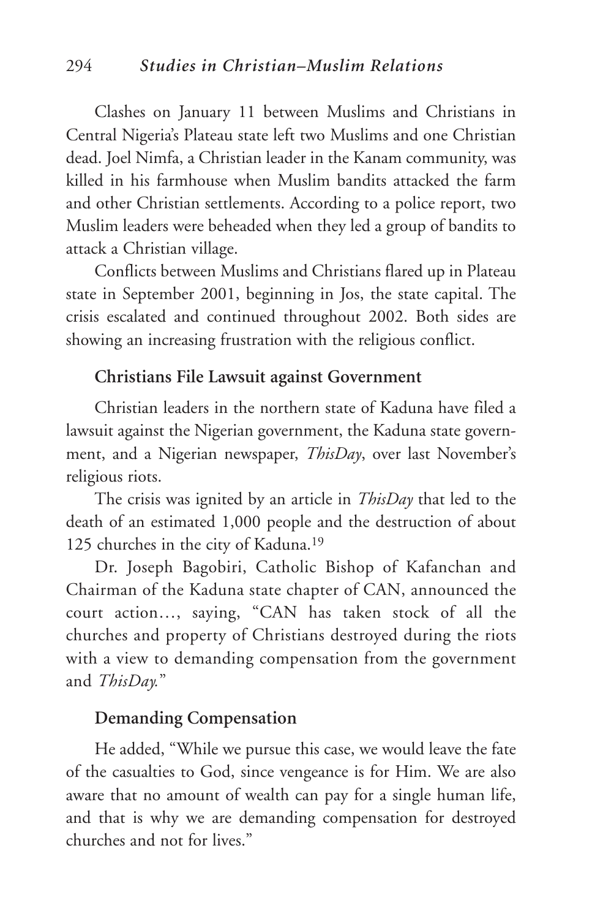Clashes on January 11 between Muslims and Christians in Central Nigeria's Plateau state left two Muslims and one Christian dead. Joel Nimfa, a Christian leader in the Kanam community, was killed in his farmhouse when Muslim bandits attacked the farm and other Christian settlements. According to a police report, two Muslim leaders were beheaded when they led a group of bandits to attack a Christian village.

Conflicts between Muslims and Christians flared up in Plateau state in September 2001, beginning in Jos, the state capital. The crisis escalated and continued throughout 2002. Both sides are showing an increasing frustration with the religious conflict.

### Christians File Lawsuit against Government

Christian leaders in the northern state of Kaduna have filed a lawsuit against the Nigerian government, the Kaduna state government, and a Nigerian newspaper, *ThisDay*, over last November's religious riots.

The crisis was ignited by an article in *ThisDay* that led to the death of an estimated 1,000 people and the destruction of about 125 churches in the city of Kaduna.[19]

Dr. Joseph Bagobiri, Catholic Bishop of Kafanchan and Chairman of the Kaduna state chapter of CAN, announced the court action…, saying, "CAN has taken stock of all the churches and property of Christians destroyed during the riots with a view to demanding compensation from the government and *ThisDay*."

### Demanding Compensation

He added, "While we pursue this case, we would leave the fate of the casualties to God, since vengeance is for Him. We are also aware that no amount of wealth can pay for a single human life, and that is why we are demanding compensation for destroyed churches and not for lives."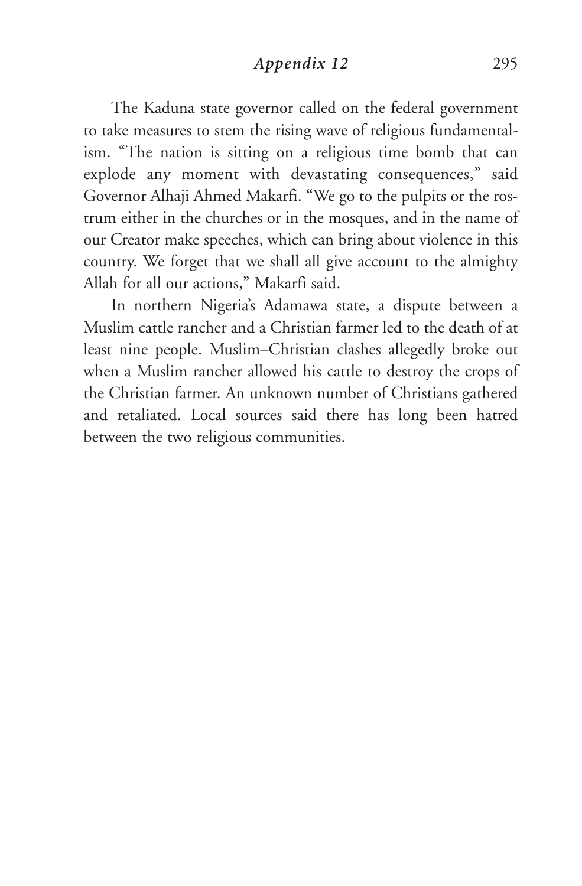The Kaduna state governor called on the federal government to take measures to stem the rising wave of religious fundamentalism. "The nation is sitting on a religious time bomb that can explode any moment with devastating consequences," said Governor Alhaji Ahmed Makarfi. "We go to the pulpits or the rostrum either in the churches or in the mosques, and in the name of our Creator make speeches, which can bring about violence in this country. We forget that we shall all give account to the almighty Allah for all our actions," Makarfi said.

In northern Nigeria's Adamawa state, a dispute between a Muslim cattle rancher and a Christian farmer led to the death of at least nine people. Muslim–Christian clashes allegedly broke out when a Muslim rancher allowed his cattle to destroy the crops of the Christian farmer. An unknown number of Christians gathered and retaliated. Local sources said there has long been hatred between the two religious communities.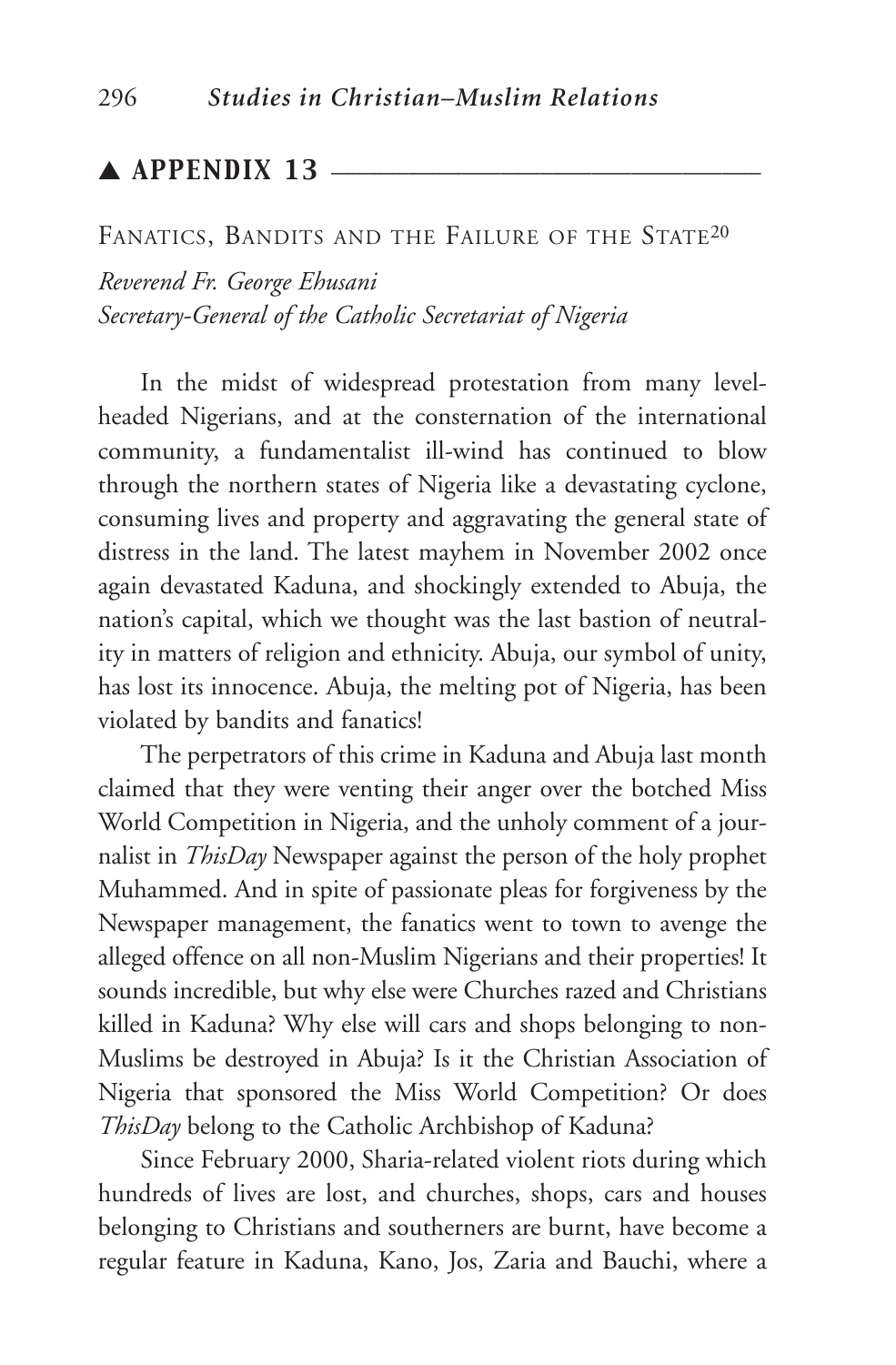## ▲ APPENDIX 13

FANATICS, BANDITS AND THE FAILURE OF THE STATE[20]

*Reverend Fr. George Ehusani*
*Secretary-General of the Catholic Secretariat of Nigeria*

In the midst of widespread protestation from many level-headed Nigerians, and at the consternation of the international community, a fundamentalist ill-wind has continued to blow through the northern states of Nigeria like a devastating cyclone, consuming lives and property and aggravating the general state of distress in the land. The latest mayhem in November 2002 once again devastated Kaduna, and shockingly extended to Abuja, the nation's capital, which we thought was the last bastion of neutrality in matters of religion and ethnicity. Abuja, our symbol of unity, has lost its innocence. Abuja, the melting pot of Nigeria, has been violated by bandits and fanatics!

The perpetrators of this crime in Kaduna and Abuja last month claimed that they were venting their anger over the botched Miss World Competition in Nigeria, and the unholy comment of a journalist in *ThisDay* Newspaper against the person of the holy prophet Muhammed. And in spite of passionate pleas for forgiveness by the Newspaper management, the fanatics went to town to avenge the alleged offence on all non-Muslim Nigerians and their properties! It sounds incredible, but why else were Churches razed and Christians killed in Kaduna? Why else will cars and shops belonging to non-Muslims be destroyed in Abuja? Is it the Christian Association of Nigeria that sponsored the Miss World Competition? Or does *ThisDay* belong to the Catholic Archbishop of Kaduna?

Since February 2000, Sharia-related violent riots during which hundreds of lives are lost, and churches, shops, cars and houses belonging to Christians and southerners are burnt, have become a regular feature in Kaduna, Kano, Jos, Zaria and Bauchi, where a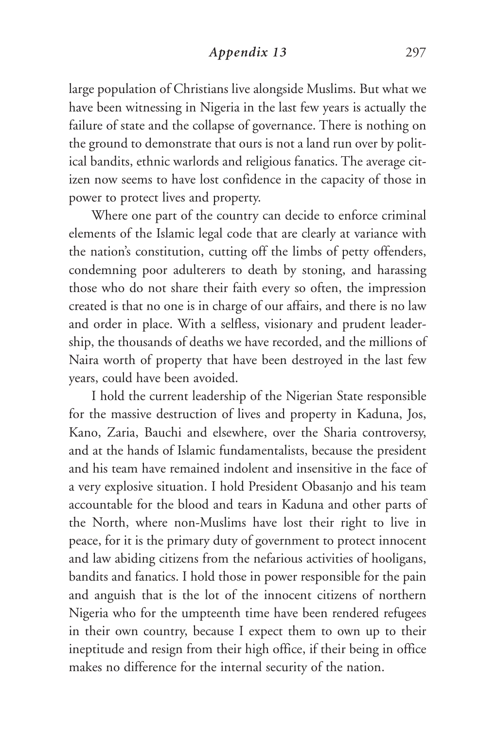large population of Christians live alongside Muslims. But what we have been witnessing in Nigeria in the last few years is actually the failure of state and the collapse of governance. There is nothing on the ground to demonstrate that ours is not a land run over by political bandits, ethnic warlords and religious fanatics. The average citizen now seems to have lost confidence in the capacity of those in power to protect lives and property.

Where one part of the country can decide to enforce criminal elements of the Islamic legal code that are clearly at variance with the nation's constitution, cutting off the limbs of petty offenders, condemning poor adulterers to death by stoning, and harassing those who do not share their faith every so often, the impression created is that no one is in charge of our affairs, and there is no law and order in place. With a selfless, visionary and prudent leadership, the thousands of deaths we have recorded, and the millions of Naira worth of property that have been destroyed in the last few years, could have been avoided.

I hold the current leadership of the Nigerian State responsible for the massive destruction of lives and property in Kaduna, Jos, Kano, Zaria, Bauchi and elsewhere, over the Sharia controversy, and at the hands of Islamic fundamentalists, because the president and his team have remained indolent and insensitive in the face of a very explosive situation. I hold President Obasanjo and his team accountable for the blood and tears in Kaduna and other parts of the North, where non-Muslims have lost their right to live in peace, for it is the primary duty of government to protect innocent and law abiding citizens from the nefarious activities of hooligans, bandits and fanatics. I hold those in power responsible for the pain and anguish that is the lot of the innocent citizens of northern Nigeria who for the umpteenth time have been rendered refugees in their own country, because I expect them to own up to their ineptitude and resign from their high office, if their being in office makes no difference for the internal security of the nation.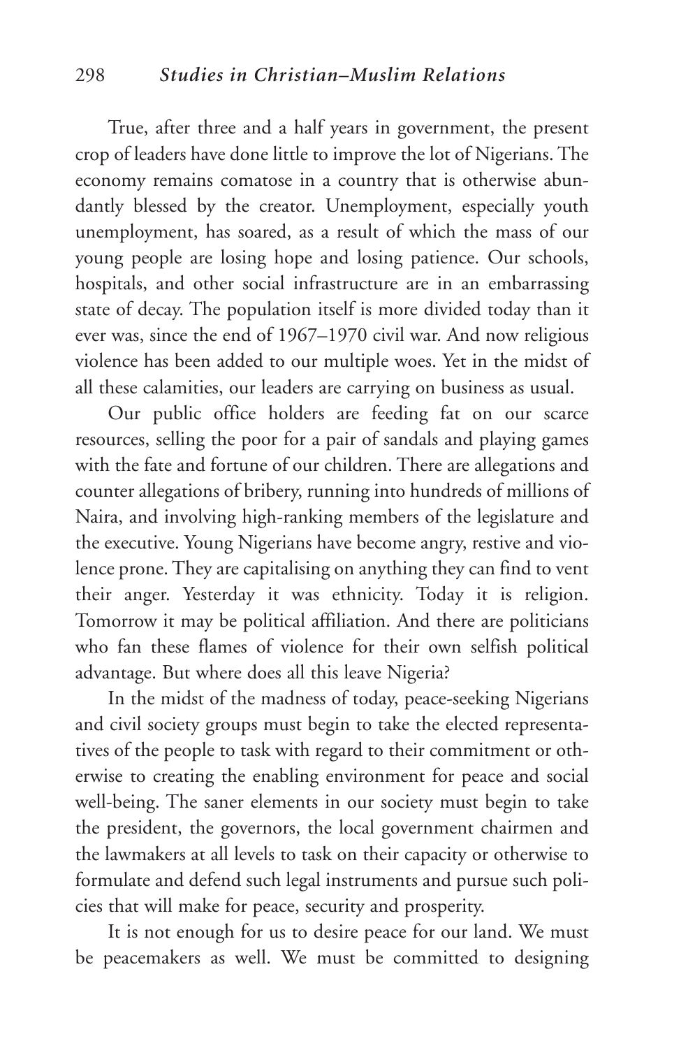True, after three and a half years in government, the present crop of leaders have done little to improve the lot of Nigerians. The economy remains comatose in a country that is otherwise abundantly blessed by the creator. Unemployment, especially youth unemployment, has soared, as a result of which the mass of our young people are losing hope and losing patience. Our schools, hospitals, and other social infrastructure are in an embarrassing state of decay. The population itself is more divided today than it ever was, since the end of 1967–1970 civil war. And now religious violence has been added to our multiple woes. Yet in the midst of all these calamities, our leaders are carrying on business as usual.

Our public office holders are feeding fat on our scarce resources, selling the poor for a pair of sandals and playing games with the fate and fortune of our children. There are allegations and counter allegations of bribery, running into hundreds of millions of Naira, and involving high-ranking members of the legislature and the executive. Young Nigerians have become angry, restive and violence prone. They are capitalising on anything they can find to vent their anger. Yesterday it was ethnicity. Today it is religion. Tomorrow it may be political affiliation. And there are politicians who fan these flames of violence for their own selfish political advantage. But where does all this leave Nigeria?

In the midst of the madness of today, peace-seeking Nigerians and civil society groups must begin to take the elected representatives of the people to task with regard to their commitment or otherwise to creating the enabling environment for peace and social well-being. The saner elements in our society must begin to take the president, the governors, the local government chairmen and the lawmakers at all levels to task on their capacity or otherwise to formulate and defend such legal instruments and pursue such policies that will make for peace, security and prosperity.

It is not enough for us to desire peace for our land. We must be peacemakers as well. We must be committed to designing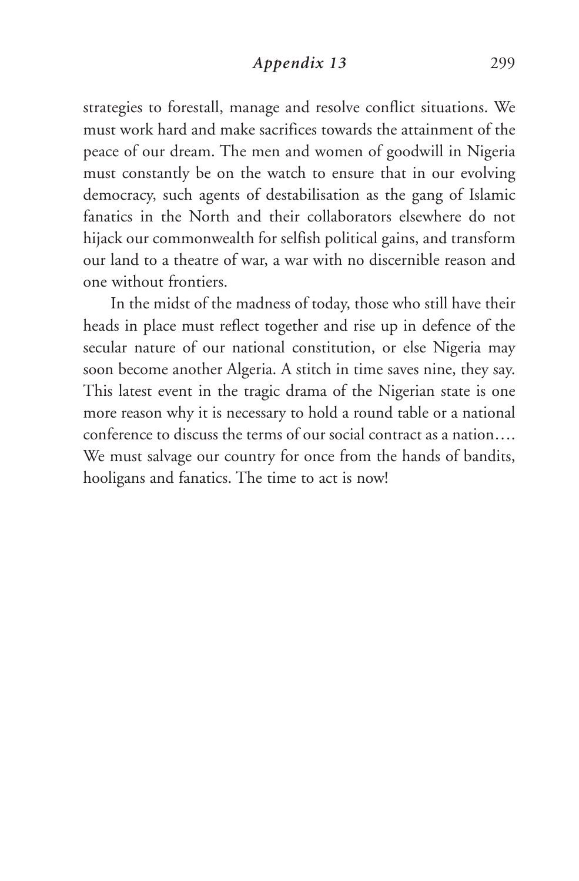strategies to forestall, manage and resolve conflict situations. We must work hard and make sacrifices towards the attainment of the peace of our dream. The men and women of goodwill in Nigeria must constantly be on the watch to ensure that in our evolving democracy, such agents of destabilisation as the gang of Islamic fanatics in the North and their collaborators elsewhere do not hijack our commonwealth for selfish political gains, and transform our land to a theatre of war, a war with no discernible reason and one without frontiers.

In the midst of the madness of today, those who still have their heads in place must reflect together and rise up in defence of the secular nature of our national constitution, or else Nigeria may soon become another Algeria. A stitch in time saves nine, they say. This latest event in the tragic drama of the Nigerian state is one more reason why it is necessary to hold a round table or a national conference to discuss the terms of our social contract as a nation…. We must salvage our country for once from the hands of bandits, hooligans and fanatics. The time to act is now!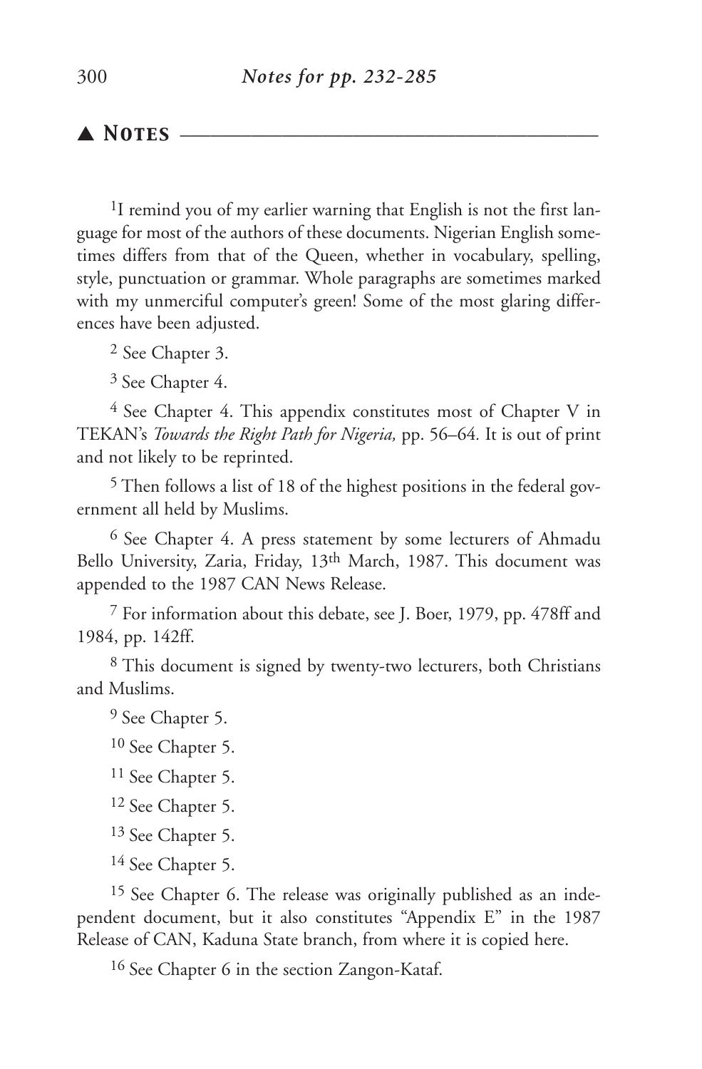## ▲ Notes

[1]I remind you of my earlier warning that English is not the first language for most of the authors of these documents. Nigerian English sometimes differs from that of the Queen, whether in vocabulary, spelling, style, punctuation or grammar. Whole paragraphs are sometimes marked with my unmerciful computer's green! Some of the most glaring differences have been adjusted.

[2] See Chapter 3.

[3] See Chapter 4.

[4] See Chapter 4. This appendix constitutes most of Chapter V in TEKAN's *Towards the Right Path for Nigeria,* pp. 56–64*.* It is out of print and not likely to be reprinted.

[5] Then follows a list of 18 of the highest positions in the federal government all held by Muslims.

[6] See Chapter 4. A press statement by some lecturers of Ahmadu Bello University, Zaria, Friday, 13th March, 1987. This document was appended to the 1987 CAN News Release.

[7] For information about this debate, see J. Boer, 1979, pp. 478ff and 1984, pp. 142ff.

[8] This document is signed by twenty-two lecturers, both Christians and Muslims.

[9] See Chapter 5.

[10] See Chapter 5.

[11] See Chapter 5.

[12] See Chapter 5.

[13] See Chapter 5.

[14] See Chapter 5.

[15] See Chapter 6. The release was originally published as an independent document, but it also constitutes "Appendix E" in the 1987 Release of CAN, Kaduna State branch, from where it is copied here.

[16] See Chapter 6 in the section Zangon-Kataf.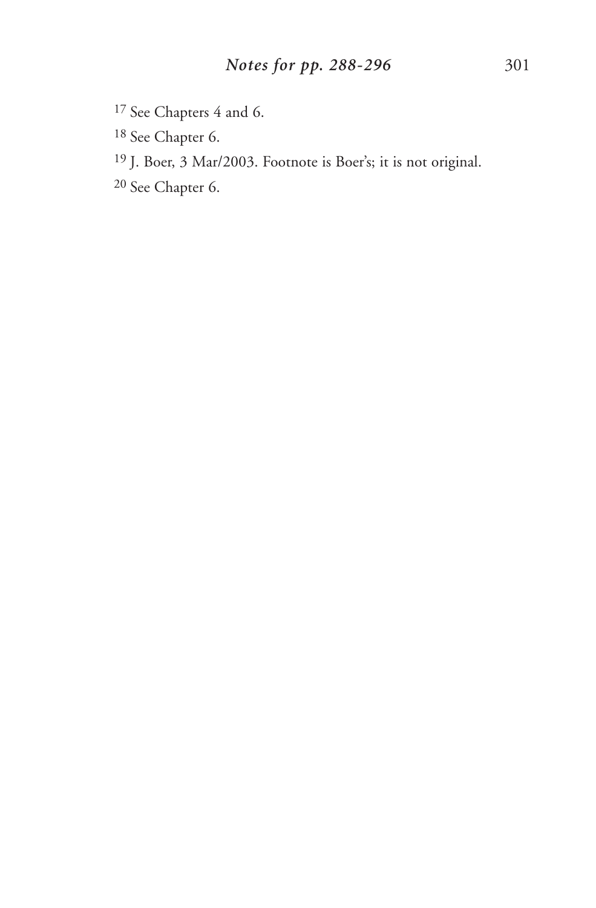[17] See Chapters 4 and 6.

[18] See Chapter 6.

[19] J. Boer, 3 Mar/2003. Footnote is Boer's; it is not original.

[20] See Chapter 6.